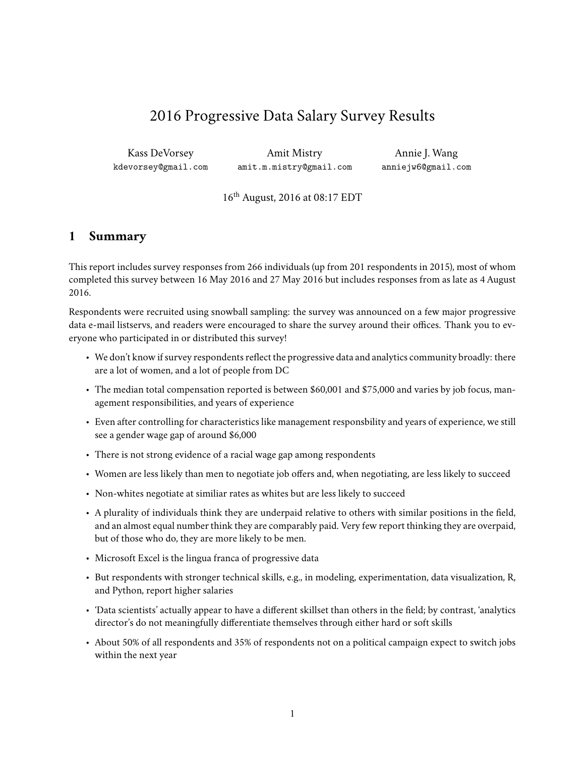# 2016 Progressive Data Salary Survey Results

Kass DeVorsey
kdevorsey@gmail.com

Amit Mistry
amit.m.mistry@gmail.com

Annie J. Wang
anniejw6@gmail.com

16th August, 2016 at 08:17 EDT

## 1 Summary

This report includes survey responses from 266 individuals (up from 201 respondents in 2015), most of whom completed this survey between 16 May 2016 and 27 May 2016 but includes responses from as late as 4 August 2016.

Respondents were recruited using snowball sampling: the survey was announced on a few major progressive data e-mail listservs, and readers were encouraged to share the survey around their offices. Thank you to everyone who participated in or distributed this survey!

- We don't know if survey respondents reflect the progressive data and analytics community broadly: there are a lot of women, and a lot of people from DC
- The median total compensation reported is between $60,001 and $75,000 and varies by job focus, management responsibilities, and years of experience
- Even after controlling for characteristics like management responsbility and years of experience, we still see a gender wage gap of around $6,000
- There is not strong evidence of a racial wage gap among respondents
- Women are less likely than men to negotiate job offers and, when negotiating, are less likely to succeed
- Non-whites negotiate at similiar rates as whites but are less likely to succeed
- A plurality of individuals think they are underpaid relative to others with similar positions in the field, and an almost equal number think they are comparably paid. Very few report thinking they are overpaid, but of those who do, they are more likely to be men.
- Microsoft Excel is the lingua franca of progressive data
- But respondents with stronger technical skills, e.g., in modeling, experimentation, data visualization, R, and Python, report higher salaries
- 'Data scientists' actually appear to have a different skillset than others in the field; by contrast, 'analytics director's do not meaningfully differentiate themselves through either hard or soft skills
- About 50% of all respondents and 35% of respondents not on a political campaign expect to switch jobs within the next year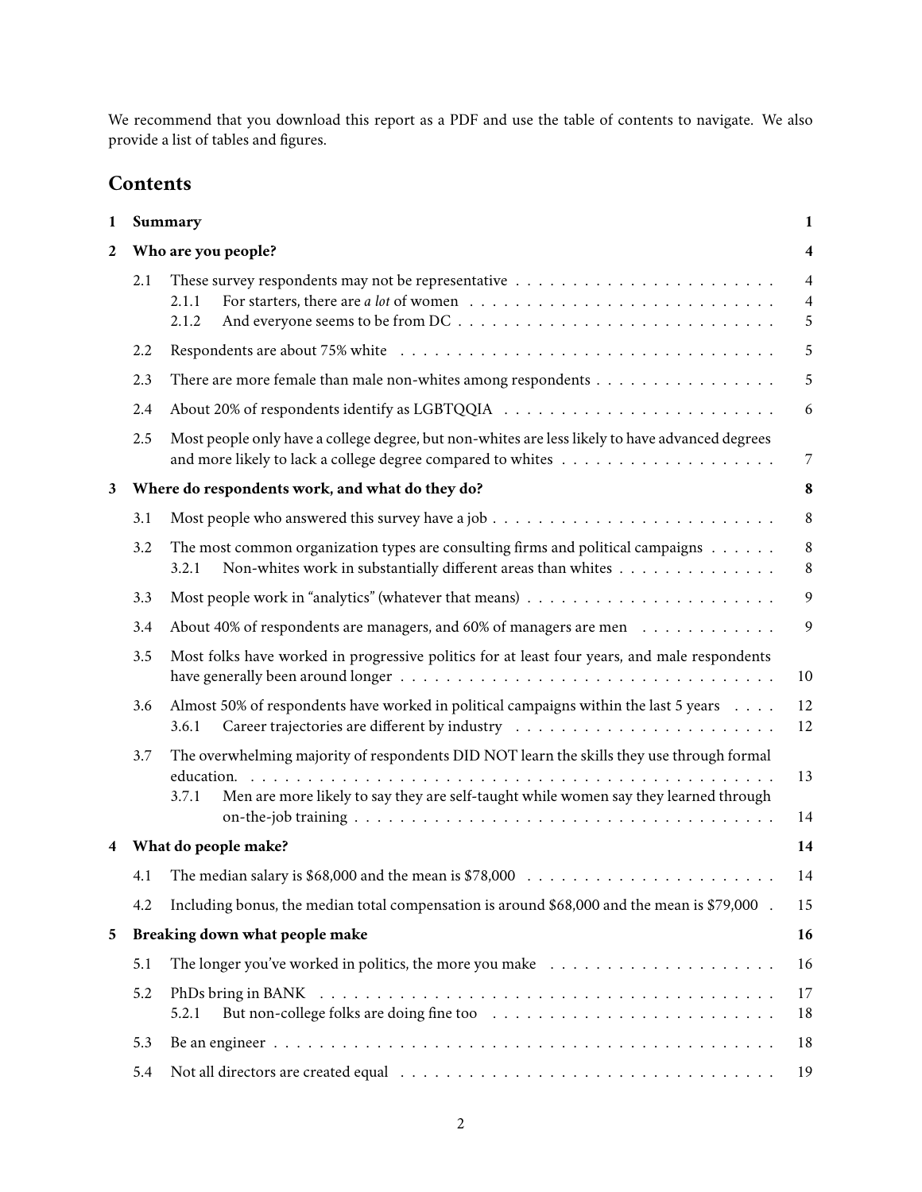We recommend that you download this report as a PDF and use the table of contents to navigate. We also provide a list of tables and figures.

## Contents

**1 Summary** — 1

**2 Who are you people?** — 4

- 2.1 These survey respondents may not be representative — 4
  - 2.1.1 For starters, there are *a lot* of women — 4
  - 2.1.2 And everyone seems to be from DC — 5
- 2.2 Respondents are about 75% white — 5
- 2.3 There are more female than male non-whites among respondents — 5
- 2.4 About 20% of respondents identify as LGBTQQIA — 6
- 2.5 Most people only have a college degree, but non-whites are less likely to have advanced degrees and more likely to lack a college degree compared to whites — 7

**3 Where do respondents work, and what do they do?** — 8

- 3.1 Most people who answered this survey have a job — 8
- 3.2 The most common organization types are consulting firms and political campaigns — 8
  - 3.2.1 Non-whites work in substantially different areas than whites — 8
- 3.3 Most people work in "analytics" (whatever that means) — 9
- 3.4 About 40% of respondents are managers, and 60% of managers are men — 9
- 3.5 Most folks have worked in progressive politics for at least four years, and male respondents have generally been around longer — 10
- 3.6 Almost 50% of respondents have worked in political campaigns within the last 5 years — 12
  - 3.6.1 Career trajectories are different by industry — 12
- 3.7 The overwhelming majority of respondents DID NOT learn the skills they use through formal education. — 13
  - 3.7.1 Men are more likely to say they are self-taught while women say they learned through on-the-job training — 14

**4 What do people make?** — 14

- 4.1 The median salary is $68,000 and the mean is $78,000 — 14
- 4.2 Including bonus, the median total compensation is around $68,000 and the mean is $79,000 — 15

**5 Breaking down what people make** — 16

- 5.1 The longer you've worked in politics, the more you make — 16
- 5.2 PhDs bring in BANK — 17
  - 5.2.1 But non-college folks are doing fine too — 18
- 5.3 Be an engineer — 18
- 5.4 Not all directors are created equal — 19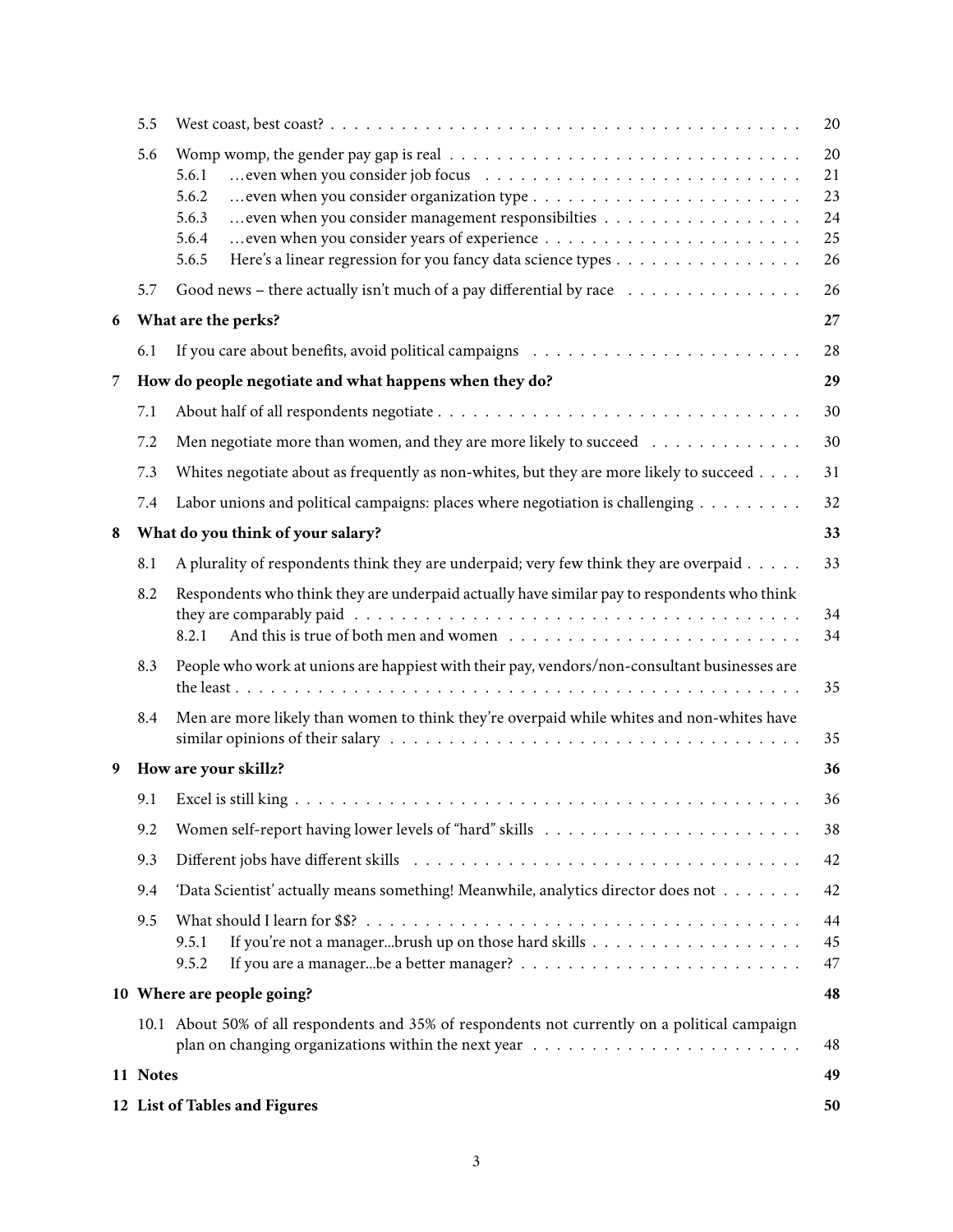- 5.5 West coast, best coast? . . . 20
- 5.6 Womp womp, the gender pay gap is real . . . 20
  - 5.6.1 …even when you consider job focus . . . 21
  - 5.6.2 …even when you consider organization type . . . 23
  - 5.6.3 …even when you consider management responsibilties . . . 24
  - 5.6.4 …even when you consider years of experience . . . 25
  - 5.6.5 Here's a linear regression for you fancy data science types . . . 26
- 5.7 Good news – there actually isn't much of a pay differential by race . . . 26

**6 What are the perks? . . . 27**

- 6.1 If you care about benefits, avoid political campaigns . . . 28

**7 How do people negotiate and what happens when they do? . . . 29**

- 7.1 About half of all respondents negotiate . . . 30
- 7.2 Men negotiate more than women, and they are more likely to succeed . . . 30
- 7.3 Whites negotiate about as frequently as non-whites, but they are more likely to succeed . . . 31
- 7.4 Labor unions and political campaigns: places where negotiation is challenging . . . 32

**8 What do you think of your salary? . . . 33**

- 8.1 A plurality of respondents think they are underpaid; very few think they are overpaid . . . 33
- 8.2 Respondents who think they are underpaid actually have similar pay to respondents who think they are comparably paid . . . 34
  - 8.2.1 And this is true of both men and women . . . 34
- 8.3 People who work at unions are happiest with their pay, vendors/non-consultant businesses are the least . . . 35
- 8.4 Men are more likely than women to think they're overpaid while whites and non-whites have similar opinions of their salary . . . 35

**9 How are your skillz? . . . 36**

- 9.1 Excel is still king . . . 36
- 9.2 Women self-report having lower levels of "hard" skills . . . 38
- 9.3 Different jobs have different skills . . . 42
- 9.4 'Data Scientist' actually means something! Meanwhile, analytics director does not . . . 42
- 9.5 What should I learn for $$? . . . 44
  - 9.5.1 If you're not a manager...brush up on those hard skills . . . 45
  - 9.5.2 If you are a manager...be a better manager? . . . 47

**10 Where are people going? . . . 48**

- 10.1 About 50% of all respondents and 35% of respondents not currently on a political campaign plan on changing organizations within the next year . . . 48

**11 Notes . . . 49**

**12 List of Tables and Figures . . . 50**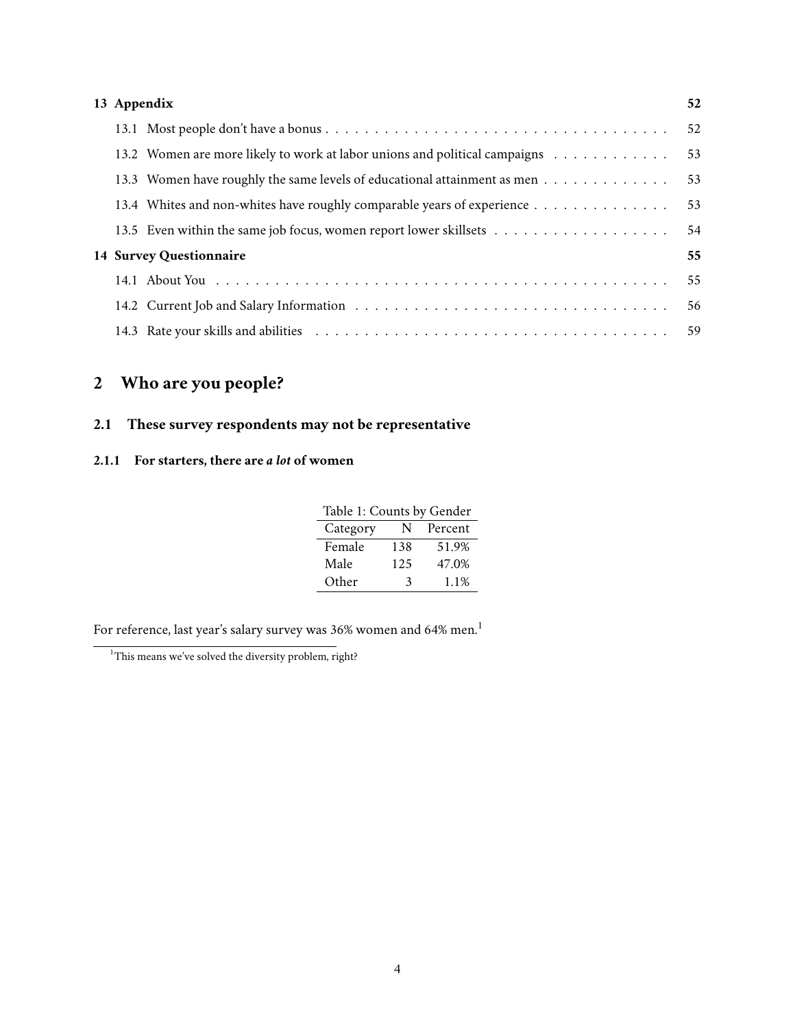**13 Appendix** 52

- 13.1 Most people don't have a bonus . . . 52
- 13.2 Women are more likely to work at labor unions and political campaigns . . . 53
- 13.3 Women have roughly the same levels of educational attainment as men . . . 53
- 13.4 Whites and non-whites have roughly comparable years of experience . . . 53
- 13.5 Even within the same job focus, women report lower skillsets . . . 54

**14 Survey Questionnaire** 55

- 14.1 About You . . . 55
- 14.2 Current Job and Salary Information . . . 56
- 14.3 Rate your skills and abilities . . . 59

# 2 Who are you people?

## 2.1 These survey respondents may not be representative

### 2.1.1 For starters, there are *a lot* of women

Table 1: Counts by Gender

| Category | N | Percent |
|---|---|---|
| Female | 138 | 51.9% |
| Male | 125 | 47.0% |
| Other | 3 | 1.1% |

For reference, last year's salary survey was 36% women and 64% men.[1]

[1] This means we've solved the diversity problem, right?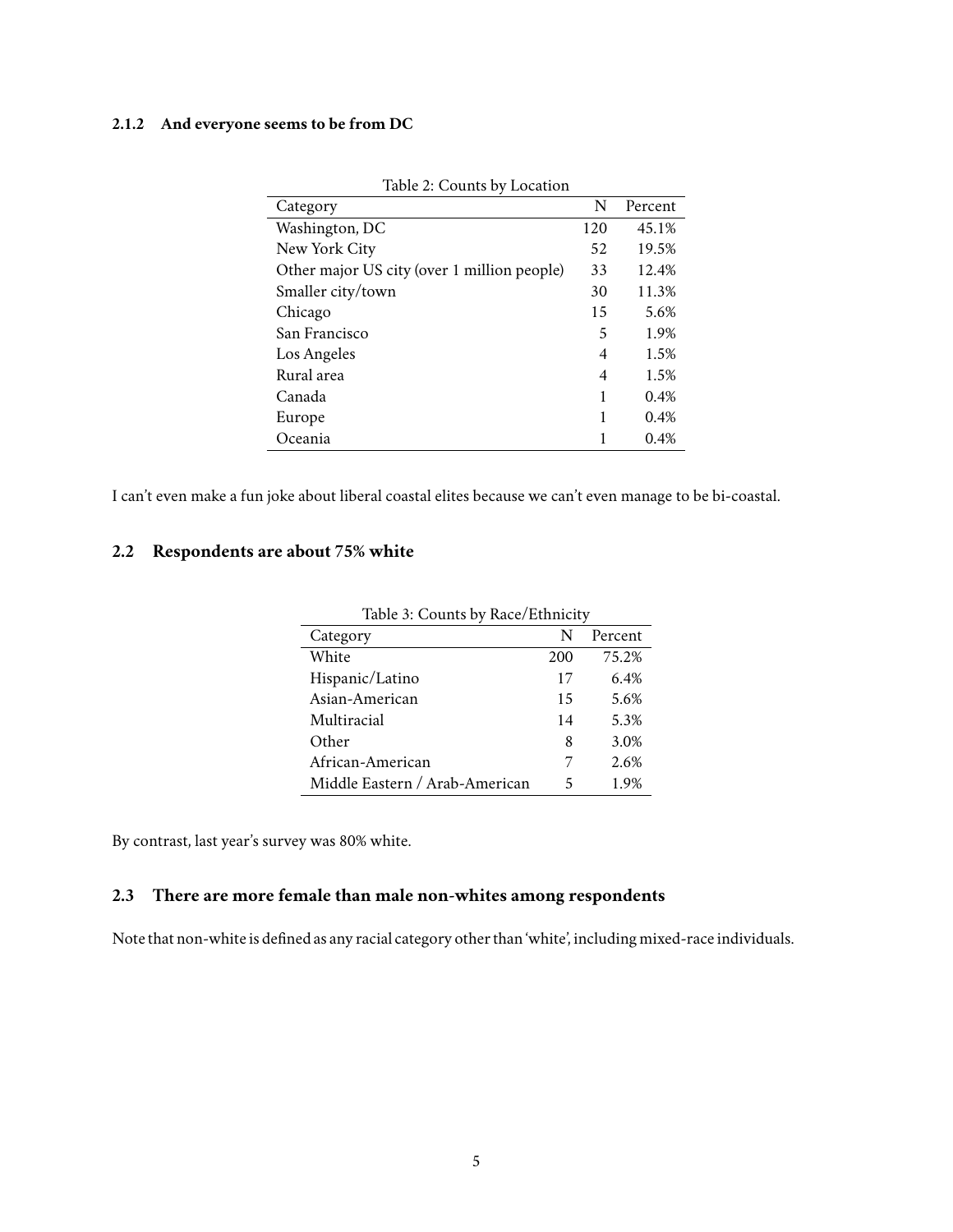#### 2.1.2 And everyone seems to be from DC

Table 2: Counts by Location

| Category | N | Percent |
|---|---|---|
| Washington, DC | 120 | 45.1% |
| New York City | 52 | 19.5% |
| Other major US city (over 1 million people) | 33 | 12.4% |
| Smaller city/town | 30 | 11.3% |
| Chicago | 15 | 5.6% |
| San Francisco | 5 | 1.9% |
| Los Angeles | 4 | 1.5% |
| Rural area | 4 | 1.5% |
| Canada | 1 | 0.4% |
| Europe | 1 | 0.4% |
| Oceania | 1 | 0.4% |

I can't even make a fun joke about liberal coastal elites because we can't even manage to be bi-coastal.

### 2.2 Respondents are about 75% white

Table 3: Counts by Race/Ethnicity

| Category | N | Percent |
|---|---|---|
| White | 200 | 75.2% |
| Hispanic/Latino | 17 | 6.4% |
| Asian-American | 15 | 5.6% |
| Multiracial | 14 | 5.3% |
| Other | 8 | 3.0% |
| African-American | 7 | 2.6% |
| Middle Eastern / Arab-American | 5 | 1.9% |

By contrast, last year's survey was 80% white.

### 2.3 There are more female than male non-whites among respondents

Note that non-white is defined as any racial category other than 'white', including mixed-race individuals.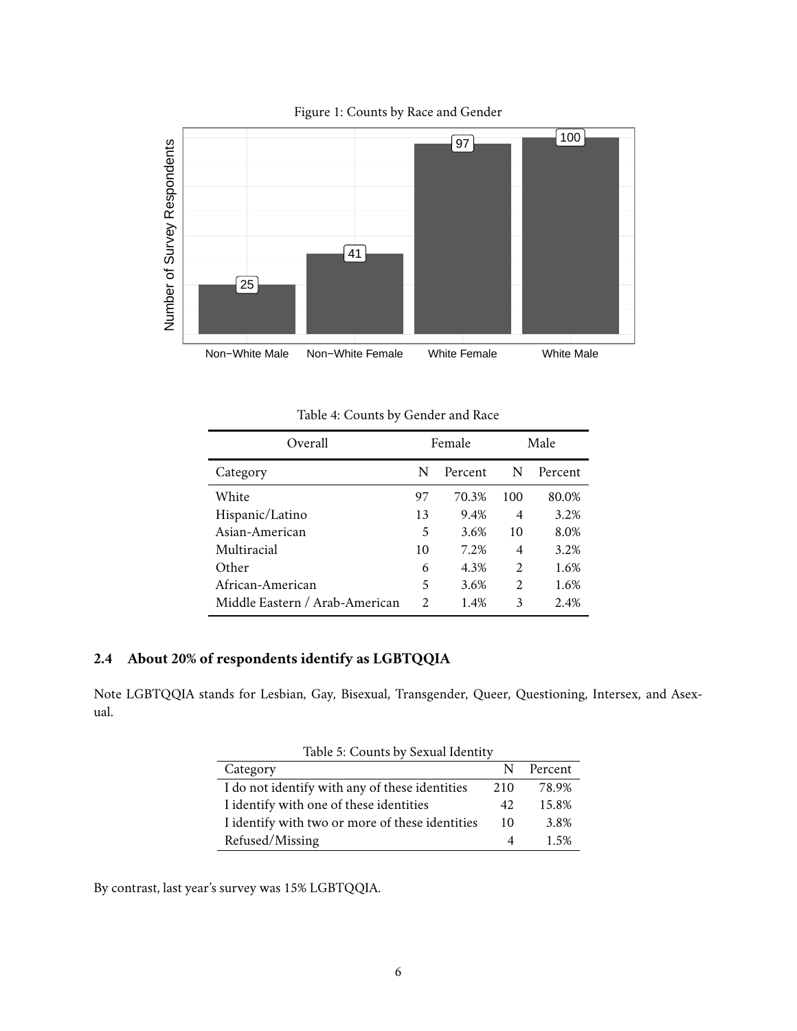Figure 1: Counts by Race and Gender

Table 4: Counts by Gender and Race

| Overall | Female | | Male | |
|---|---|---|---|---|
| Category | N | Percent | N | Percent |
| White | 97 | 70.3% | 100 | 80.0% |
| Hispanic/Latino | 13 | 9.4% | 4 | 3.2% |
| Asian-American | 5 | 3.6% | 10 | 8.0% |
| Multiracial | 10 | 7.2% | 4 | 3.2% |
| Other | 6 | 4.3% | 2 | 1.6% |
| African-American | 5 | 3.6% | 2 | 1.6% |
| Middle Eastern / Arab-American | 2 | 1.4% | 3 | 2.4% |

### 2.4 About 20% of respondents identify as LGBTQQIA

Note LGBTQQIA stands for Lesbian, Gay, Bisexual, Transgender, Queer, Questioning, Intersex, and Asexual.

Table 5: Counts by Sexual Identity

| Category | N | Percent |
|---|---|---|
| I do not identify with any of these identities | 210 | 78.9% |
| I identify with one of these identities | 42 | 15.8% |
| I identify with two or more of these identities | 10 | 3.8% |
| Refused/Missing | 4 | 1.5% |

By contrast, last year's survey was 15% LGBTQQIA.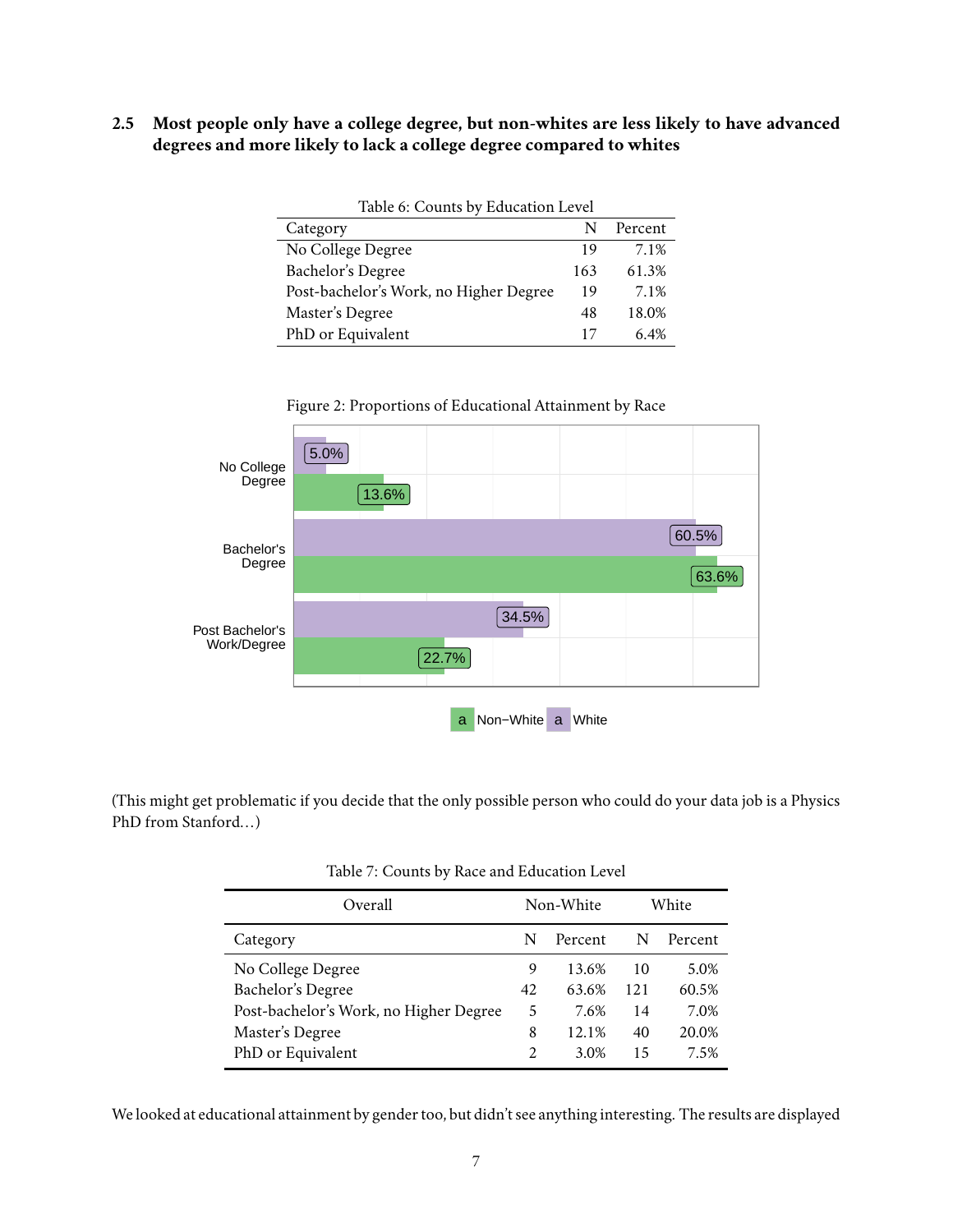### 2.5 Most people only have a college degree, but non-whites are less likely to have advanced degrees and more likely to lack a college degree compared to whites

Table 6: Counts by Education Level

| Category | N | Percent |
|---|---|---|
| No College Degree | 19 | 7.1% |
| Bachelor's Degree | 163 | 61.3% |
| Post-bachelor's Work, no Higher Degree | 19 | 7.1% |
| Master's Degree | 48 | 18.0% |
| PhD or Equivalent | 17 | 6.4% |

Figure 2: Proportions of Educational Attainment by Race

(This might get problematic if you decide that the only possible person who could do your data job is a Physics PhD from Stanford...)

Table 7: Counts by Race and Education Level

| Overall | Non-White | | White | |
|---|---|---|---|---|
| Category | N | Percent | N | Percent |
| No College Degree | 9 | 13.6% | 10 | 5.0% |
| Bachelor's Degree | 42 | 63.6% | 121 | 60.5% |
| Post-bachelor's Work, no Higher Degree | 5 | 7.6% | 14 | 7.0% |
| Master's Degree | 8 | 12.1% | 40 | 20.0% |
| PhD or Equivalent | 2 | 3.0% | 15 | 7.5% |

We looked at educational attainment by gender too, but didn't see anything interesting. The results are displayed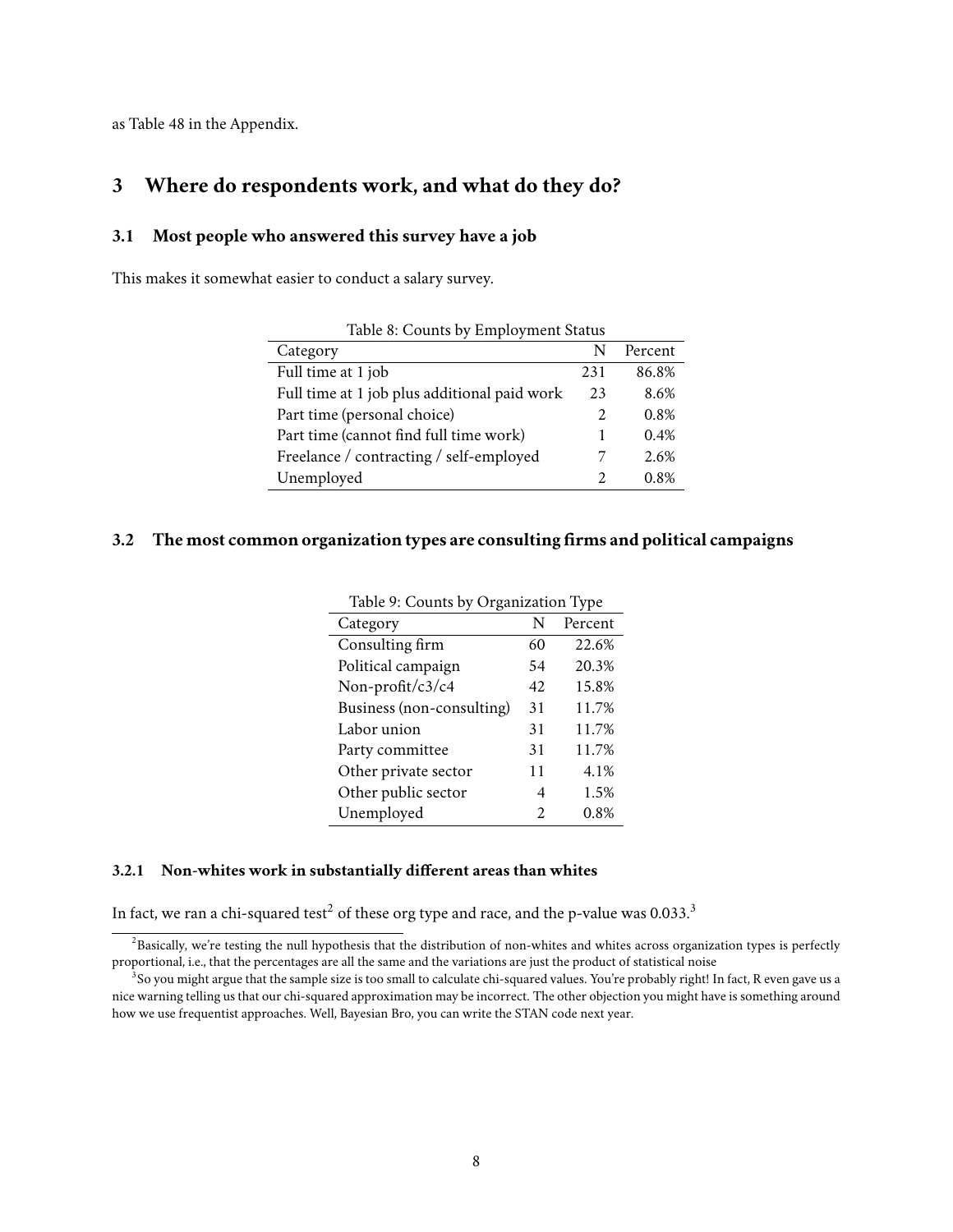as Table 48 in the Appendix.

## 3 Where do respondents work, and what do they do?

### 3.1 Most people who answered this survey have a job

This makes it somewhat easier to conduct a salary survey.

Table 8: Counts by Employment Status

| Category | N | Percent |
|---|---|---|
| Full time at 1 job | 231 | 86.8% |
| Full time at 1 job plus additional paid work | 23 | 8.6% |
| Part time (personal choice) | 2 | 0.8% |
| Part time (cannot find full time work) | 1 | 0.4% |
| Freelance / contracting / self-employed | 7 | 2.6% |
| Unemployed | 2 | 0.8% |

### 3.2 The most common organization types are consulting firms and political campaigns

Table 9: Counts by Organization Type

| Category | N | Percent |
|---|---|---|
| Consulting firm | 60 | 22.6% |
| Political campaign | 54 | 20.3% |
| Non-profit/c3/c4 | 42 | 15.8% |
| Business (non-consulting) | 31 | 11.7% |
| Labor union | 31 | 11.7% |
| Party committee | 31 | 11.7% |
| Other private sector | 11 | 4.1% |
| Other public sector | 4 | 1.5% |
| Unemployed | 2 | 0.8% |

#### 3.2.1 Non-whites work in substantially different areas than whites

In fact, we ran a chi-squared test[2] of these org type and race, and the p-value was 0.033.[3]

[2] Basically, we're testing the null hypothesis that the distribution of non-whites and whites across organization types is perfectly proportional, i.e., that the percentages are all the same and the variations are just the product of statistical noise

[3] So you might argue that the sample size is too small to calculate chi-squared values. You're probably right! In fact, R even gave us a nice warning telling us that our chi-squared approximation may be incorrect. The other objection you might have is something around how we use frequentist approaches. Well, Bayesian Bro, you can write the STAN code next year.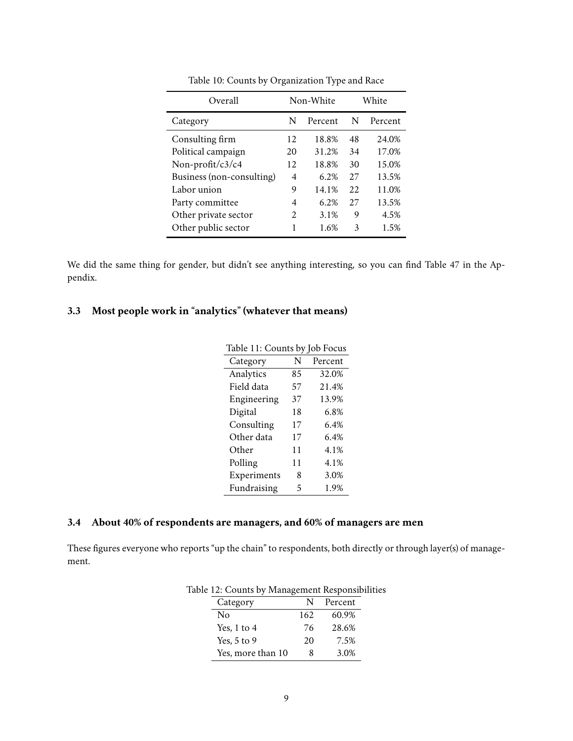Table 10: Counts by Organization Type and Race

| Overall | Non-White | | White | |
|---|---|---|---|---|
| Category | N | Percent | N | Percent |
| Consulting firm | 12 | 18.8% | 48 | 24.0% |
| Political campaign | 20 | 31.2% | 34 | 17.0% |
| Non-profit/c3/c4 | 12 | 18.8% | 30 | 15.0% |
| Business (non-consulting) | 4 | 6.2% | 27 | 13.5% |
| Labor union | 9 | 14.1% | 22 | 11.0% |
| Party committee | 4 | 6.2% | 27 | 13.5% |
| Other private sector | 2 | 3.1% | 9 | 4.5% |
| Other public sector | 1 | 1.6% | 3 | 1.5% |

We did the same thing for gender, but didn't see anything interesting, so you can find Table 47 in the Appendix.

### 3.3 Most people work in "analytics" (whatever that means)

Table 11: Counts by Job Focus

| Category | N | Percent |
|---|---|---|
| Analytics | 85 | 32.0% |
| Field data | 57 | 21.4% |
| Engineering | 37 | 13.9% |
| Digital | 18 | 6.8% |
| Consulting | 17 | 6.4% |
| Other data | 17 | 6.4% |
| Other | 11 | 4.1% |
| Polling | 11 | 4.1% |
| Experiments | 8 | 3.0% |
| Fundraising | 5 | 1.9% |

### 3.4 About 40% of respondents are managers, and 60% of managers are men

These figures everyone who reports "up the chain" to respondents, both directly or through layer(s) of management.

Table 12: Counts by Management Responsibilities

| Category | N | Percent |
|---|---|---|
| No | 162 | 60.9% |
| Yes, 1 to 4 | 76 | 28.6% |
| Yes, 5 to 9 | 20 | 7.5% |
| Yes, more than 10 | 8 | 3.0% |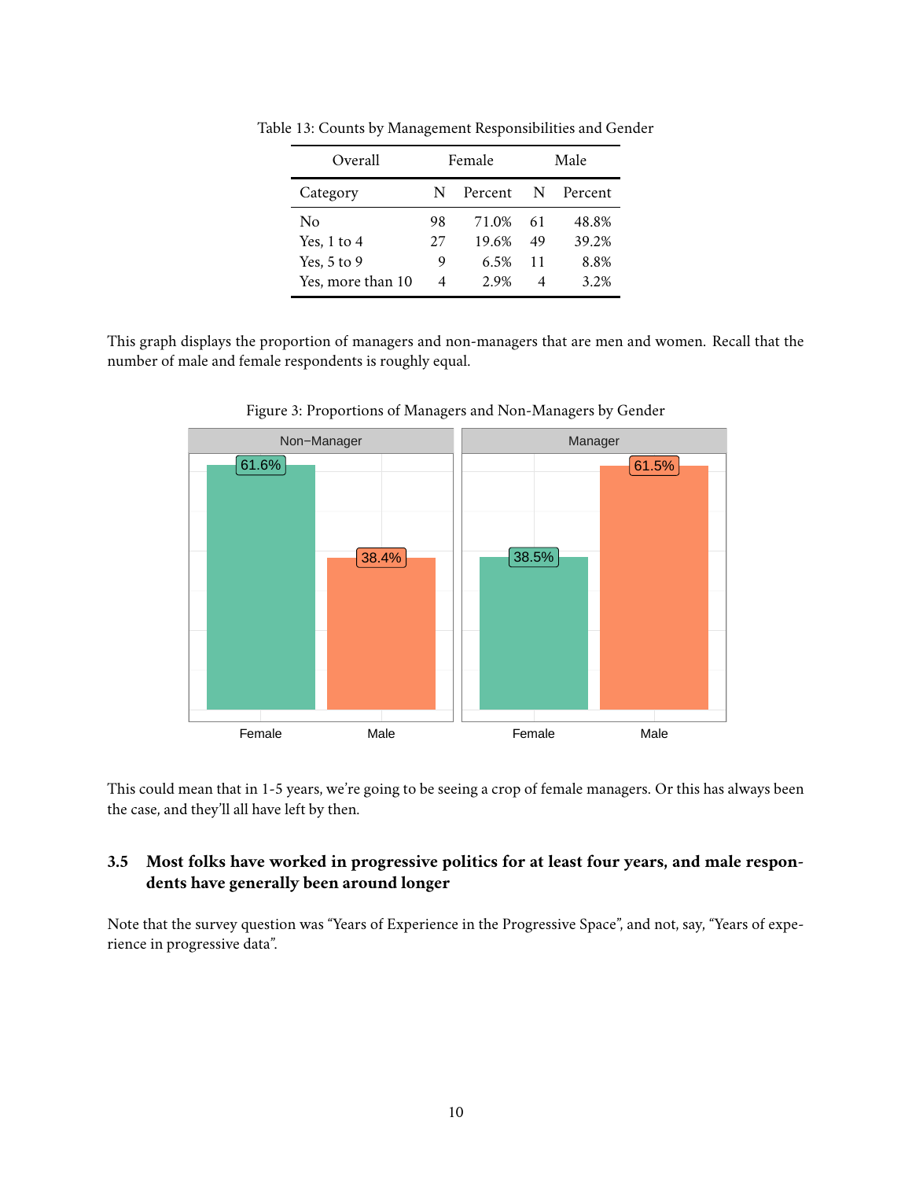Table 13: Counts by Management Responsibilities and Gender

| Overall | Female | | Male | |
|---|---|---|---|---|
| Category | N | Percent | N | Percent |
| No | 98 | 71.0% | 61 | 48.8% |
| Yes, 1 to 4 | 27 | 19.6% | 49 | 39.2% |
| Yes, 5 to 9 | 9 | 6.5% | 11 | 8.8% |
| Yes, more than 10 | 4 | 2.9% | 4 | 3.2% |

This graph displays the proportion of managers and non-managers that are men and women. Recall that the number of male and female respondents is roughly equal.

Figure 3: Proportions of Managers and Non-Managers by Gender

This could mean that in 1-5 years, we're going to be seeing a crop of female managers. Or this has always been the case, and they'll all have left by then.

### 3.5 Most folks have worked in progressive politics for at least four years, and male respondents have generally been around longer

Note that the survey question was "Years of Experience in the Progressive Space", and not, say, "Years of experience in progressive data".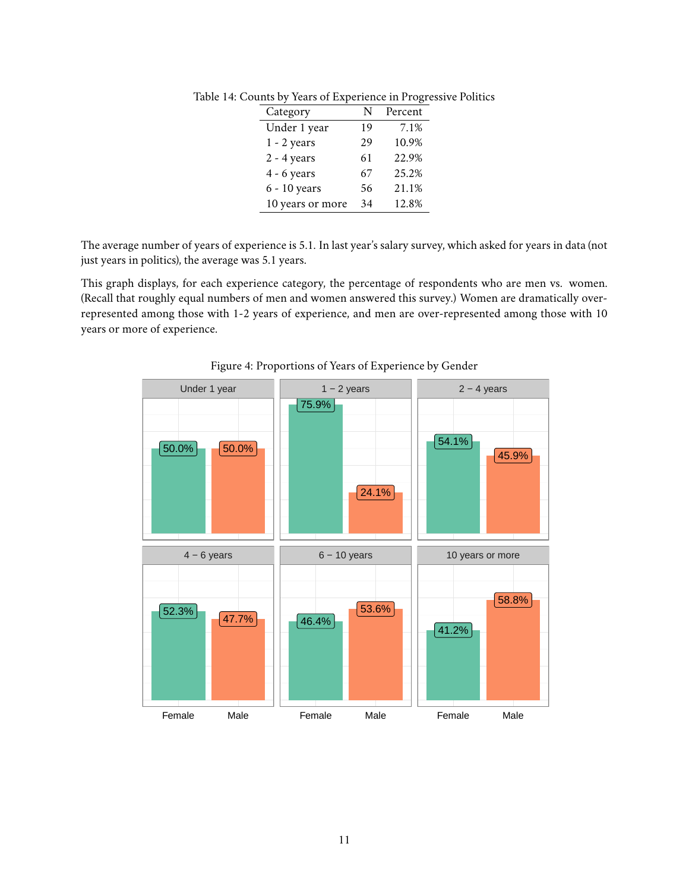Table 14: Counts by Years of Experience in Progressive Politics

| Category | N | Percent |
|---|---|---|
| Under 1 year | 19 | 7.1% |
| 1 - 2 years | 29 | 10.9% |
| 2 - 4 years | 61 | 22.9% |
| 4 - 6 years | 67 | 25.2% |
| 6 - 10 years | 56 | 21.1% |
| 10 years or more | 34 | 12.8% |

The average number of years of experience is 5.1. In last year's salary survey, which asked for years in data (not just years in politics), the average was 5.1 years.

This graph displays, for each experience category, the percentage of respondents who are men vs. women. (Recall that roughly equal numbers of men and women answered this survey.) Women are dramatically over-represented among those with 1-2 years of experience, and men are over-represented among those with 10 years or more of experience.

Figure 4: Proportions of Years of Experience by Gender

| Category | Female | Male |
|---|---|---|
| Under 1 year | 50.0% | 50.0% |
| 1 – 2 years | 75.9% | 24.1% |
| 2 – 4 years | 54.1% | 45.9% |
| 4 – 6 years | 52.3% | 47.7% |
| 6 – 10 years | 46.4% | 53.6% |
| 10 years or more | 41.2% | 58.8% |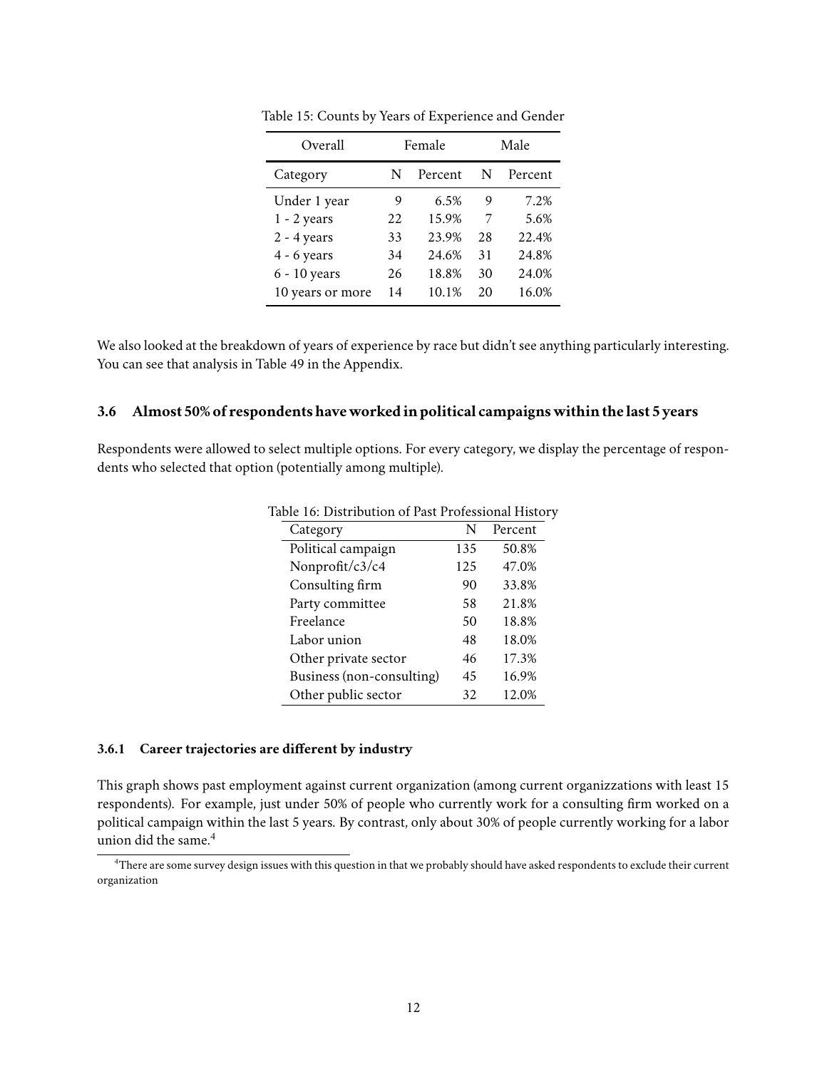Table 15: Counts by Years of Experience and Gender

| Overall | Female | | Male | |
|---|---|---|---|---|
| Category | N | Percent | N | Percent |
| Under 1 year | 9 | 6.5% | 9 | 7.2% |
| 1 - 2 years | 22 | 15.9% | 7 | 5.6% |
| 2 - 4 years | 33 | 23.9% | 28 | 22.4% |
| 4 - 6 years | 34 | 24.6% | 31 | 24.8% |
| 6 - 10 years | 26 | 18.8% | 30 | 24.0% |
| 10 years or more | 14 | 10.1% | 20 | 16.0% |

We also looked at the breakdown of years of experience by race but didn't see anything particularly interesting. You can see that analysis in Table 49 in the Appendix.

### 3.6 Almost 50% of respondents have worked in political campaigns within the last 5 years

Respondents were allowed to select multiple options. For every category, we display the percentage of respondents who selected that option (potentially among multiple).

Table 16: Distribution of Past Professional History

| Category | N | Percent |
|---|---|---|
| Political campaign | 135 | 50.8% |
| Nonprofit/c3/c4 | 125 | 47.0% |
| Consulting firm | 90 | 33.8% |
| Party committee | 58 | 21.8% |
| Freelance | 50 | 18.8% |
| Labor union | 48 | 18.0% |
| Other private sector | 46 | 17.3% |
| Business (non-consulting) | 45 | 16.9% |
| Other public sector | 32 | 12.0% |

#### 3.6.1 Career trajectories are different by industry

This graph shows past employment against current organization (among current organizzations with least 15 respondents). For example, just under 50% of people who currently work for a consulting firm worked on a political campaign within the last 5 years. By contrast, only about 30% of people currently working for a labor union did the same.[4]

[4] There are some survey design issues with this question in that we probably should have asked respondents to exclude their current organization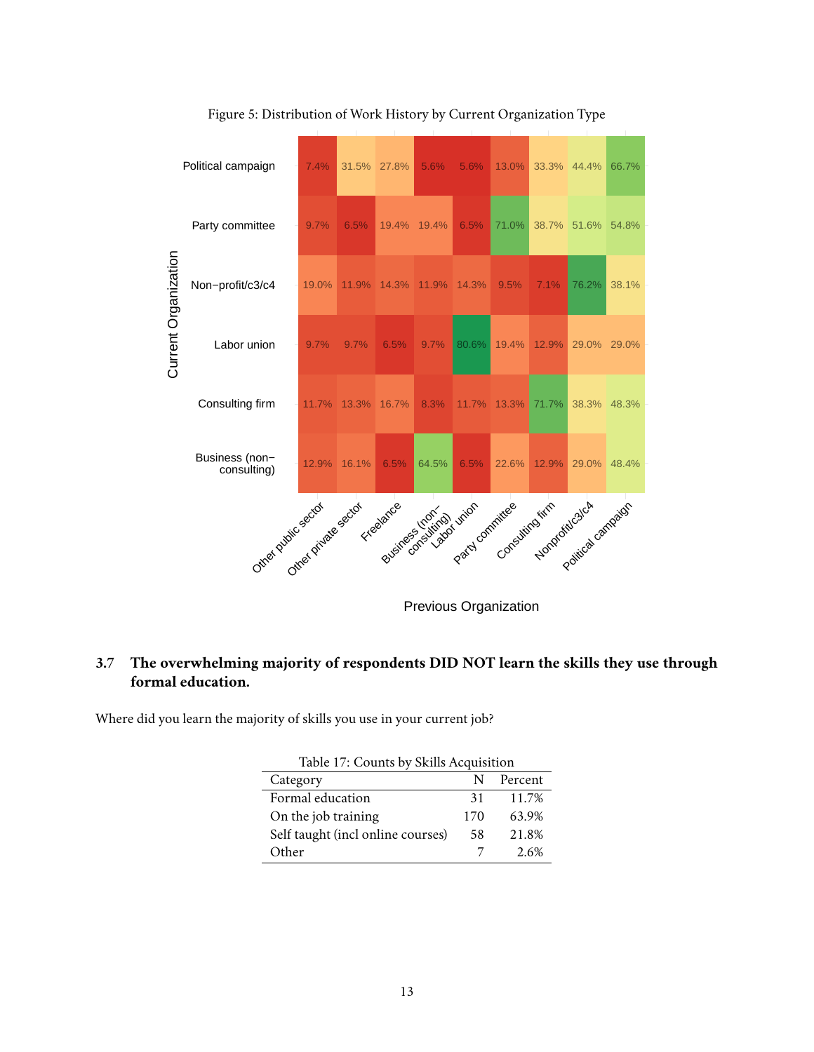Figure 5: Distribution of Work History by Current Organization Type

| Current Organization \ Previous Organization | Other public sector | Other private sector | Freelance | Business (non-consulting) | Labor union | Party committee | Consulting firm | Nonprofit/c3/c4 | Political campaign |
|---|---|---|---|---|---|---|---|---|---|
| Political campaign | 7.4% | 31.5% | 27.8% | 5.6% | 5.6% | 13.0% | 33.3% | 44.4% | 66.7% |
| Party committee | 9.7% | 6.5% | 19.4% | 19.4% | 6.5% | 71.0% | 38.7% | 51.6% | 54.8% |
| Non−profit/c3/c4 | 19.0% | 11.9% | 14.3% | 11.9% | 14.3% | 9.5% | 7.1% | 76.2% | 38.1% |
| Labor union | 9.7% | 9.7% | 6.5% | 9.7% | 80.6% | 19.4% | 12.9% | 29.0% | 29.0% |
| Consulting firm | 11.7% | 13.3% | 16.7% | 8.3% | 11.7% | 13.3% | 71.7% | 38.3% | 48.3% |
| Business (non−consulting) | 12.9% | 16.1% | 6.5% | 64.5% | 6.5% | 22.6% | 12.9% | 29.0% | 48.4% |

### 3.7 The overwhelming majority of respondents DID NOT learn the skills they use through formal education.

Where did you learn the majority of skills you use in your current job?

Table 17: Counts by Skills Acquisition

| Category | N | Percent |
|---|---|---|
| Formal education | 31 | 11.7% |
| On the job training | 170 | 63.9% |
| Self taught (incl online courses) | 58 | 21.8% |
| Other | 7 | 2.6% |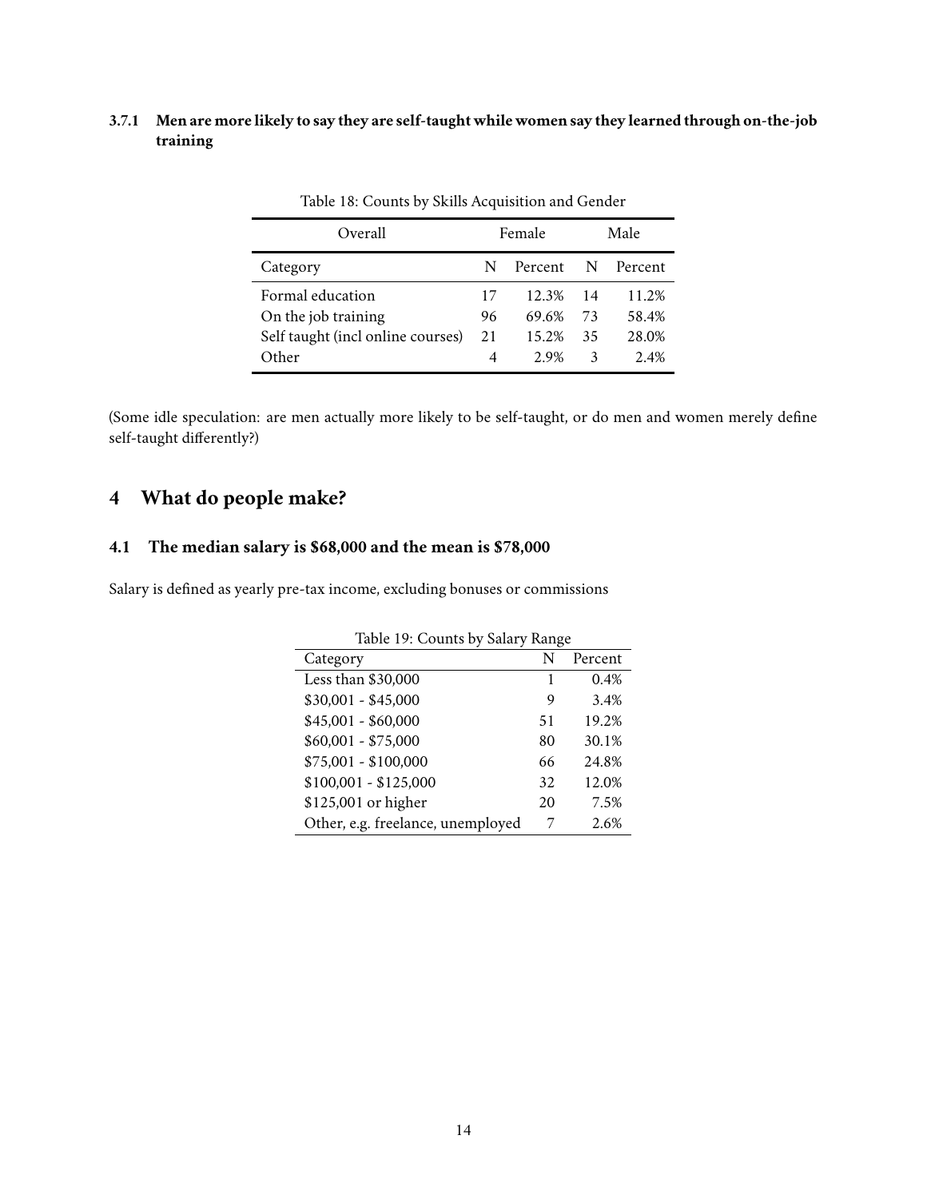### 3.7.1 Men are more likely to say they are self-taught while women say they learned through on-the-job training

Table 18: Counts by Skills Acquisition and Gender

| Overall | Female | | Male | |
|---|---|---|---|---|
| Category | N | Percent | N | Percent |
| Formal education | 17 | 12.3% | 14 | 11.2% |
| On the job training | 96 | 69.6% | 73 | 58.4% |
| Self taught (incl online courses) | 21 | 15.2% | 35 | 28.0% |
| Other | 4 | 2.9% | 3 | 2.4% |

(Some idle speculation: are men actually more likely to be self-taught, or do men and women merely define self-taught differently?)

# 4 What do people make?

## 4.1 The median salary is $68,000 and the mean is $78,000

Salary is defined as yearly pre-tax income, excluding bonuses or commissions

Table 19: Counts by Salary Range

| Category | N | Percent |
|---|---|---|
| Less than $30,000 | 1 | 0.4% |
| $30,001 - $45,000 | 9 | 3.4% |
| $45,001 - $60,000 | 51 | 19.2% |
| $60,001 - $75,000 | 80 | 30.1% |
| $75,001 - $100,000 | 66 | 24.8% |
| $100,001 - $125,000 | 32 | 12.0% |
| $125,001 or higher | 20 | 7.5% |
| Other, e.g. freelance, unemployed | 7 | 2.6% |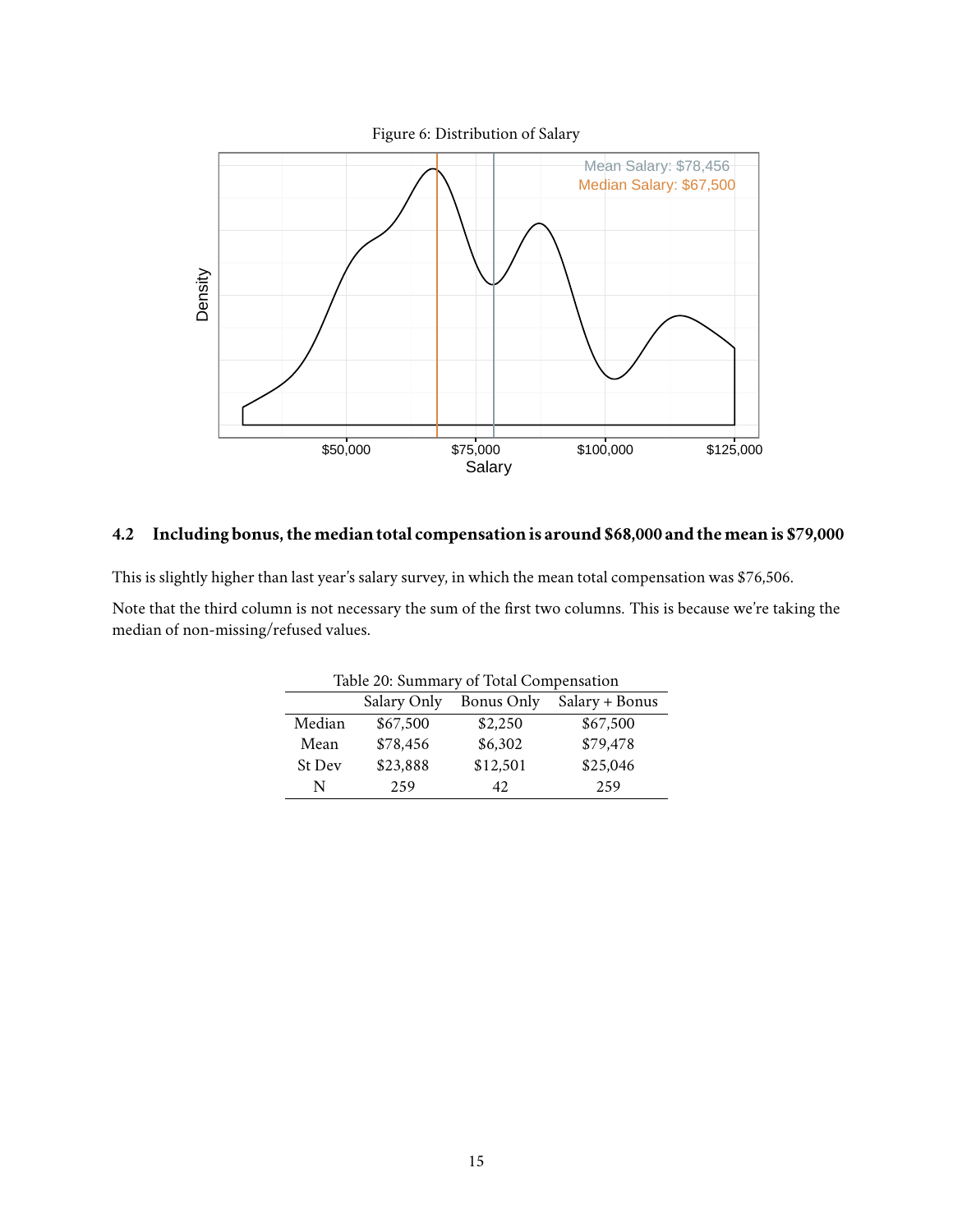Figure 6: Distribution of Salary

## 4.2 Including bonus, the median total compensation is around $68,000 and the mean is $79,000

This is slightly higher than last year's salary survey, in which the mean total compensation was $76,506.

Note that the third column is not necessary the sum of the first two columns. This is because we're taking the median of non-missing/refused values.

Table 20: Summary of Total Compensation

| | Salary Only | Bonus Only | Salary + Bonus |
|---|---|---|---|
| Median | $67,500 | $2,250 | $67,500 |
| Mean | $78,456 | $6,302 | $79,478 |
| St Dev | $23,888 | $12,501 | $25,046 |
| N | 259 | 42 | 259 |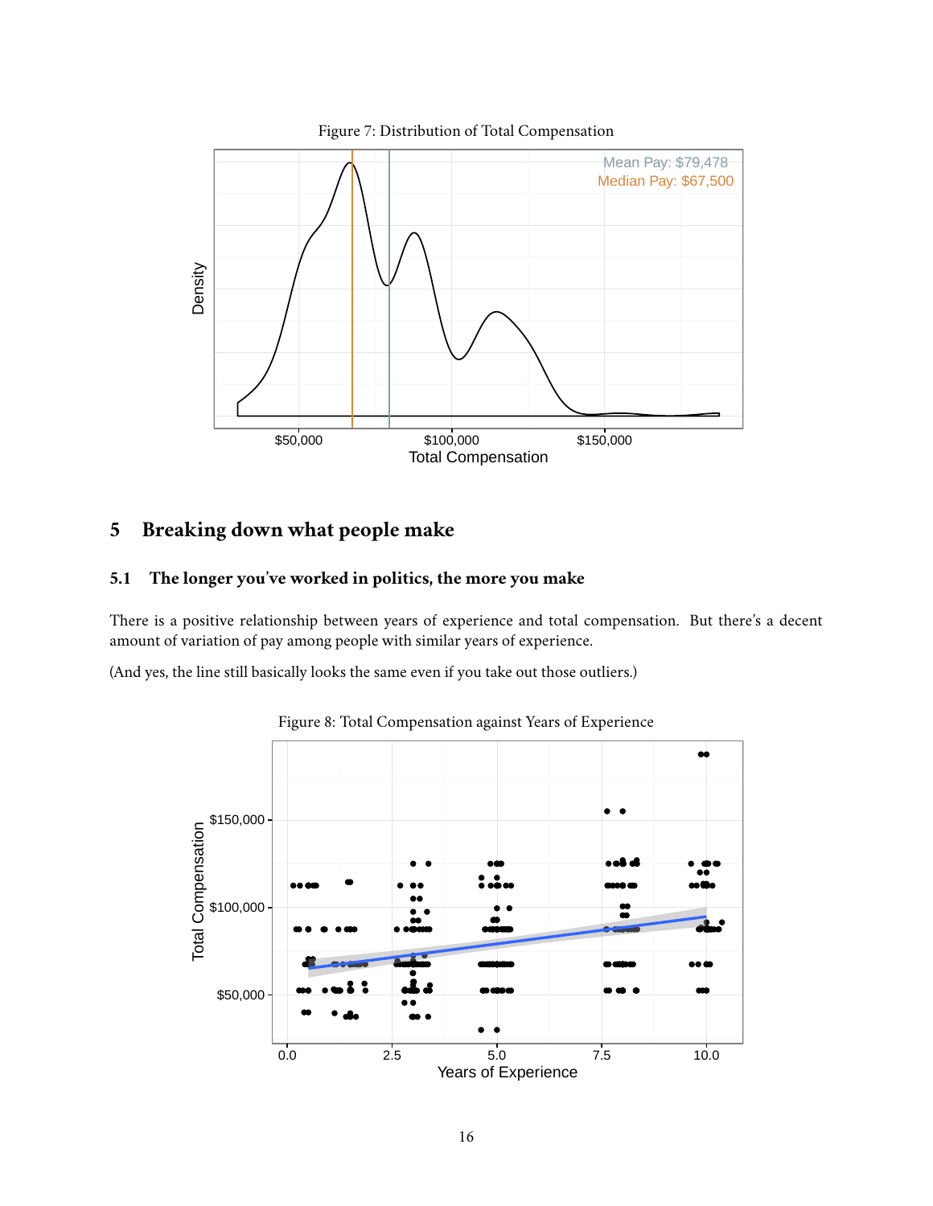Figure 7: Distribution of Total Compensation

## 5 Breaking down what people make

### 5.1 The longer you've worked in politics, the more you make

There is a positive relationship between years of experience and total compensation. But there's a decent amount of variation of pay among people with similar years of experience.

(And yes, the line still basically looks the same even if you take out those outliers.)

Figure 8: Total Compensation against Years of Experience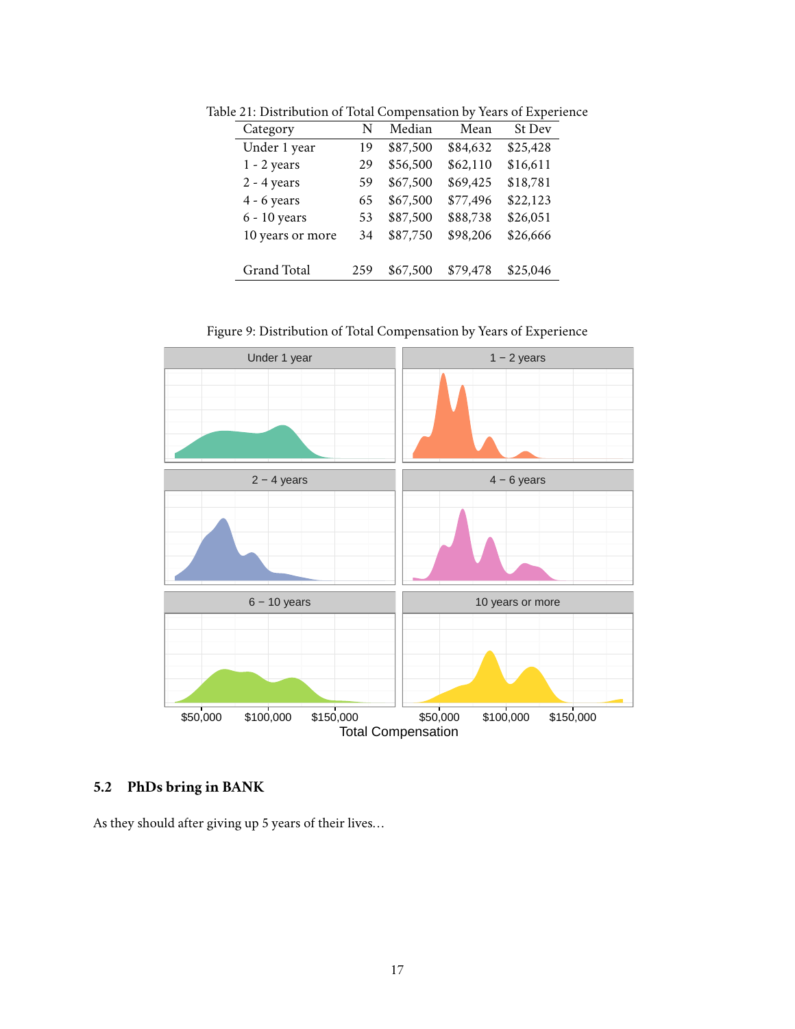Table 21: Distribution of Total Compensation by Years of Experience

| Category | N | Median | Mean | St Dev |
|---|---|---|---|---|
| Under 1 year | 19 | $87,500 | $84,632 | $25,428 |
| 1 - 2 years | 29 | $56,500 | $62,110 | $16,611 |
| 2 - 4 years | 59 | $67,500 | $69,425 | $18,781 |
| 4 - 6 years | 65 | $67,500 | $77,496 | $22,123 |
| 6 - 10 years | 53 | $87,500 | $88,738 | $26,051 |
| 10 years or more | 34 | $87,750 | $98,206 | $26,666 |
| Grand Total | 259 | $67,500 | $79,478 | $25,046 |

Figure 9: Distribution of Total Compensation by Years of Experience

## 5.2 PhDs bring in BANK

As they should after giving up 5 years of their lives...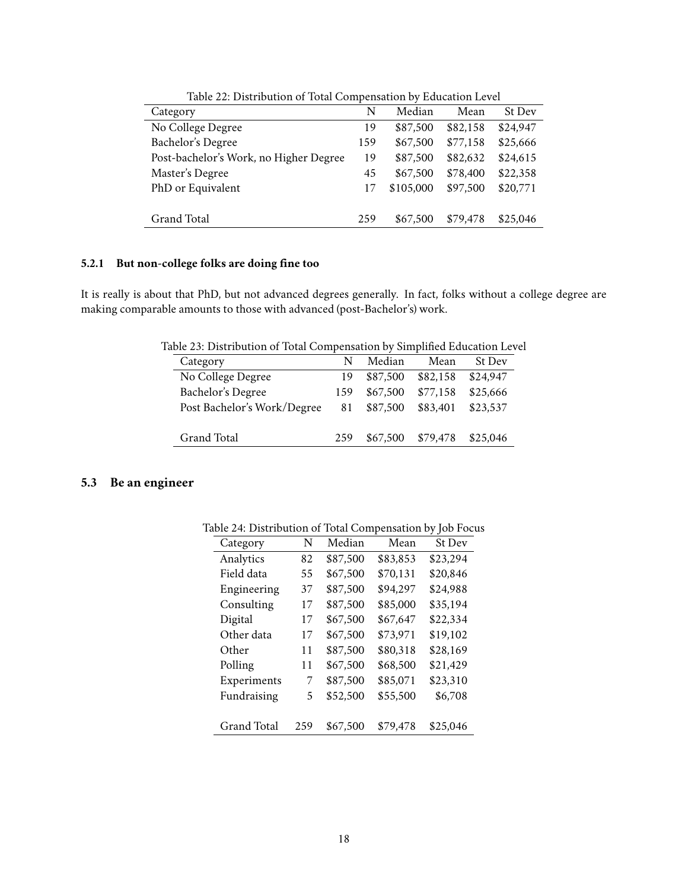Table 22: Distribution of Total Compensation by Education Level

| Category | N | Median | Mean | St Dev |
|---|---|---|---|---|
| No College Degree | 19 | $87,500 | $82,158 | $24,947 |
| Bachelor's Degree | 159 | $67,500 | $77,158 | $25,666 |
| Post-bachelor's Work, no Higher Degree | 19 | $87,500 | $82,632 | $24,615 |
| Master's Degree | 45 | $67,500 | $78,400 | $22,358 |
| PhD or Equivalent | 17 | $105,000 | $97,500 | $20,771 |
| Grand Total | 259 | $67,500 | $79,478 | $25,046 |

### 5.2.1 But non-college folks are doing fine too

It is really is about that PhD, but not advanced degrees generally. In fact, folks without a college degree are making comparable amounts to those with advanced (post-Bachelor's) work.

Table 23: Distribution of Total Compensation by Simplified Education Level

| Category | N | Median | Mean | St Dev |
|---|---|---|---|---|
| No College Degree | 19 | $87,500 | $82,158 | $24,947 |
| Bachelor's Degree | 159 | $67,500 | $77,158 | $25,666 |
| Post Bachelor's Work/Degree | 81 | $87,500 | $83,401 | $23,537 |
| Grand Total | 259 | $67,500 | $79,478 | $25,046 |

## 5.3 Be an engineer

Table 24: Distribution of Total Compensation by Job Focus

| Category | N | Median | Mean | St Dev |
|---|---|---|---|---|
| Analytics | 82 | $87,500 | $83,853 | $23,294 |
| Field data | 55 | $67,500 | $70,131 | $20,846 |
| Engineering | 37 | $87,500 | $94,297 | $24,988 |
| Consulting | 17 | $87,500 | $85,000 | $35,194 |
| Digital | 17 | $67,500 | $67,647 | $22,334 |
| Other data | 17 | $67,500 | $73,971 | $19,102 |
| Other | 11 | $87,500 | $80,318 | $28,169 |
| Polling | 11 | $67,500 | $68,500 | $21,429 |
| Experiments | 7 | $87,500 | $85,071 | $23,310 |
| Fundraising | 5 | $52,500 | $55,500 | $6,708 |
| Grand Total | 259 | $67,500 | $79,478 | $25,046 |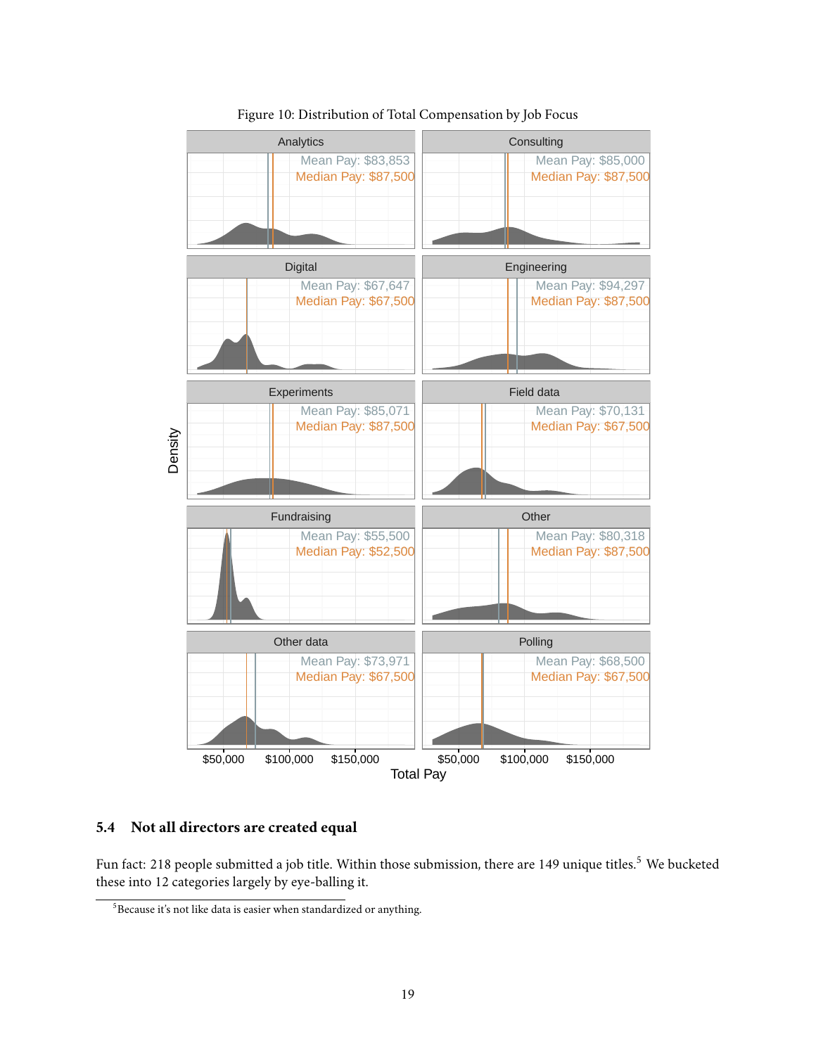Figure 10: Distribution of Total Compensation by Job Focus

## 5.4 Not all directors are created equal

Fun fact: 218 people submitted a job title. Within those submission, there are 149 unique titles.[5] We bucketed these into 12 categories largely by eye-balling it.

[5] Because it's not like data is easier when standardized or anything.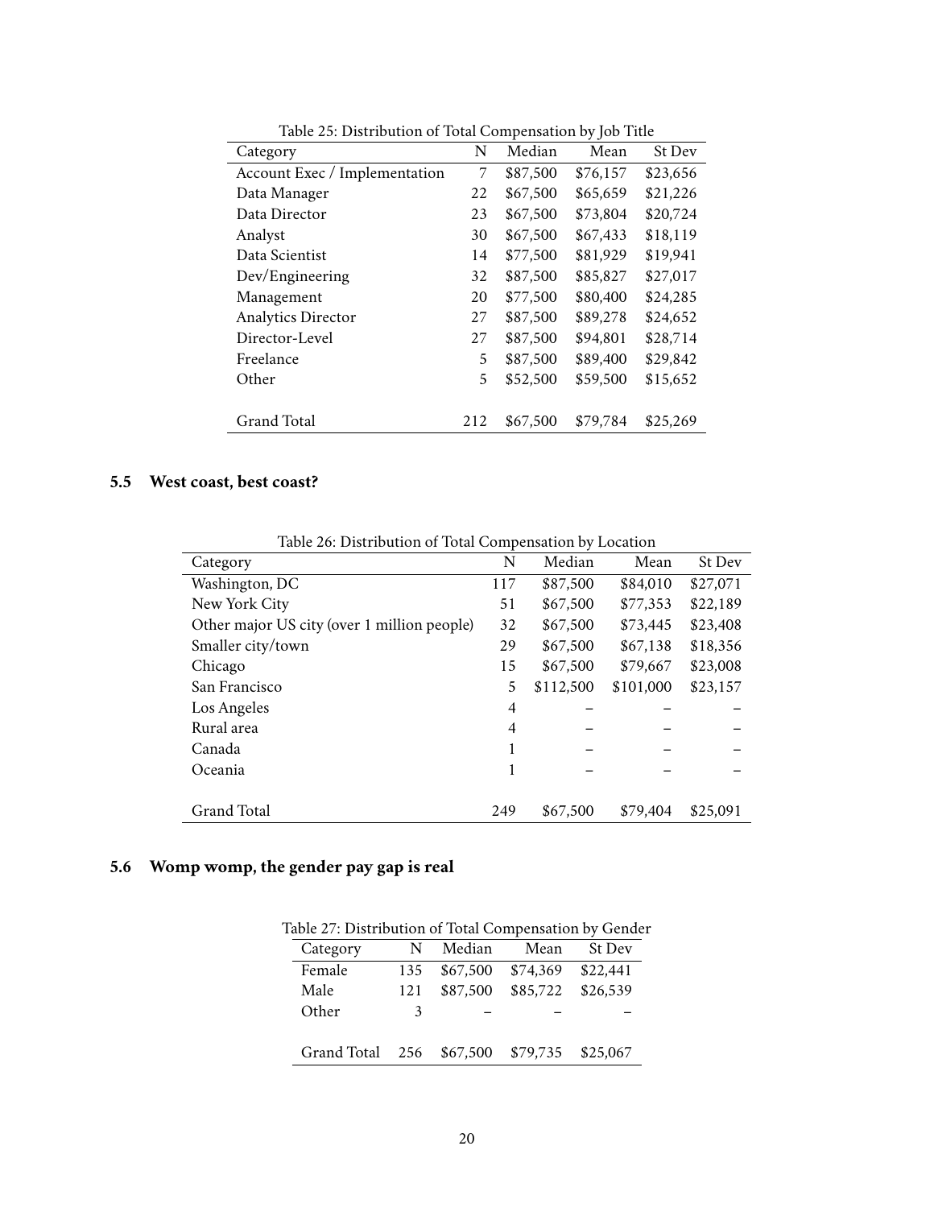Table 25: Distribution of Total Compensation by Job Title

| Category | N | Median | Mean | St Dev |
|---|---|---|---|---|
| Account Exec / Implementation | 7 | $87,500 | $76,157 | $23,656 |
| Data Manager | 22 | $67,500 | $65,659 | $21,226 |
| Data Director | 23 | $67,500 | $73,804 | $20,724 |
| Analyst | 30 | $67,500 | $67,433 | $18,119 |
| Data Scientist | 14 | $77,500 | $81,929 | $19,941 |
| Dev/Engineering | 32 | $87,500 | $85,827 | $27,017 |
| Management | 20 | $77,500 | $80,400 | $24,285 |
| Analytics Director | 27 | $87,500 | $89,278 | $24,652 |
| Director-Level | 27 | $87,500 | $94,801 | $28,714 |
| Freelance | 5 | $87,500 | $89,400 | $29,842 |
| Other | 5 | $52,500 | $59,500 | $15,652 |
| Grand Total | 212 | $67,500 | $79,784 | $25,269 |

### 5.5 West coast, best coast?

Table 26: Distribution of Total Compensation by Location

| Category | N | Median | Mean | St Dev |
|---|---|---|---|---|
| Washington, DC | 117 | $87,500 | $84,010 | $27,071 |
| New York City | 51 | $67,500 | $77,353 | $22,189 |
| Other major US city (over 1 million people) | 32 | $67,500 | $73,445 | $23,408 |
| Smaller city/town | 29 | $67,500 | $67,138 | $18,356 |
| Chicago | 15 | $67,500 | $79,667 | $23,008 |
| San Francisco | 5 | $112,500 | $101,000 | $23,157 |
| Los Angeles | 4 | – | – | – |
| Rural area | 4 | – | – | – |
| Canada | 1 | – | – | – |
| Oceania | 1 | – | – | – |
| Grand Total | 249 | $67,500 | $79,404 | $25,091 |

### 5.6 Womp womp, the gender pay gap is real

Table 27: Distribution of Total Compensation by Gender

| Category | N | Median | Mean | St Dev |
|---|---|---|---|---|
| Female | 135 | $67,500 | $74,369 | $22,441 |
| Male | 121 | $87,500 | $85,722 | $26,539 |
| Other | 3 | – | – | – |
| Grand Total | 256 | $67,500 | $79,735 | $25,067 |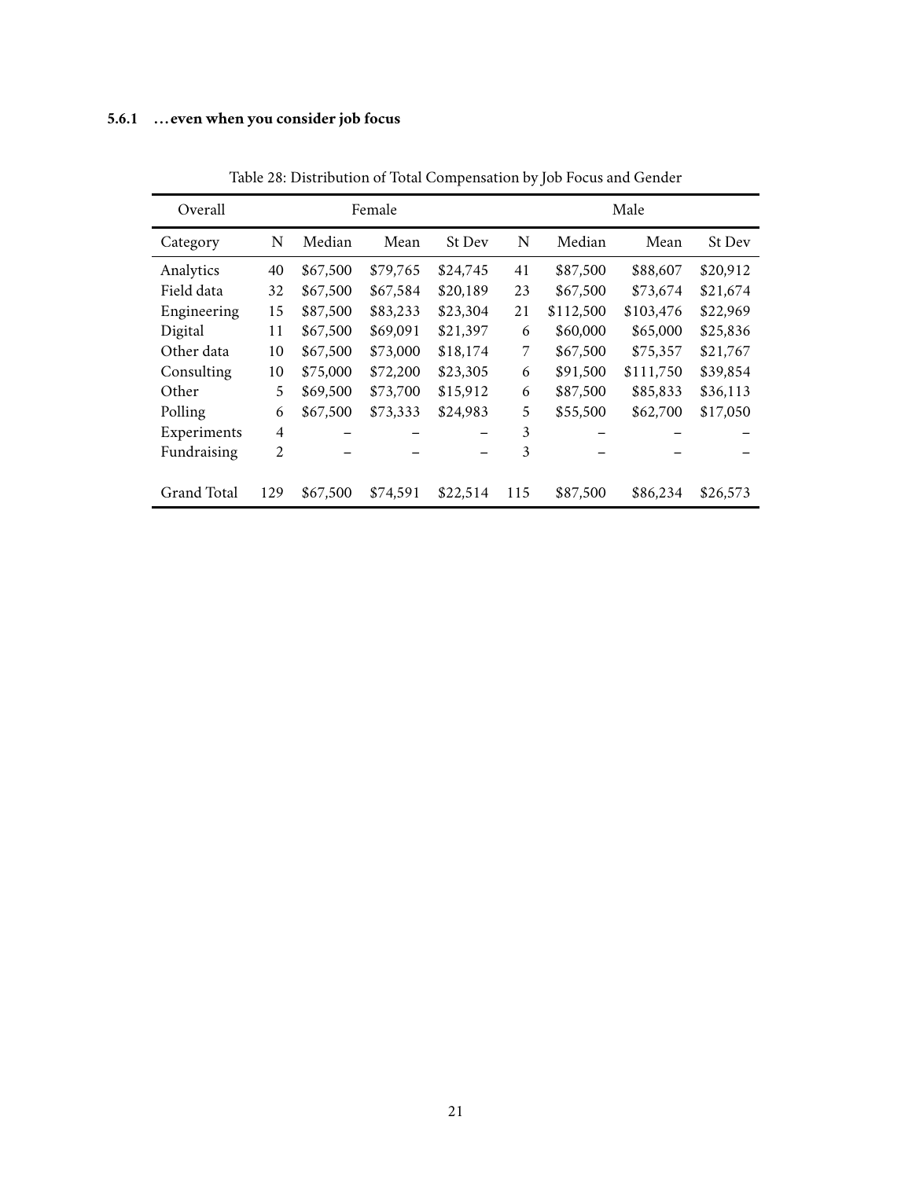### 5.6.1 ...even when you consider job focus

Table 28: Distribution of Total Compensation by Job Focus and Gender

| Overall | Female | | | | Male | | | |
|---|---|---|---|---|---|---|---|---|
| Category | N | Median | Mean | St Dev | N | Median | Mean | St Dev |
| Analytics | 40 | $67,500 | $79,765 | $24,745 | 41 | $87,500 | $88,607 | $20,912 |
| Field data | 32 | $67,500 | $67,584 | $20,189 | 23 | $67,500 | $73,674 | $21,674 |
| Engineering | 15 | $87,500 | $83,233 | $23,304 | 21 | $112,500 | $103,476 | $22,969 |
| Digital | 11 | $67,500 | $69,091 | $21,397 | 6 | $60,000 | $65,000 | $25,836 |
| Other data | 10 | $67,500 | $73,000 | $18,174 | 7 | $67,500 | $75,357 | $21,767 |
| Consulting | 10 | $75,000 | $72,200 | $23,305 | 6 | $91,500 | $111,750 | $39,854 |
| Other | 5 | $69,500 | $73,700 | $15,912 | 6 | $87,500 | $85,833 | $36,113 |
| Polling | 6 | $67,500 | $73,333 | $24,983 | 5 | $55,500 | $62,700 | $17,050 |
| Experiments | 4 | – | – | – | 3 | – | – | – |
| Fundraising | 2 | – | – | – | 3 | – | – | – |
| Grand Total | 129 | $67,500 | $74,591 | $22,514 | 115 | $87,500 | $86,234 | $26,573 |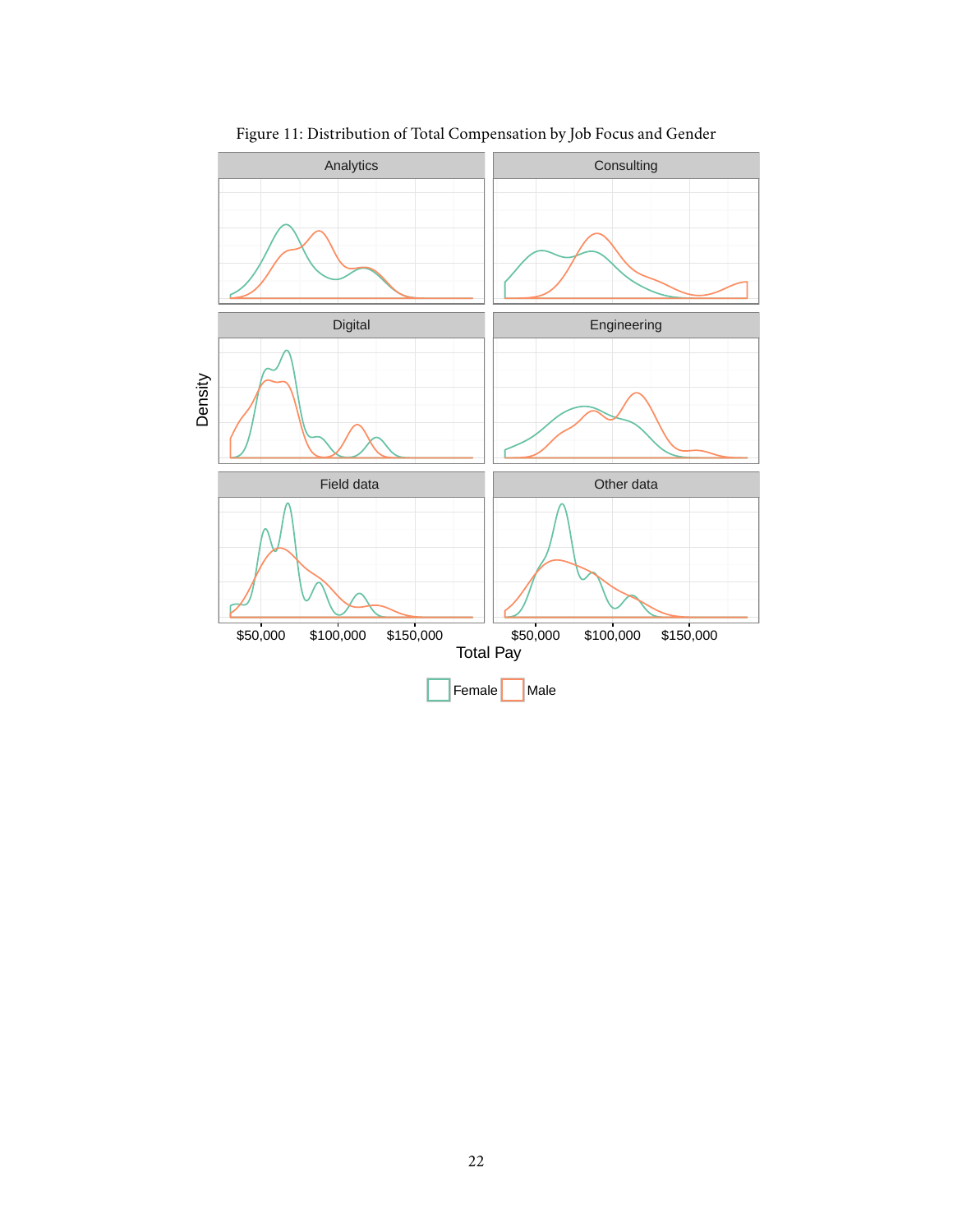Figure 11: Distribution of Total Compensation by Job Focus and Gender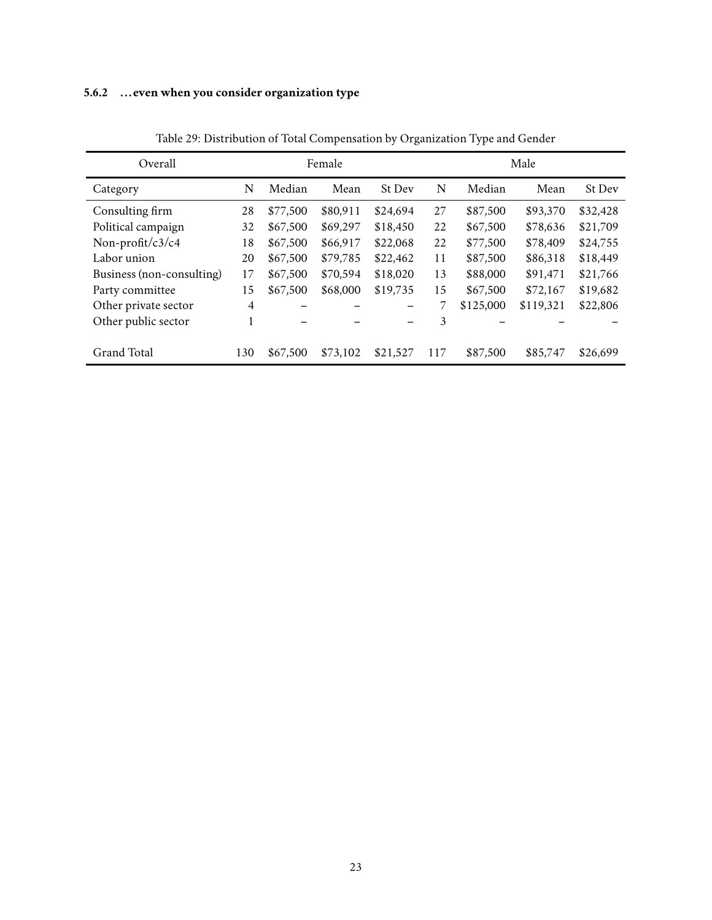### 5.6.2 …even when you consider organization type

Table 29: Distribution of Total Compensation by Organization Type and Gender

| Overall | Female | | | | Male | | | |
|---|---|---|---|---|---|---|---|---|
| Category | N | Median | Mean | St Dev | N | Median | Mean | St Dev |
| Consulting firm | 28 | $77,500 | $80,911 | $24,694 | 27 | $87,500 | $93,370 | $32,428 |
| Political campaign | 32 | $67,500 | $69,297 | $18,450 | 22 | $67,500 | $78,636 | $21,709 |
| Non-profit/c3/c4 | 18 | $67,500 | $66,917 | $22,068 | 22 | $77,500 | $78,409 | $24,755 |
| Labor union | 20 | $67,500 | $79,785 | $22,462 | 11 | $87,500 | $86,318 | $18,449 |
| Business (non-consulting) | 17 | $67,500 | $70,594 | $18,020 | 13 | $88,000 | $91,471 | $21,766 |
| Party committee | 15 | $67,500 | $68,000 | $19,735 | 15 | $67,500 | $72,167 | $19,682 |
| Other private sector | 4 | – | – | – | 7 | $125,000 | $119,321 | $22,806 |
| Other public sector | 1 | – | – | – | 3 | – | – | – |
| Grand Total | 130 | $67,500 | $73,102 | $21,527 | 117 | $87,500 | $85,747 | $26,699 |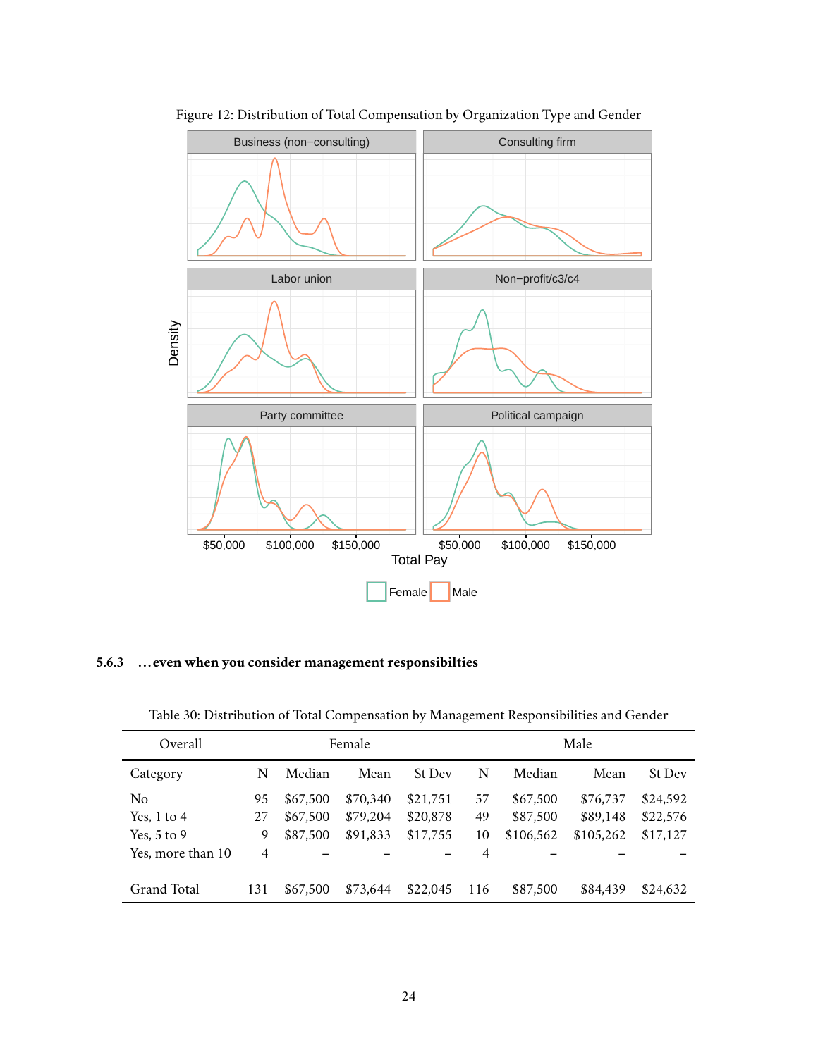Figure 12: Distribution of Total Compensation by Organization Type and Gender

### 5.6.3 ...even when you consider management responsibilties

Table 30: Distribution of Total Compensation by Management Responsibilities and Gender

| Overall | Female | | | | Male | | | |
|---|---|---|---|---|---|---|---|---|
| Category | N | Median | Mean | St Dev | N | Median | Mean | St Dev |
| No | 95 | $67,500 | $70,340 | $21,751 | 57 | $67,500 | $76,737 | $24,592 |
| Yes, 1 to 4 | 27 | $67,500 | $79,204 | $20,878 | 49 | $87,500 | $89,148 | $22,576 |
| Yes, 5 to 9 | 9 | $87,500 | $91,833 | $17,755 | 10 | $106,562 | $105,262 | $17,127 |
| Yes, more than 10 | 4 | – | – | – | 4 | – | – | – |
| Grand Total | 131 | $67,500 | $73,644 | $22,045 | 116 | $87,500 | $84,439 | $24,632 |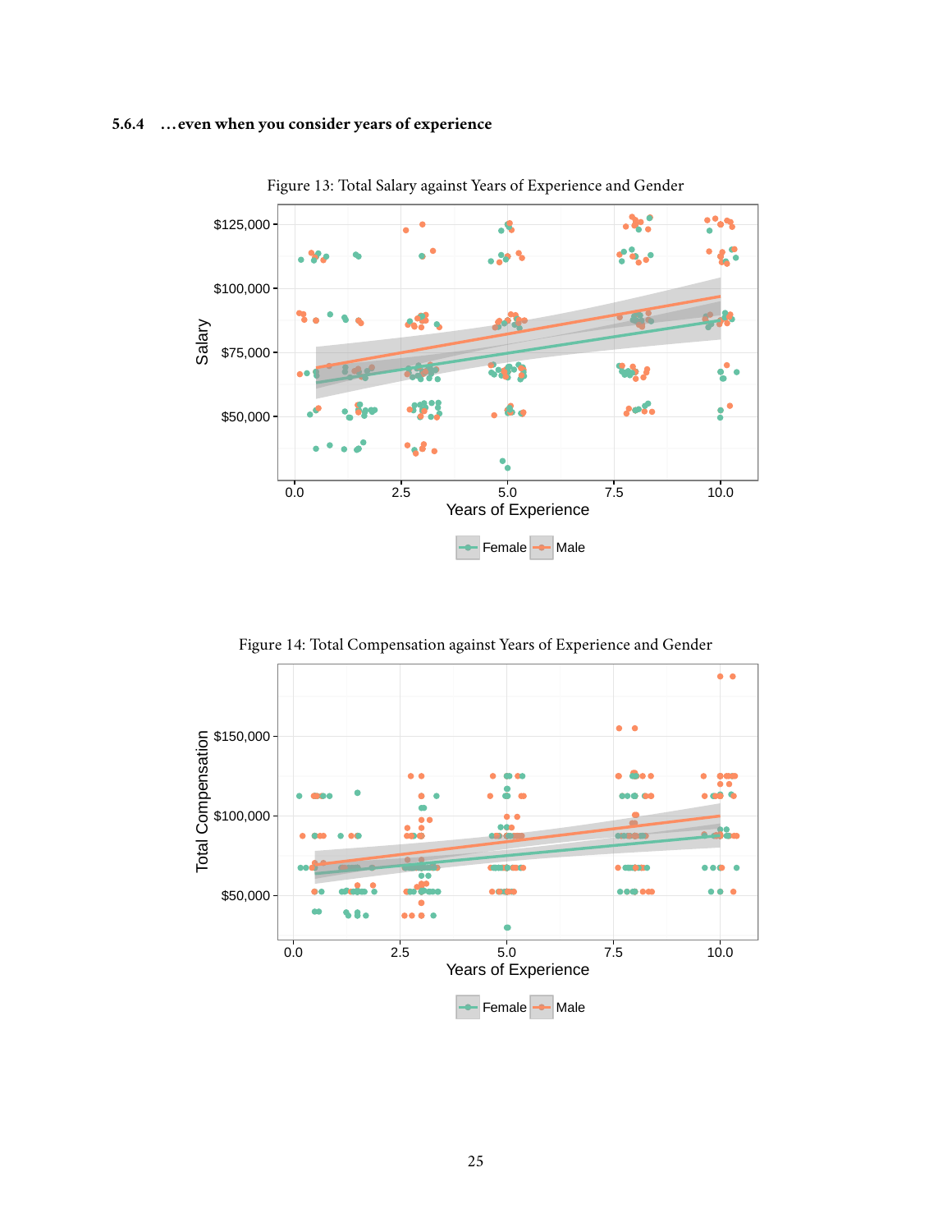### 5.6.4 ...even when you consider years of experience

Figure 13: Total Salary against Years of Experience and Gender

Figure 14: Total Compensation against Years of Experience and Gender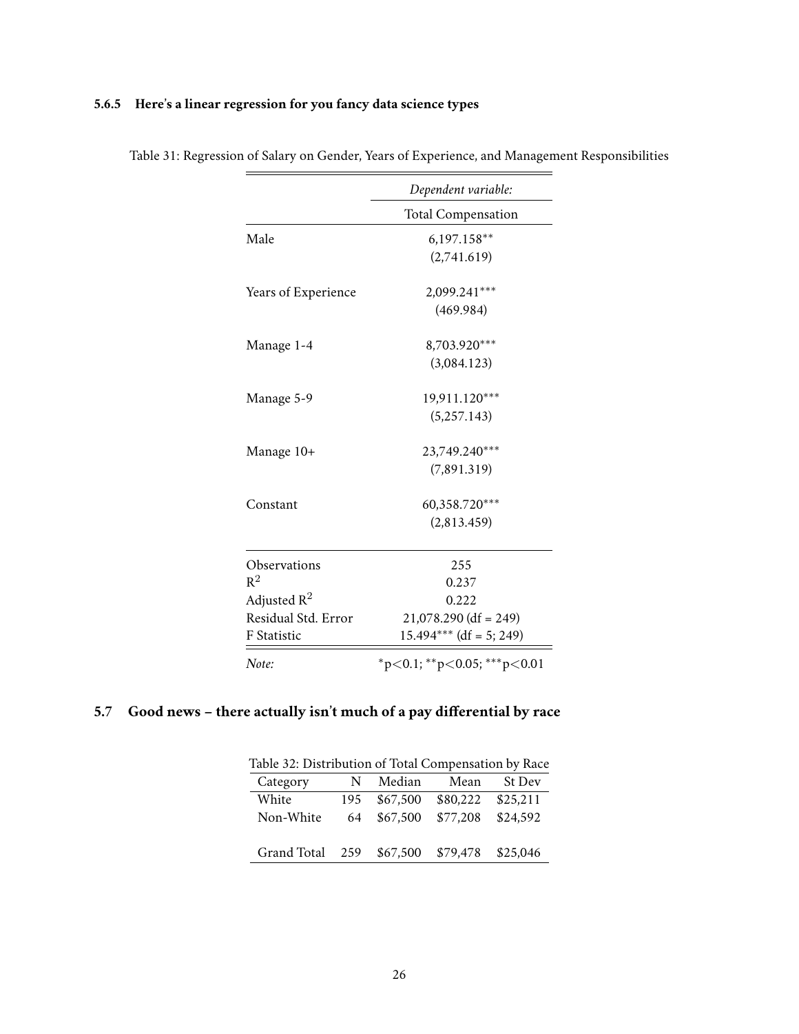### 5.6.5 Here's a linear regression for you fancy data science types

Table 31: Regression of Salary on Gender, Years of Experience, and Management Responsibilities

| | *Dependent variable:* |
|---|---|
| | Total Compensation |
| Male | 6,197.158** |
| | (2,741.619) |
| Years of Experience | 2,099.241*** |
| | (469.984) |
| Manage 1-4 | 8,703.920*** |
| | (3,084.123) |
| Manage 5-9 | 19,911.120*** |
| | (5,257.143) |
| Manage 10+ | 23,749.240*** |
| | (7,891.319) |
| Constant | 60,358.720*** |
| | (2,813.459) |
| Observations | 255 |
| $R^2$ | 0.237 |
| Adjusted $R^2$ | 0.222 |
| Residual Std. Error | 21,078.290 (df = 249) |
| F Statistic | 15.494*** (df = 5; 249) |
| *Note:* | *p<0.1; **p<0.05; ***p<0.01 |

## 5.7 Good news – there actually isn't much of a pay differential by race

Table 32: Distribution of Total Compensation by Race

| Category | N | Median | Mean | St Dev |
|---|---|---|---|---|
| White | 195 | $67,500 | $80,222 | $25,211 |
| Non-White | 64 | $67,500 | $77,208 | $24,592 |
| Grand Total | 259 | $67,500 | $79,478 | $25,046 |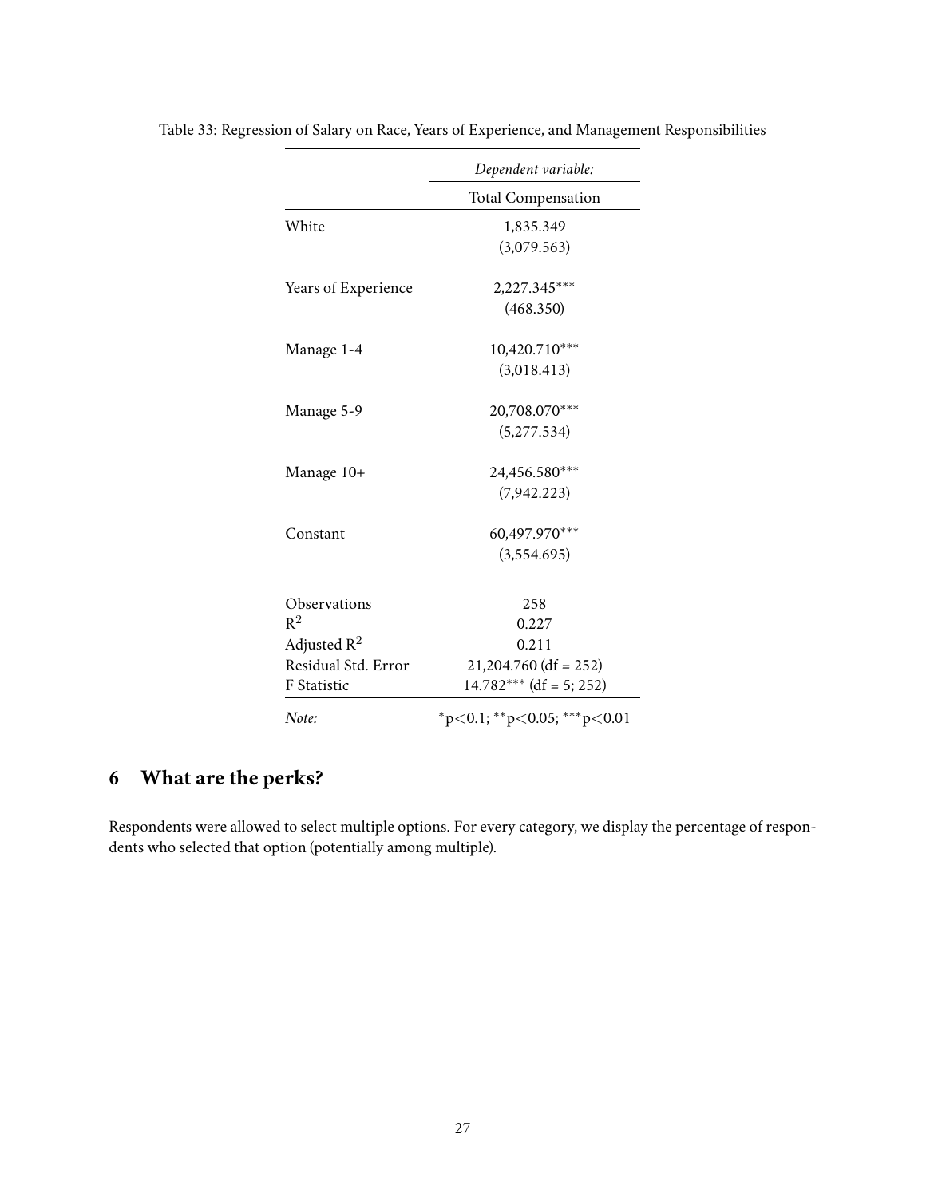Table 33: Regression of Salary on Race, Years of Experience, and Management Responsibilities

| | *Dependent variable:* |
|---|---|
| | Total Compensation |
| White | 1,835.349 |
| | (3,079.563) |
| Years of Experience | 2,227.345*** |
| | (468.350) |
| Manage 1-4 | 10,420.710*** |
| | (3,018.413) |
| Manage 5-9 | 20,708.070*** |
| | (5,277.534) |
| Manage 10+ | 24,456.580*** |
| | (7,942.223) |
| Constant | 60,497.970*** |
| | (3,554.695) |
| Observations | 258 |
| $R^2$ | 0.227 |
| Adjusted $R^2$ | 0.211 |
| Residual Std. Error | 21,204.760 (df = 252) |
| F Statistic | 14.782*** (df = 5; 252) |
| *Note:* | *p<0.1; **p<0.05; ***p<0.01 |

## 6 What are the perks?

Respondents were allowed to select multiple options. For every category, we display the percentage of respondents who selected that option (potentially among multiple).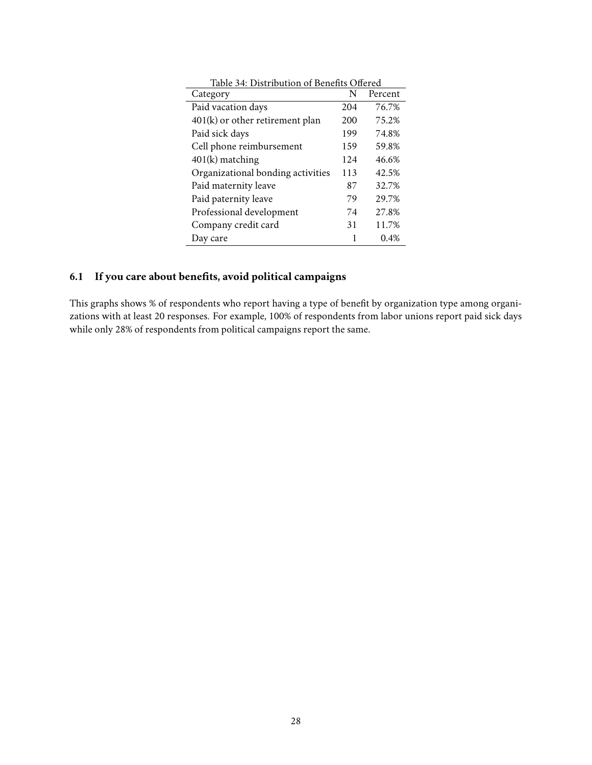Table 34: Distribution of Benefits Offered

| Category | N | Percent |
|---|---|---|
| Paid vacation days | 204 | 76.7% |
| 401(k) or other retirement plan | 200 | 75.2% |
| Paid sick days | 199 | 74.8% |
| Cell phone reimbursement | 159 | 59.8% |
| 401(k) matching | 124 | 46.6% |
| Organizational bonding activities | 113 | 42.5% |
| Paid maternity leave | 87 | 32.7% |
| Paid paternity leave | 79 | 29.7% |
| Professional development | 74 | 27.8% |
| Company credit card | 31 | 11.7% |
| Day care | 1 | 0.4% |

## 6.1 If you care about benefits, avoid political campaigns

This graphs shows % of respondents who report having a type of benefit by organization type among organizations with at least 20 responses. For example, 100% of respondents from labor unions report paid sick days while only 28% of respondents from political campaigns report the same.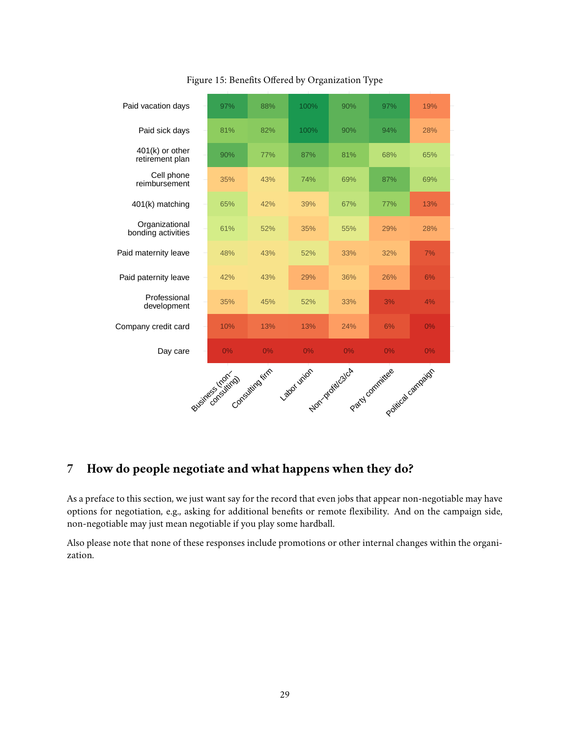Figure 15: Benefits Offered by Organization Type

| | Business (non-consulting) | Consulting firm | Labor union | Non-profit/c3/c4 | Party committee | Political campaign |
|---|---|---|---|---|---|---|
| Paid vacation days | 97% | 88% | 100% | 90% | 97% | 19% |
| Paid sick days | 81% | 82% | 100% | 90% | 94% | 28% |
| 401(k) or other retirement plan | 90% | 77% | 87% | 81% | 68% | 65% |
| Cell phone reimbursement | 35% | 43% | 74% | 69% | 87% | 69% |
| 401(k) matching | 65% | 42% | 39% | 67% | 77% | 13% |
| Organizational bonding activities | 61% | 52% | 35% | 55% | 29% | 28% |
| Paid maternity leave | 48% | 43% | 52% | 33% | 32% | 7% |
| Paid paternity leave | 42% | 43% | 29% | 36% | 26% | 6% |
| Professional development | 35% | 45% | 52% | 33% | 3% | 4% |
| Company credit card | 10% | 13% | 13% | 24% | 6% | 0% |
| Day care | 0% | 0% | 0% | 0% | 0% | 0% |

## 7 How do people negotiate and what happens when they do?

As a preface to this section, we just want say for the record that even jobs that appear non-negotiable may have options for negotiation, e.g., asking for additional benefits or remote flexibility. And on the campaign side, non-negotiable may just mean negotiable if you play some hardball.

Also please note that none of these responses include promotions or other internal changes within the organization.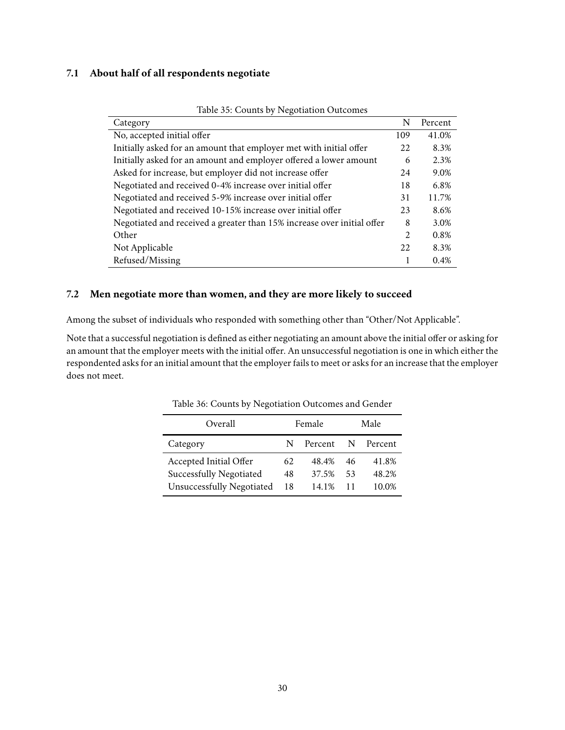### 7.1 About half of all respondents negotiate

Table 35: Counts by Negotiation Outcomes

| Category | N | Percent |
|---|---|---|
| No, accepted initial offer | 109 | 41.0% |
| Initially asked for an amount that employer met with initial offer | 22 | 8.3% |
| Initially asked for an amount and employer offered a lower amount | 6 | 2.3% |
| Asked for increase, but employer did not increase offer | 24 | 9.0% |
| Negotiated and received 0-4% increase over initial offer | 18 | 6.8% |
| Negotiated and received 5-9% increase over initial offer | 31 | 11.7% |
| Negotiated and received 10-15% increase over initial offer | 23 | 8.6% |
| Negotiated and received a greater than 15% increase over initial offer | 8 | 3.0% |
| Other | 2 | 0.8% |
| Not Applicable | 22 | 8.3% |
| Refused/Missing | 1 | 0.4% |

### 7.2 Men negotiate more than women, and they are more likely to succeed

Among the subset of individuals who responded with something other than "Other/Not Applicable".

Note that a successful negotiation is defined as either negotiating an amount above the initial offer or asking for an amount that the employer meets with the initial offer. An unsuccessful negotiation is one in which either the respondented asks for an initial amount that the employer fails to meet or asks for an increase that the employer does not meet.

Table 36: Counts by Negotiation Outcomes and Gender

| Overall | Female | | Male | |
|---|---|---|---|---|
| Category | N | Percent | N | Percent |
| Accepted Initial Offer | 62 | 48.4% | 46 | 41.8% |
| Successfully Negotiated | 48 | 37.5% | 53 | 48.2% |
| Unsuccessfully Negotiated | 18 | 14.1% | 11 | 10.0% |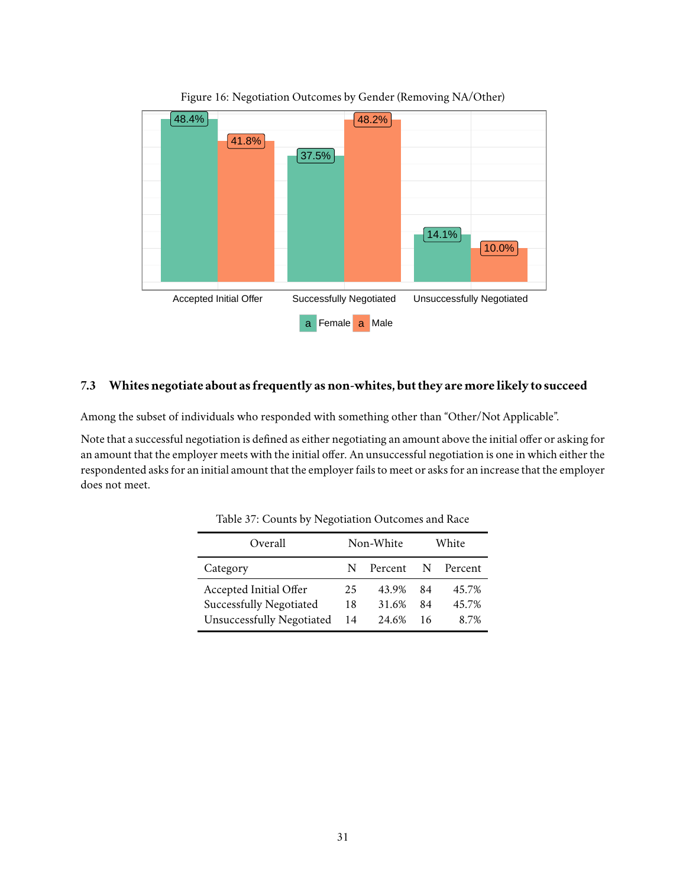Figure 16: Negotiation Outcomes by Gender (Removing NA/Other)

### 7.3 Whites negotiate about as frequently as non-whites, but they are more likely to succeed

Among the subset of individuals who responded with something other than "Other/Not Applicable".

Note that a successful negotiation is defined as either negotiating an amount above the initial offer or asking for an amount that the employer meets with the initial offer. An unsuccessful negotiation is one in which either the respondented asks for an initial amount that the employer fails to meet or asks for an increase that the employer does not meet.

Table 37: Counts by Negotiation Outcomes and Race

| Overall | Non-White | | White | |
|---|---|---|---|---|
| Category | N | Percent | N | Percent |
| Accepted Initial Offer | 25 | 43.9% | 84 | 45.7% |
| Successfully Negotiated | 18 | 31.6% | 84 | 45.7% |
| Unsuccessfully Negotiated | 14 | 24.6% | 16 | 8.7% |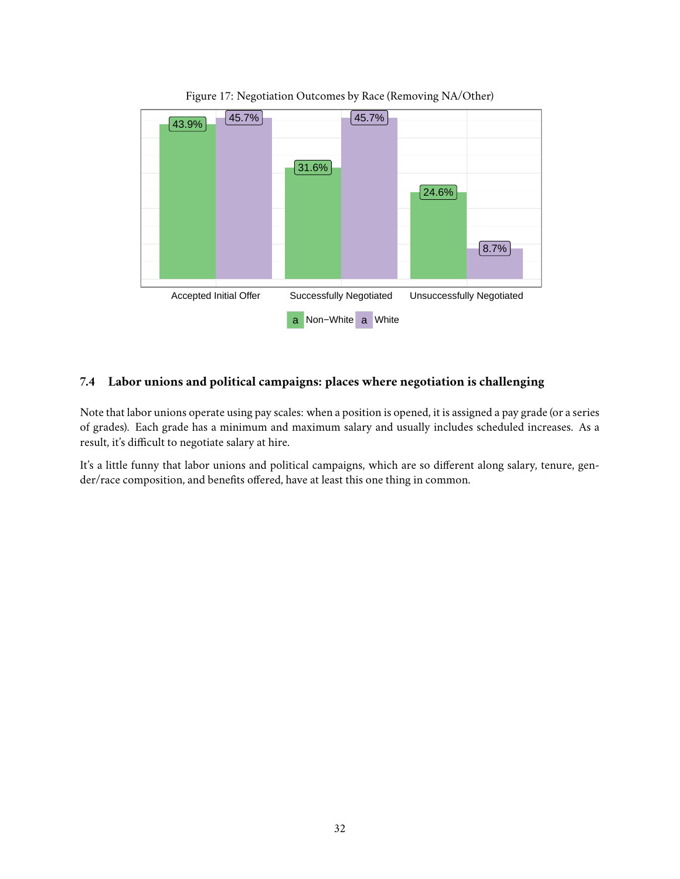Figure 17: Negotiation Outcomes by Race (Removing NA/Other)

| | Non−White | White |
|---|---|---|
| Accepted Initial Offer | 43.9% | 45.7% |
| Successfully Negotiated | 31.6% | 45.7% |
| Unsuccessfully Negotiated | 24.6% | 8.7% |

### 7.4 Labor unions and political campaigns: places where negotiation is challenging

Note that labor unions operate using pay scales: when a position is opened, it is assigned a pay grade (or a series of grades). Each grade has a minimum and maximum salary and usually includes scheduled increases. As a result, it's difficult to negotiate salary at hire.

It's a little funny that labor unions and political campaigns, which are so different along salary, tenure, gender/race composition, and benefits offered, have at least this one thing in common.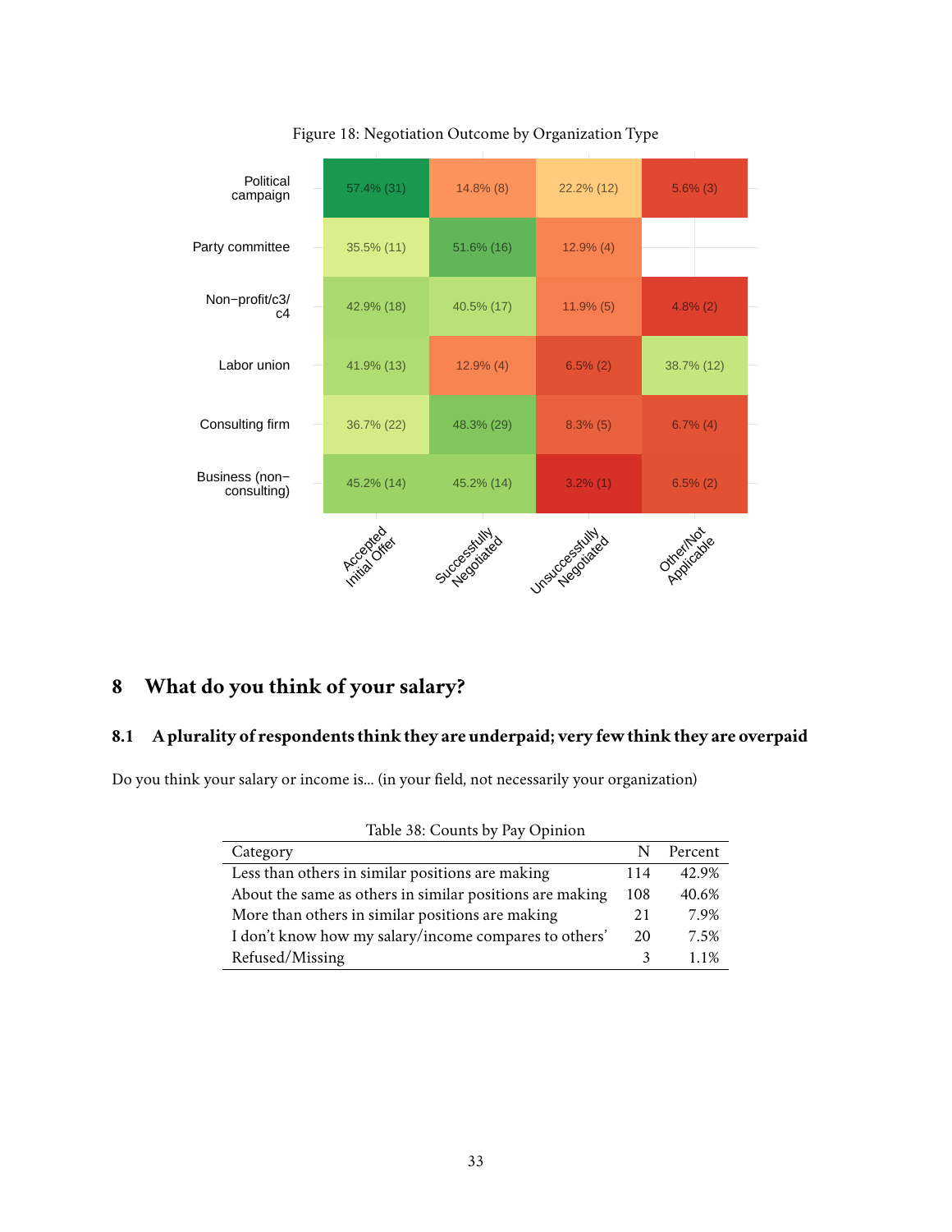Figure 18: Negotiation Outcome by Organization Type

| | Accepted Initial Offer | Successfully Negotiated | Unsuccessfully Negotiated | Other/Not Applicable |
|---|---|---|---|---|
| Political campaign | 57.4% (31) | 14.8% (8) | 22.2% (12) | 5.6% (3) |
| Party committee | 35.5% (11) | 51.6% (16) | 12.9% (4) | |
| Non−profit/c3/c4 | 42.9% (18) | 40.5% (17) | 11.9% (5) | 4.8% (2) |
| Labor union | 41.9% (13) | 12.9% (4) | 6.5% (2) | 38.7% (12) |
| Consulting firm | 36.7% (22) | 48.3% (29) | 8.3% (5) | 6.7% (4) |
| Business (non−consulting) | 45.2% (14) | 45.2% (14) | 3.2% (1) | 6.5% (2) |

# 8 What do you think of your salary?

## 8.1 A plurality of respondents think they are underpaid; very few think they are overpaid

Do you think your salary or income is... (in your field, not necessarily your organization)

Table 38: Counts by Pay Opinion

| Category | N | Percent |
|---|---|---|
| Less than others in similar positions are making | 114 | 42.9% |
| About the same as others in similar positions are making | 108 | 40.6% |
| More than others in similar positions are making | 21 | 7.9% |
| I don't know how my salary/income compares to others' | 20 | 7.5% |
| Refused/Missing | 3 | 1.1% |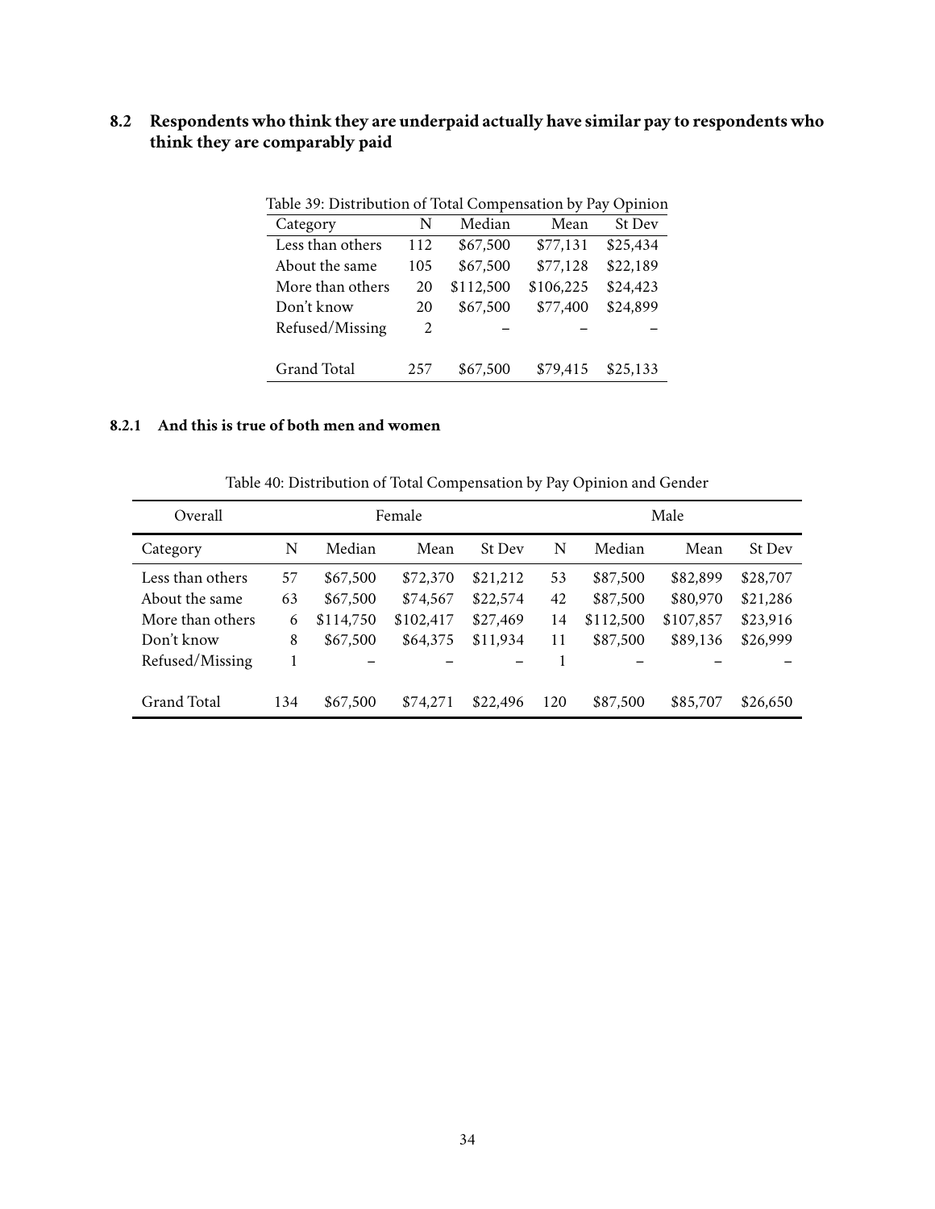## 8.2 Respondents who think they are underpaid actually have similar pay to respondents who think they are comparably paid

Table 39: Distribution of Total Compensation by Pay Opinion

| Category | N | Median | Mean | St Dev |
|---|---|---|---|---|
| Less than others | 112 | $67,500 | $77,131 | $25,434 |
| About the same | 105 | $67,500 | $77,128 | $22,189 |
| More than others | 20 | $112,500 | $106,225 | $24,423 |
| Don't know | 20 | $67,500 | $77,400 | $24,899 |
| Refused/Missing | 2 | – | – | – |
| Grand Total | 257 | $67,500 | $79,415 | $25,133 |

### 8.2.1 And this is true of both men and women

Table 40: Distribution of Total Compensation by Pay Opinion and Gender

| Overall | Female | | | | Male | | | |
|---|---|---|---|---|---|---|---|---|
| Category | N | Median | Mean | St Dev | N | Median | Mean | St Dev |
| Less than others | 57 | $67,500 | $72,370 | $21,212 | 53 | $87,500 | $82,899 | $28,707 |
| About the same | 63 | $67,500 | $74,567 | $22,574 | 42 | $87,500 | $80,970 | $21,286 |
| More than others | 6 | $114,750 | $102,417 | $27,469 | 14 | $112,500 | $107,857 | $23,916 |
| Don't know | 8 | $67,500 | $64,375 | $11,934 | 11 | $87,500 | $89,136 | $26,999 |
| Refused/Missing | 1 | – | – | – | 1 | – | – | – |
| Grand Total | 134 | $67,500 | $74,271 | $22,496 | 120 | $87,500 | $85,707 | $26,650 |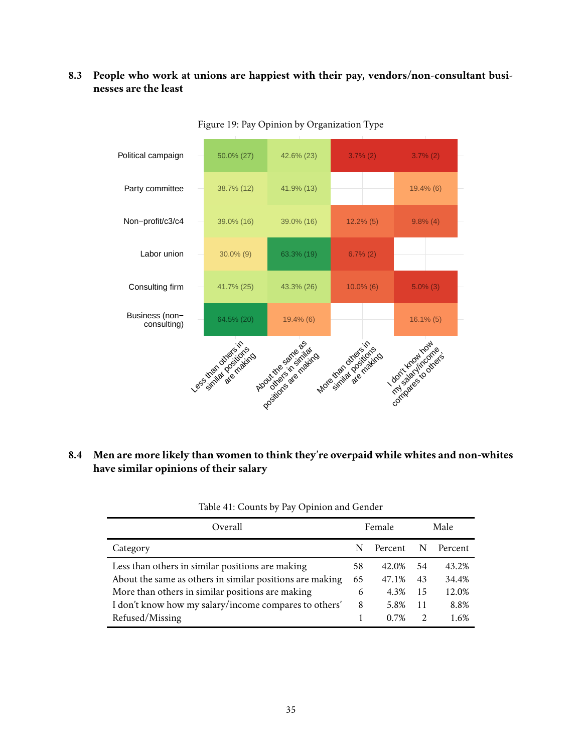### 8.3 People who work at unions are happiest with their pay, vendors/non-consultant businesses are the least

Figure 19: Pay Opinion by Organization Type

| | Less than others in similar positions are making | About the same as others in similar positions are making | More than others in similar positions are making | I don't know how my salary/income compares to others' |
|---|---|---|---|---|
| Political campaign | 50.0% (27) | 42.6% (23) | 3.7% (2) | 3.7% (2) |
| Party committee | 38.7% (12) | 41.9% (13) | | 19.4% (6) |
| Non−profit/c3/c4 | 39.0% (16) | 39.0% (16) | 12.2% (5) | 9.8% (4) |
| Labor union | 30.0% (9) | 63.3% (19) | 6.7% (2) | |
| Consulting firm | 41.7% (25) | 43.3% (26) | 10.0% (6) | 5.0% (3) |
| Business (non−consulting) | 64.5% (20) | 19.4% (6) | | 16.1% (5) |

### 8.4 Men are more likely than women to think they're overpaid while whites and non-whites have similar opinions of their salary

Table 41: Counts by Pay Opinion and Gender

| Overall | Female | | Male | |
|---|---|---|---|---|
| Category | N | Percent | N | Percent |
| Less than others in similar positions are making | 58 | 42.0% | 54 | 43.2% |
| About the same as others in similar positions are making | 65 | 47.1% | 43 | 34.4% |
| More than others in similar positions are making | 6 | 4.3% | 15 | 12.0% |
| I don't know how my salary/income compares to others' | 8 | 5.8% | 11 | 8.8% |
| Refused/Missing | 1 | 0.7% | 2 | 1.6% |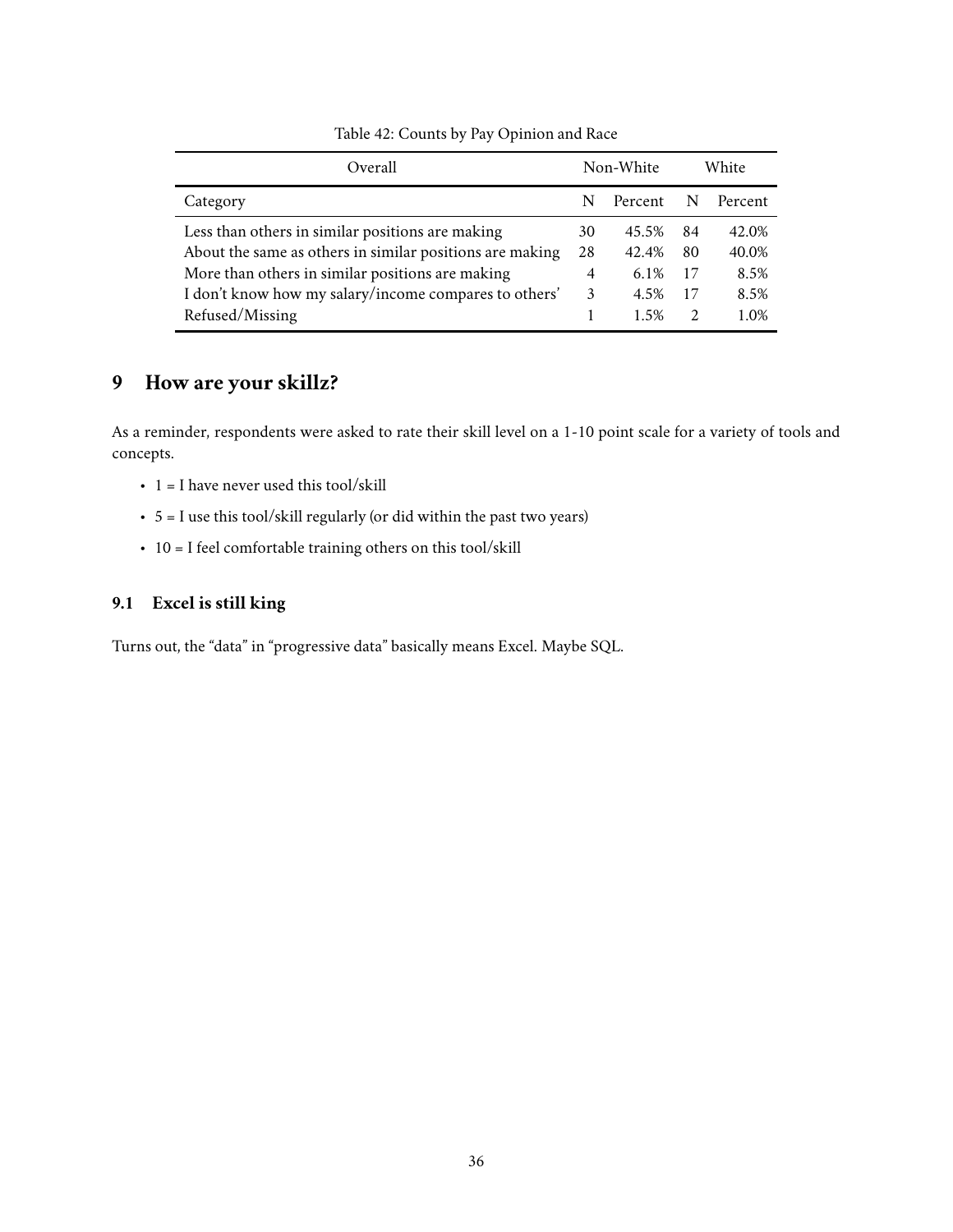Table 42: Counts by Pay Opinion and Race

| Overall | Non-White | | White | |
|---|---|---|---|---|
| Category | N | Percent | N | Percent |
| Less than others in similar positions are making | 30 | 45.5% | 84 | 42.0% |
| About the same as others in similar positions are making | 28 | 42.4% | 80 | 40.0% |
| More than others in similar positions are making | 4 | 6.1% | 17 | 8.5% |
| I don't know how my salary/income compares to others' | 3 | 4.5% | 17 | 8.5% |
| Refused/Missing | 1 | 1.5% | 2 | 1.0% |

# 9 How are your skillz?

As a reminder, respondents were asked to rate their skill level on a 1-10 point scale for a variety of tools and concepts.

- 1 = I have never used this tool/skill
- 5 = I use this tool/skill regularly (or did within the past two years)
- 10 = I feel comfortable training others on this tool/skill

## 9.1 Excel is still king

Turns out, the "data" in "progressive data" basically means Excel. Maybe SQL.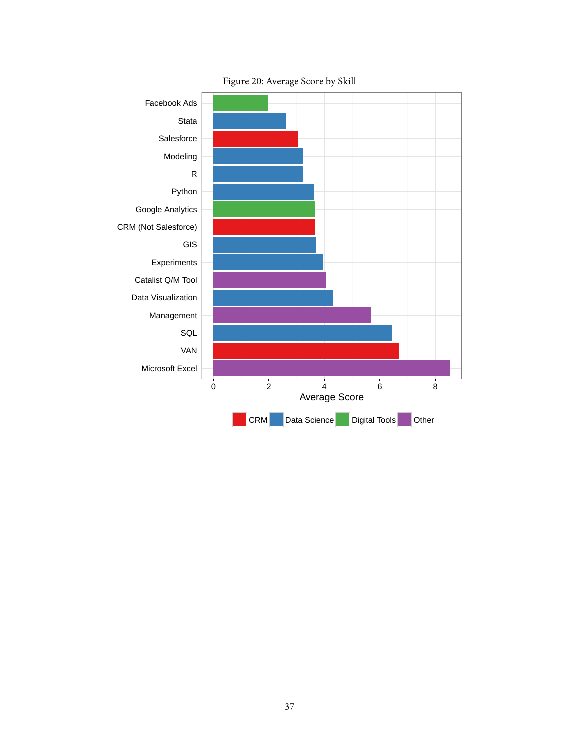Figure 20: Average Score by Skill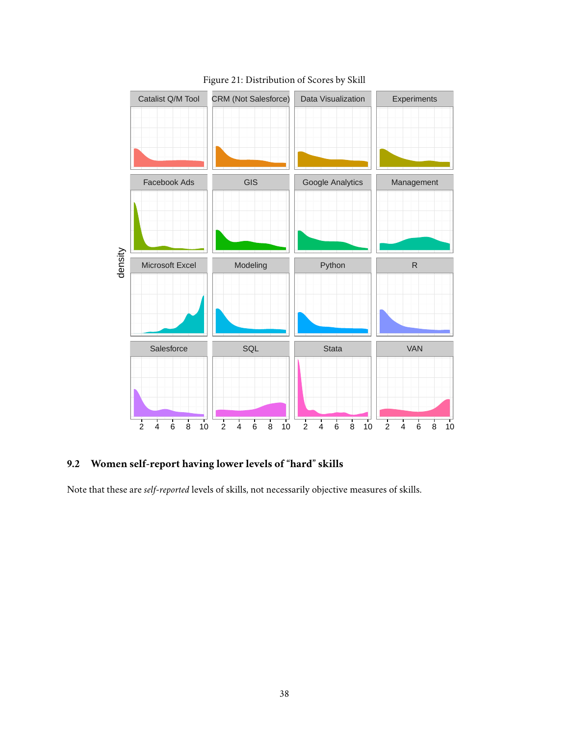Figure 21: Distribution of Scores by Skill

## 9.2 Women self-report having lower levels of “hard” skills

Note that these are *self-reported* levels of skills, not necessarily objective measures of skills.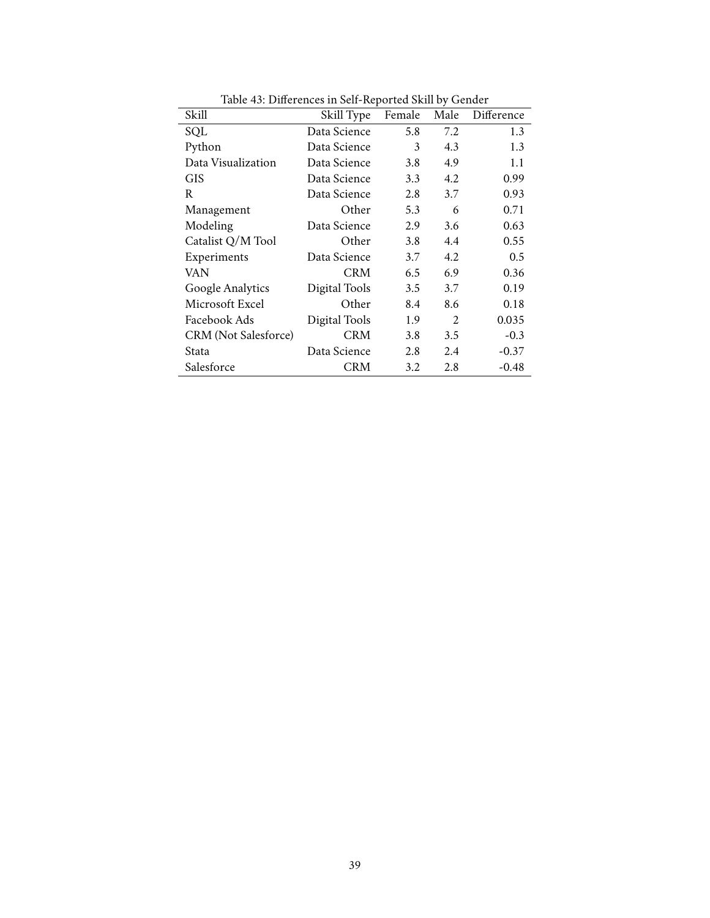Table 43: Differences in Self-Reported Skill by Gender

| Skill | Skill Type | Female | Male | Difference |
|---|---|---|---|---|
| SQL | Data Science | 5.8 | 7.2 | 1.3 |
| Python | Data Science | 3 | 4.3 | 1.3 |
| Data Visualization | Data Science | 3.8 | 4.9 | 1.1 |
| GIS | Data Science | 3.3 | 4.2 | 0.99 |
| R | Data Science | 2.8 | 3.7 | 0.93 |
| Management | Other | 5.3 | 6 | 0.71 |
| Modeling | Data Science | 2.9 | 3.6 | 0.63 |
| Catalist Q/M Tool | Other | 3.8 | 4.4 | 0.55 |
| Experiments | Data Science | 3.7 | 4.2 | 0.5 |
| VAN | CRM | 6.5 | 6.9 | 0.36 |
| Google Analytics | Digital Tools | 3.5 | 3.7 | 0.19 |
| Microsoft Excel | Other | 8.4 | 8.6 | 0.18 |
| Facebook Ads | Digital Tools | 1.9 | 2 | 0.035 |
| CRM (Not Salesforce) | CRM | 3.8 | 3.5 | -0.3 |
| Stata | Data Science | 2.8 | 2.4 | -0.37 |
| Salesforce | CRM | 3.2 | 2.8 | -0.48 |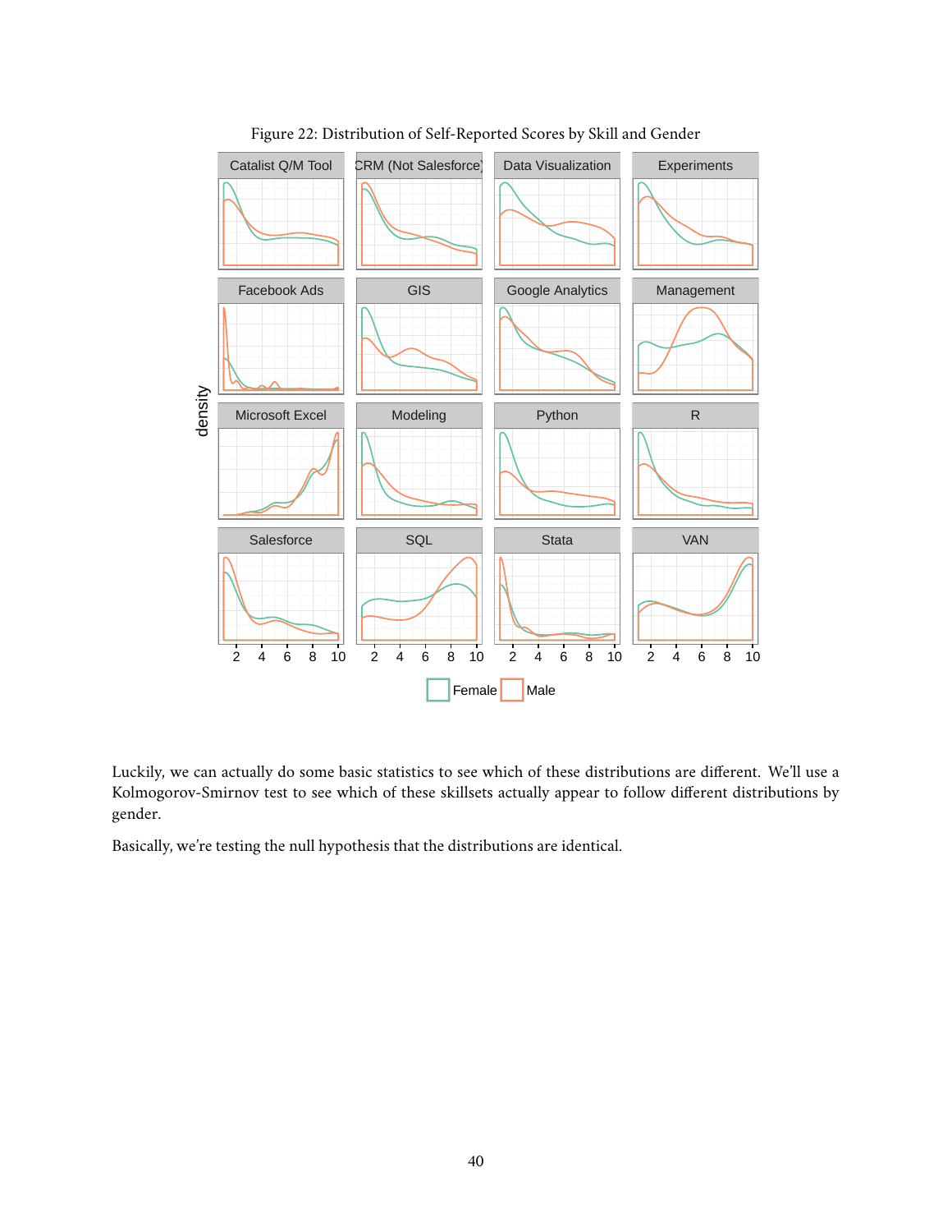Figure 22: Distribution of Self-Reported Scores by Skill and Gender

Luckily, we can actually do some basic statistics to see which of these distributions are different. We'll use a Kolmogorov-Smirnov test to see which of these skillsets actually appear to follow different distributions by gender.

Basically, we're testing the null hypothesis that the distributions are identical.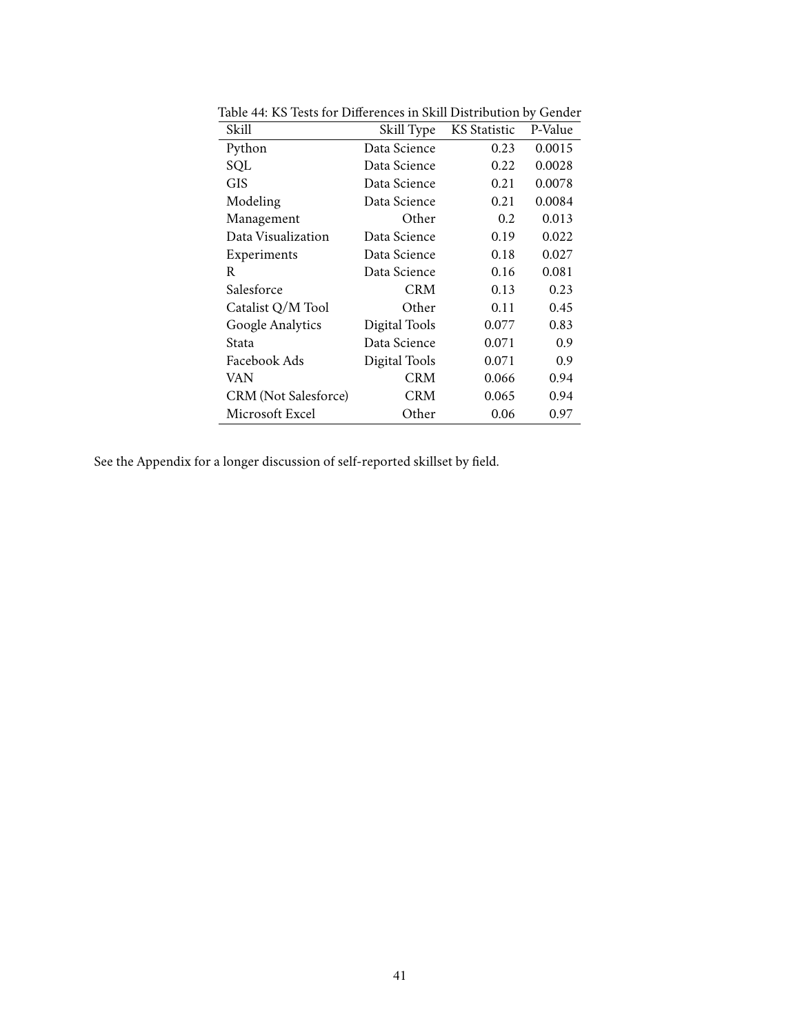Table 44: KS Tests for Differences in Skill Distribution by Gender

| Skill | Skill Type | KS Statistic | P-Value |
|---|---|---|---|
| Python | Data Science | 0.23 | 0.0015 |
| SQL | Data Science | 0.22 | 0.0028 |
| GIS | Data Science | 0.21 | 0.0078 |
| Modeling | Data Science | 0.21 | 0.0084 |
| Management | Other | 0.2 | 0.013 |
| Data Visualization | Data Science | 0.19 | 0.022 |
| Experiments | Data Science | 0.18 | 0.027 |
| R | Data Science | 0.16 | 0.081 |
| Salesforce | CRM | 0.13 | 0.23 |
| Catalist Q/M Tool | Other | 0.11 | 0.45 |
| Google Analytics | Digital Tools | 0.077 | 0.83 |
| Stata | Data Science | 0.071 | 0.9 |
| Facebook Ads | Digital Tools | 0.071 | 0.9 |
| VAN | CRM | 0.066 | 0.94 |
| CRM (Not Salesforce) | CRM | 0.065 | 0.94 |
| Microsoft Excel | Other | 0.06 | 0.97 |

See the Appendix for a longer discussion of self-reported skillset by field.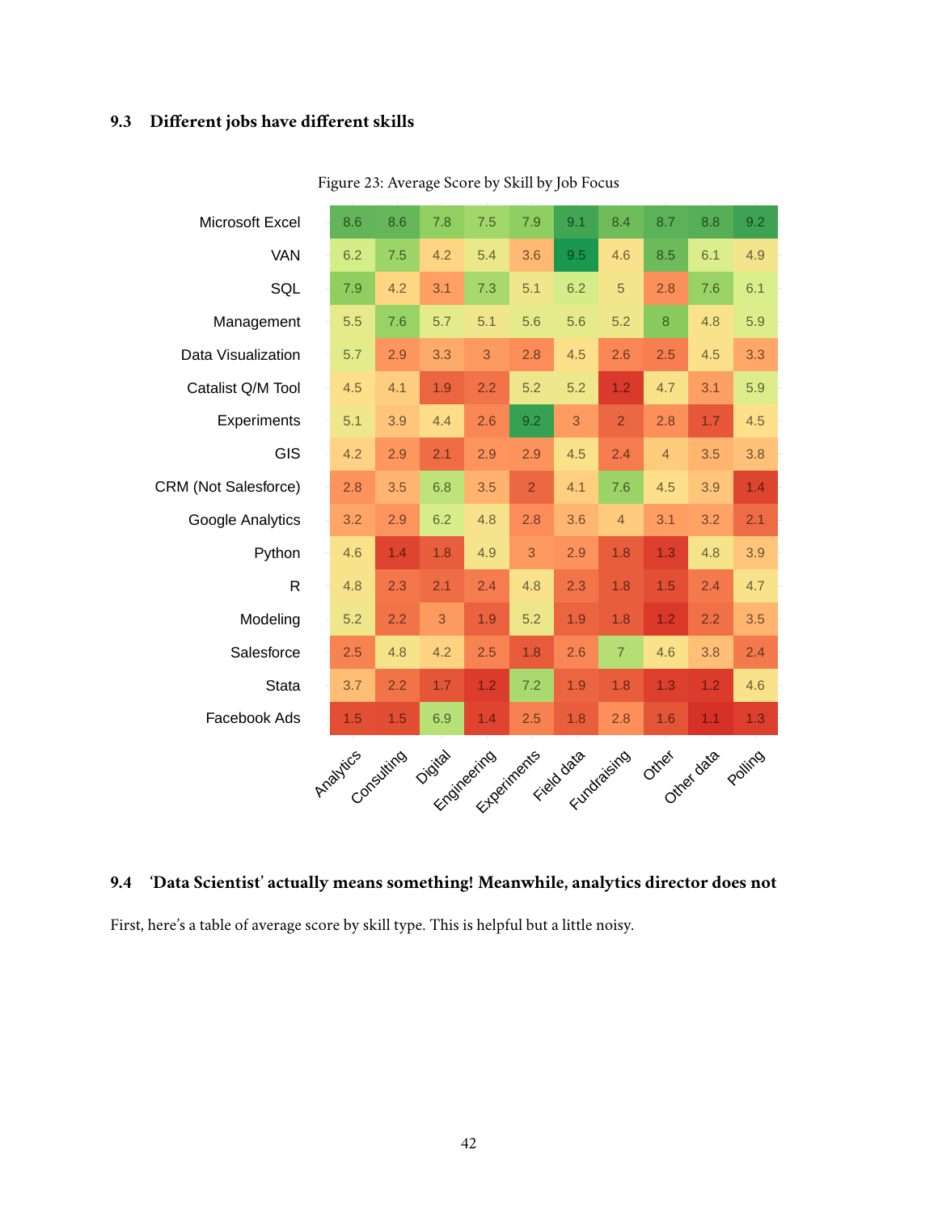### 9.3 Different jobs have different skills

Figure 23: Average Score by Skill by Job Focus

| | Analytics | Consulting | Digital | Engineering | Experiments | Field data | Fundraising | Other | Other data | Polling |
|---|---|---|---|---|---|---|---|---|---|---|
| Microsoft Excel | 8.6 | 8.6 | 7.8 | 7.5 | 7.9 | 9.1 | 8.4 | 8.7 | 8.8 | 9.2 |
| VAN | 6.2 | 7.5 | 4.2 | 5.4 | 3.6 | 9.5 | 4.6 | 8.5 | 6.1 | 4.9 |
| SQL | 7.9 | 4.2 | 3.1 | 7.3 | 5.1 | 6.2 | 5 | 2.8 | 7.6 | 6.1 |
| Management | 5.5 | 7.6 | 5.7 | 5.1 | 5.6 | 5.6 | 5.2 | 8 | 4.8 | 5.9 |
| Data Visualization | 5.7 | 2.9 | 3.3 | 3 | 2.8 | 4.5 | 2.6 | 2.5 | 4.5 | 3.3 |
| Catalist Q/M Tool | 4.5 | 4.1 | 1.9 | 2.2 | 5.2 | 5.2 | 1.2 | 4.7 | 3.1 | 5.9 |
| Experiments | 5.1 | 3.9 | 4.4 | 2.6 | 9.2 | 3 | 2 | 2.8 | 1.7 | 4.5 |
| GIS | 4.2 | 2.9 | 2.1 | 2.9 | 2.9 | 4.5 | 2.4 | 4 | 3.5 | 3.8 |
| CRM (Not Salesforce) | 2.8 | 3.5 | 6.8 | 3.5 | 2 | 4.1 | 7.6 | 4.5 | 3.9 | 1.4 |
| Google Analytics | 3.2 | 2.9 | 6.2 | 4.8 | 2.8 | 3.6 | 4 | 3.1 | 3.2 | 2.1 |
| Python | 4.6 | 1.4 | 1.8 | 4.9 | 3 | 2.9 | 1.8 | 1.3 | 4.8 | 3.9 |
| R | 4.8 | 2.3 | 2.1 | 2.4 | 4.8 | 2.3 | 1.8 | 1.5 | 2.4 | 4.7 |
| Modeling | 5.2 | 2.2 | 3 | 1.9 | 5.2 | 1.9 | 1.8 | 1.2 | 2.2 | 3.5 |
| Salesforce | 2.5 | 4.8 | 4.2 | 2.5 | 1.8 | 2.6 | 7 | 4.6 | 3.8 | 2.4 |
| Stata | 3.7 | 2.2 | 1.7 | 1.2 | 7.2 | 1.9 | 1.8 | 1.3 | 1.2 | 4.6 |
| Facebook Ads | 1.5 | 1.5 | 6.9 | 1.4 | 2.5 | 1.8 | 2.8 | 1.6 | 1.1 | 1.3 |

### 9.4 'Data Scientist' actually means something! Meanwhile, analytics director does not

First, here's a table of average score by skill type. This is helpful but a little noisy.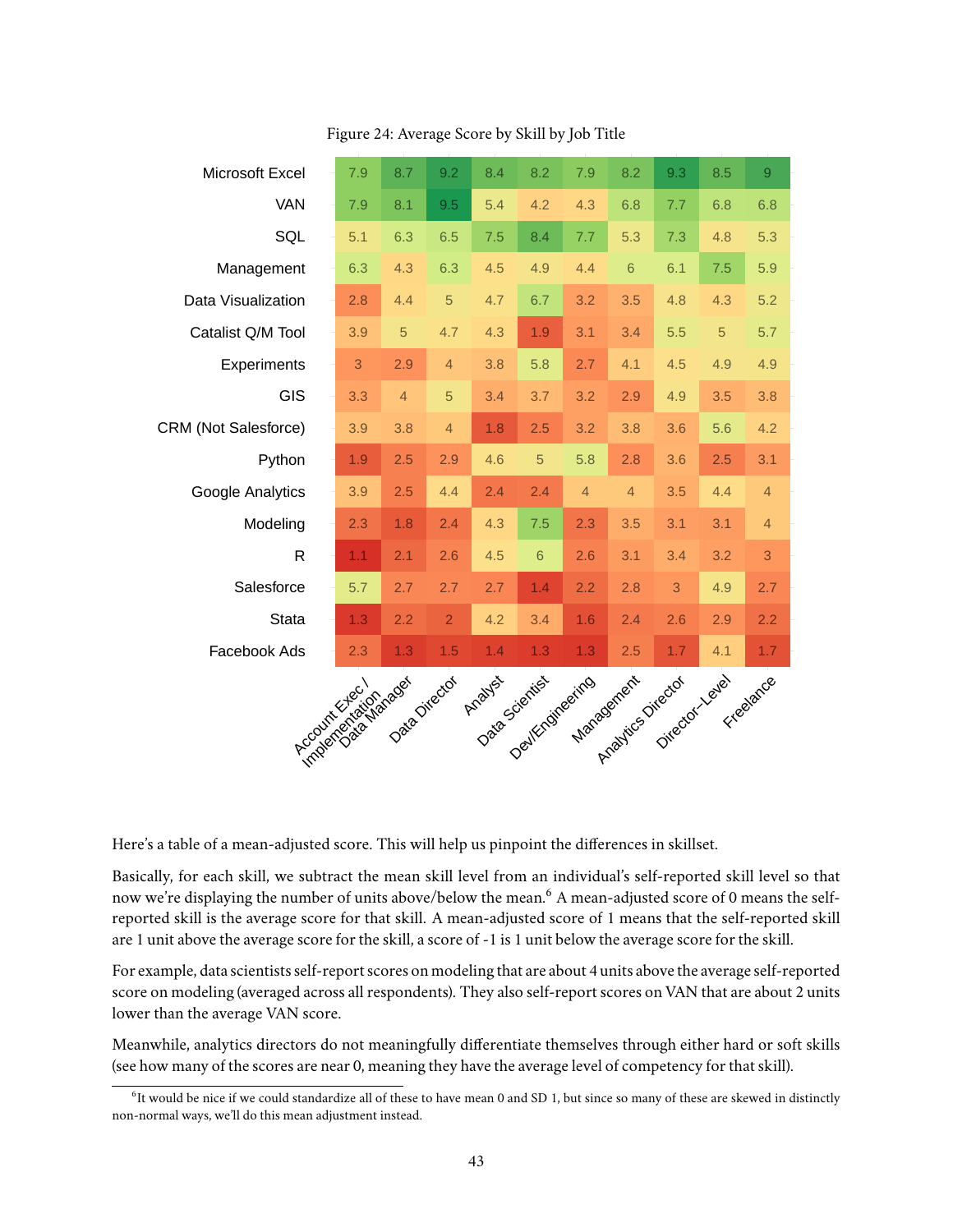Figure 24: Average Score by Skill by Job Title

| | Account Exec / Implementation | Data Manager | Data Director | Analyst | Data Scientist | Dev/Engineering | Management | Analytics Director | Director–Level | Freelance |
|---|---|---|---|---|---|---|---|---|---|---|
| Microsoft Excel | 7.9 | 8.7 | 9.2 | 8.4 | 8.2 | 7.9 | 8.2 | 9.3 | 8.5 | 9 |
| VAN | 7.9 | 8.1 | 9.5 | 5.4 | 4.2 | 4.3 | 6.8 | 7.7 | 6.8 | 6.8 |
| SQL | 5.1 | 6.3 | 6.5 | 7.5 | 8.4 | 7.7 | 5.3 | 7.3 | 4.8 | 5.3 |
| Management | 6.3 | 4.3 | 6.3 | 4.5 | 4.9 | 4.4 | 6 | 6.1 | 7.5 | 5.9 |
| Data Visualization | 2.8 | 4.4 | 5 | 4.7 | 6.7 | 3.2 | 3.5 | 4.8 | 4.3 | 5.2 |
| Catalist Q/M Tool | 3.9 | 5 | 4.7 | 4.3 | 1.9 | 3.1 | 3.4 | 5.5 | 5 | 5.7 |
| Experiments | 3 | 2.9 | 4 | 3.8 | 5.8 | 2.7 | 4.1 | 4.5 | 4.9 | 4.9 |
| GIS | 3.3 | 4 | 5 | 3.4 | 3.7 | 3.2 | 2.9 | 4.9 | 3.5 | 3.8 |
| CRM (Not Salesforce) | 3.9 | 3.8 | 4 | 1.8 | 2.5 | 3.2 | 3.8 | 3.6 | 5.6 | 4.2 |
| Python | 1.9 | 2.5 | 2.9 | 4.6 | 5 | 5.8 | 2.8 | 3.6 | 2.5 | 3.1 |
| Google Analytics | 3.9 | 2.5 | 4.4 | 2.4 | 2.4 | 4 | 4 | 3.5 | 4.4 | 4 |
| Modeling | 2.3 | 1.8 | 2.4 | 4.3 | 7.5 | 2.3 | 3.5 | 3.1 | 3.1 | 4 |
| R | 1.1 | 2.1 | 2.6 | 4.5 | 6 | 2.6 | 3.1 | 3.4 | 3.2 | 3 |
| Salesforce | 5.7 | 2.7 | 2.7 | 2.7 | 1.4 | 2.2 | 2.8 | 3 | 4.9 | 2.7 |
| Stata | 1.3 | 2.2 | 2 | 4.2 | 3.4 | 1.6 | 2.4 | 2.6 | 2.9 | 2.2 |
| Facebook Ads | 2.3 | 1.3 | 1.5 | 1.4 | 1.3 | 1.3 | 2.5 | 1.7 | 4.1 | 1.7 |

Here's a table of a mean-adjusted score. This will help us pinpoint the differences in skillset.

Basically, for each skill, we subtract the mean skill level from an individual's self-reported skill level so that now we're displaying the number of units above/below the mean.[6] A mean-adjusted score of 0 means the self-reported skill is the average score for that skill. A mean-adjusted score of 1 means that the self-reported skill are 1 unit above the average score for the skill, a score of -1 is 1 unit below the average score for the skill.

For example, data scientists self-report scores on modeling that are about 4 units above the average self-reported score on modeling (averaged across all respondents). They also self-report scores on VAN that are about 2 units lower than the average VAN score.

Meanwhile, analytics directors do not meaningfully differentiate themselves through either hard or soft skills (see how many of the scores are near 0, meaning they have the average level of competency for that skill).

[6] It would be nice if we could standardize all of these to have mean 0 and SD 1, but since so many of these are skewed in distinctly non-normal ways, we'll do this mean adjustment instead.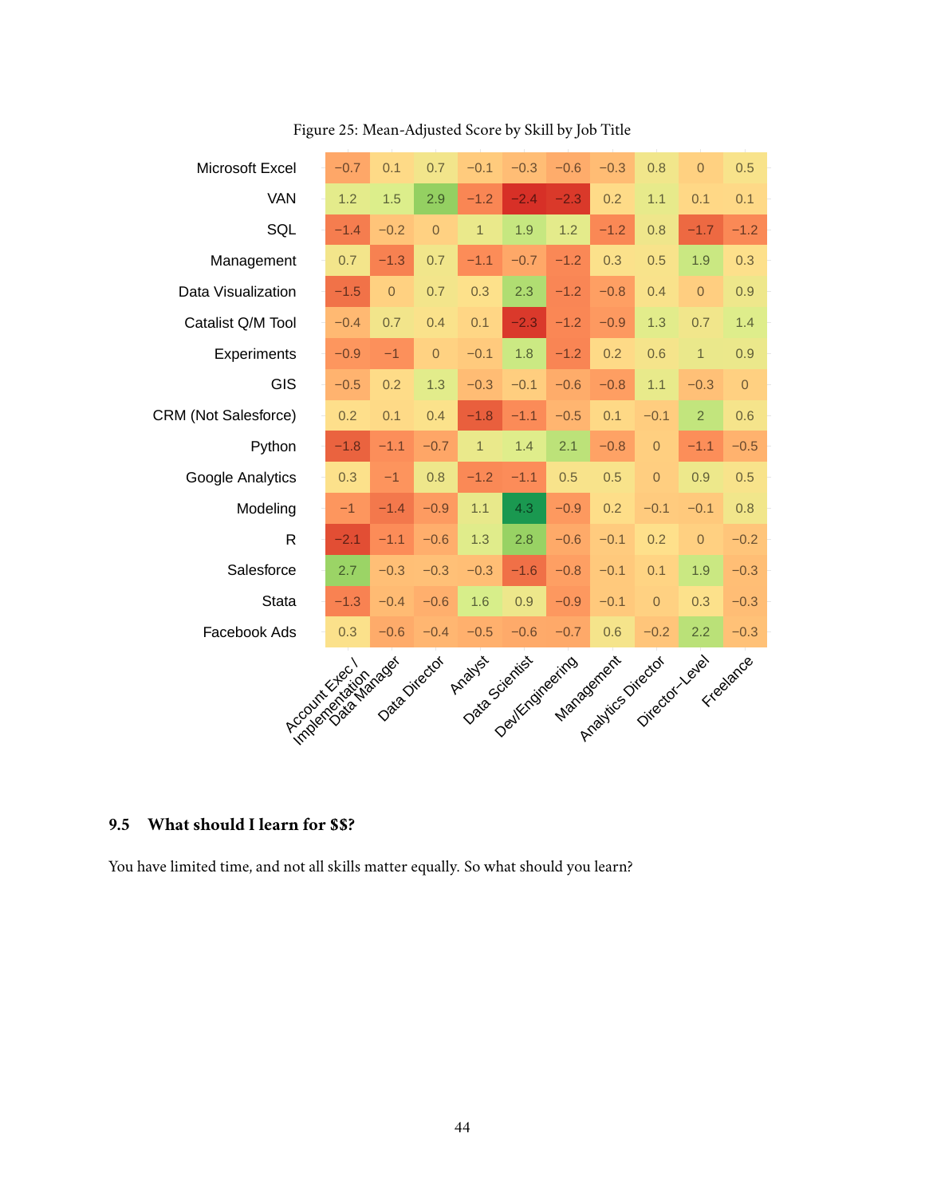Figure 25: Mean-Adjusted Score by Skill by Job Title

| | Account Exec / Implementation | Data Manager | Data Director | Analyst | Data Scientist | Dev/Engineering | Management | Analytics Director | Director–Level | Freelance |
|---|---|---|---|---|---|---|---|---|---|---|
| Microsoft Excel | −0.7 | 0.1 | 0.7 | −0.1 | −0.3 | −0.6 | −0.3 | 0.8 | 0 | 0.5 |
| VAN | 1.2 | 1.5 | 2.9 | −1.2 | −2.4 | −2.3 | 0.2 | 1.1 | 0.1 | 0.1 |
| SQL | −1.4 | −0.2 | 0 | 1 | 1.9 | 1.2 | −1.2 | 0.8 | −1.7 | −1.2 |
| Management | 0.7 | −1.3 | 0.7 | −1.1 | −0.7 | −1.2 | 0.3 | 0.5 | 1.9 | 0.3 |
| Data Visualization | −1.5 | 0 | 0.7 | 0.3 | 2.3 | −1.2 | −0.8 | 0.4 | 0 | 0.9 |
| Catalist Q/M Tool | −0.4 | 0.7 | 0.4 | 0.1 | −2.3 | −1.2 | −0.9 | 1.3 | 0.7 | 1.4 |
| Experiments | −0.9 | −1 | 0 | −0.1 | 1.8 | −1.2 | 0.2 | 0.6 | 1 | 0.9 |
| GIS | −0.5 | 0.2 | 1.3 | −0.3 | −0.1 | −0.6 | −0.8 | 1.1 | −0.3 | 0 |
| CRM (Not Salesforce) | 0.2 | 0.1 | 0.4 | −1.8 | −1.1 | −0.5 | 0.1 | −0.1 | 2 | 0.6 |
| Python | −1.8 | −1.1 | −0.7 | 1 | 1.4 | 2.1 | −0.8 | 0 | −1.1 | −0.5 |
| Google Analytics | 0.3 | −1 | 0.8 | −1.2 | −1.1 | 0.5 | 0.5 | 0 | 0.9 | 0.5 |
| Modeling | −1 | −1.4 | −0.9 | 1.1 | 4.3 | −0.9 | 0.2 | −0.1 | −0.1 | 0.8 |
| R | −2.1 | −1.1 | −0.6 | 1.3 | 2.8 | −0.6 | −0.1 | 0.2 | 0 | −0.2 |
| Salesforce | 2.7 | −0.3 | −0.3 | −0.3 | −1.6 | −0.8 | −0.1 | 0.1 | 1.9 | −0.3 |
| Stata | −1.3 | −0.4 | −0.6 | 1.6 | 0.9 | −0.9 | −0.1 | 0 | 0.3 | −0.3 |
| Facebook Ads | 0.3 | −0.6 | −0.4 | −0.5 | −0.6 | −0.7 | 0.6 | −0.2 | 2.2 | −0.3 |

### 9.5 What should I learn for $$?

You have limited time, and not all skills matter equally. So what should you learn?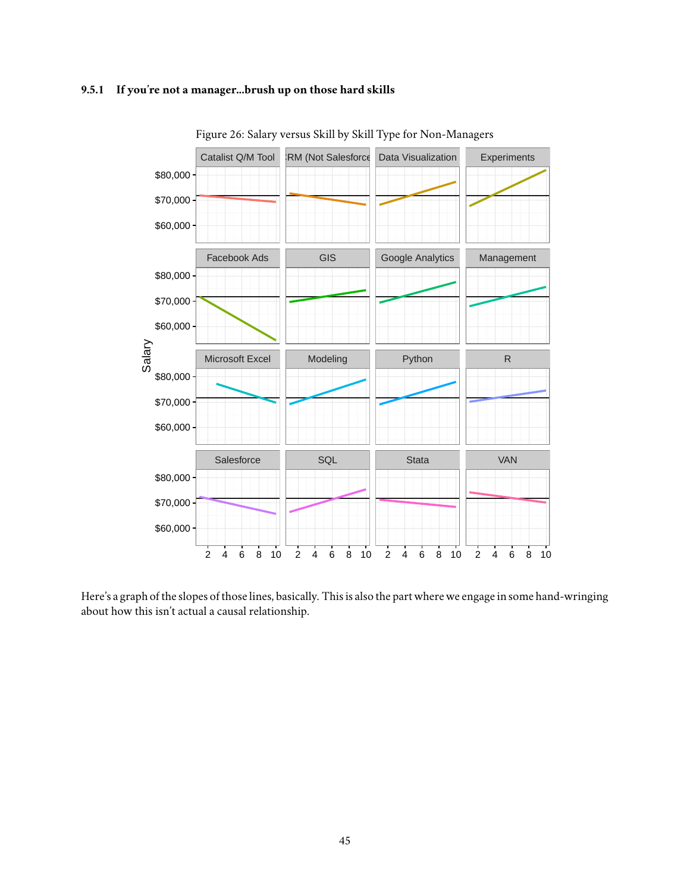### 9.5.1 If you're not a manager...brush up on those hard skills

Figure 26: Salary versus Skill by Skill Type for Non-Managers

Here's a graph of the slopes of those lines, basically. This is also the part where we engage in some hand-wringing about how this isn't actual a causal relationship.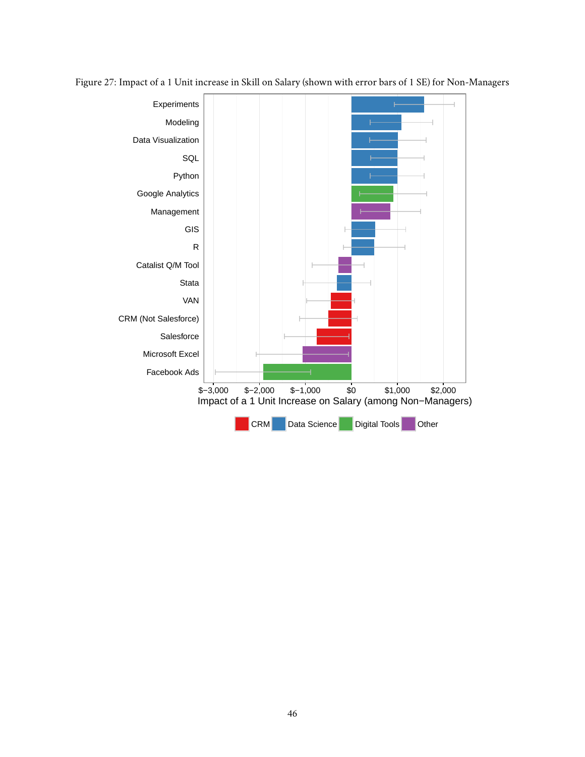Figure 27: Impact of a 1 Unit increase in Skill on Salary (shown with error bars of 1 SE) for Non-Managers

Experiments
Modeling
Data Visualization
SQL
Python
Google Analytics
Management
GIS
R
Catalist Q/M Tool
Stata
VAN
CRM (Not Salesforce)
Salesforce
Microsoft Excel
Facebook Ads

$−3,000 $−2,000 $−1,000 $0 $1,000 $2,000

Impact of a 1 Unit Increase on Salary (among Non−Managers)

CRM Data Science Digital Tools Other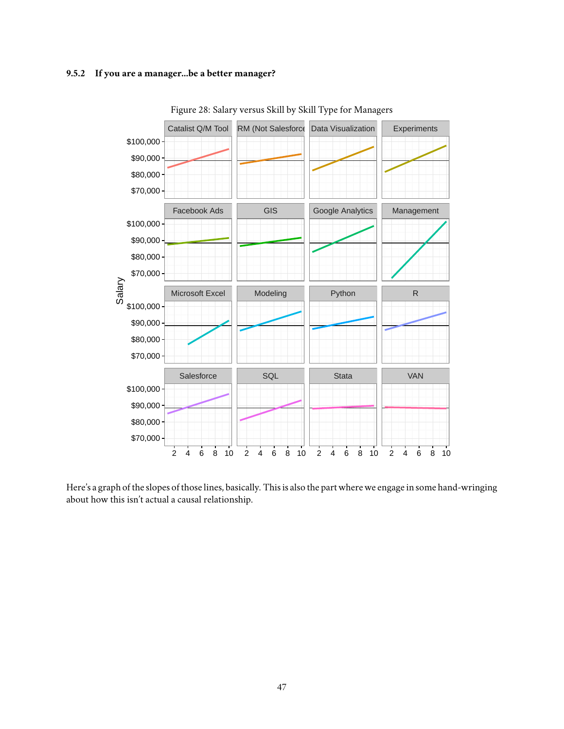### 9.5.2 If you are a manager...be a better manager?

Figure 28: Salary versus Skill by Skill Type for Managers

Here's a graph of the slopes of those lines, basically. This is also the part where we engage in some hand-wringing about how this isn't actual a causal relationship.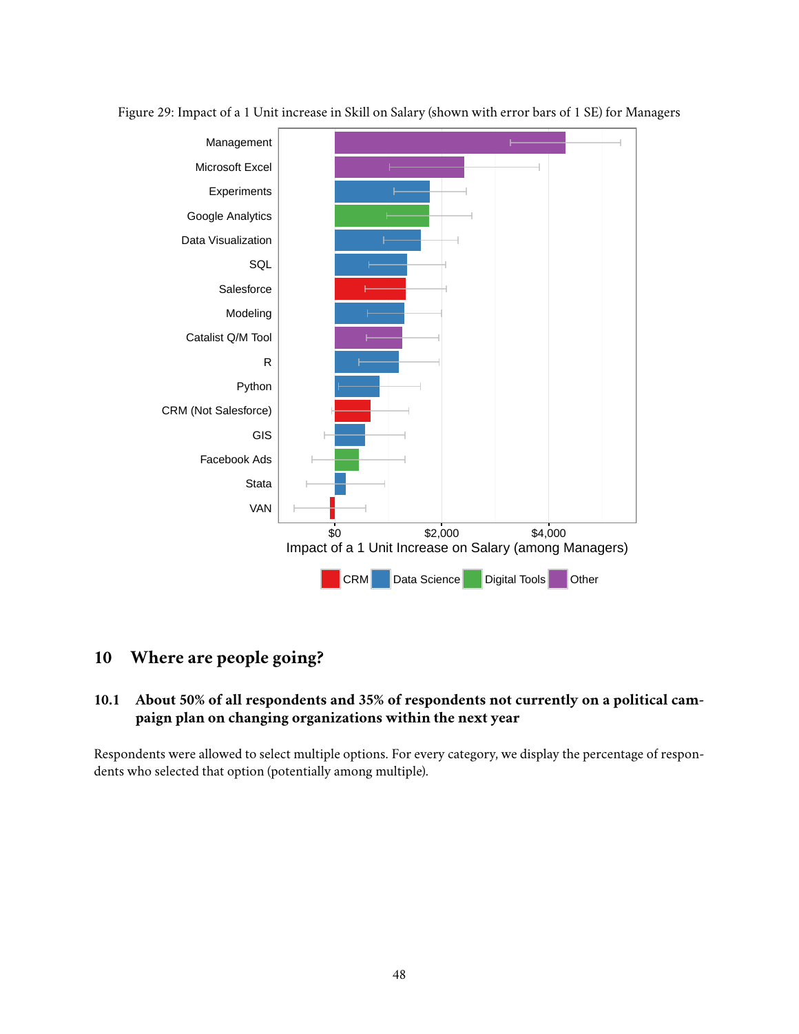Figure 29: Impact of a 1 Unit increase in Skill on Salary (shown with error bars of 1 SE) for Managers

## 10 Where are people going?

### 10.1 About 50% of all respondents and 35% of respondents not currently on a political campaign plan on changing organizations within the next year

Respondents were allowed to select multiple options. For every category, we display the percentage of respondents who selected that option (potentially among multiple).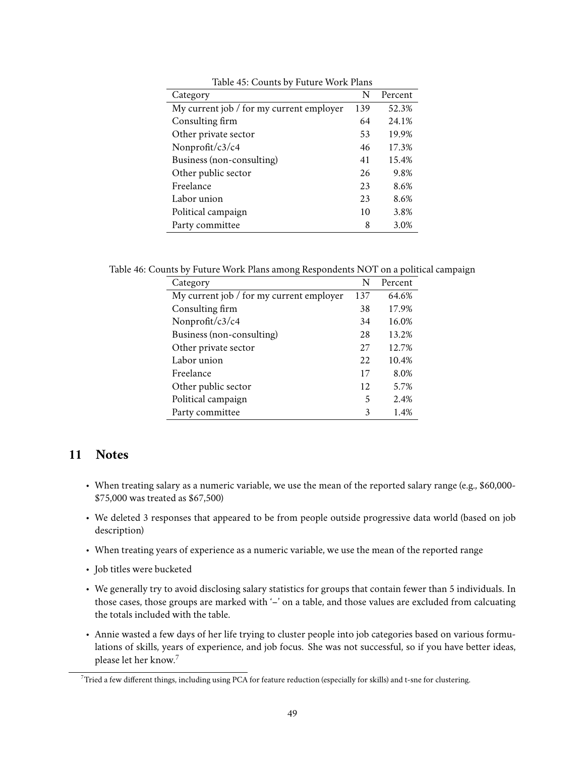Table 45: Counts by Future Work Plans

| Category | N | Percent |
|---|---|---|
| My current job / for my current employer | 139 | 52.3% |
| Consulting firm | 64 | 24.1% |
| Other private sector | 53 | 19.9% |
| Nonprofit/c3/c4 | 46 | 17.3% |
| Business (non-consulting) | 41 | 15.4% |
| Other public sector | 26 | 9.8% |
| Freelance | 23 | 8.6% |
| Labor union | 23 | 8.6% |
| Political campaign | 10 | 3.8% |
| Party committee | 8 | 3.0% |

Table 46: Counts by Future Work Plans among Respondents NOT on a political campaign

| Category | N | Percent |
|---|---|---|
| My current job / for my current employer | 137 | 64.6% |
| Consulting firm | 38 | 17.9% |
| Nonprofit/c3/c4 | 34 | 16.0% |
| Business (non-consulting) | 28 | 13.2% |
| Other private sector | 27 | 12.7% |
| Labor union | 22 | 10.4% |
| Freelance | 17 | 8.0% |
| Other public sector | 12 | 5.7% |
| Political campaign | 5 | 2.4% |
| Party committee | 3 | 1.4% |

## 11 Notes

- When treating salary as a numeric variable, we use the mean of the reported salary range (e.g., $60,000-$75,000 was treated as $67,500)
- We deleted 3 responses that appeared to be from people outside progressive data world (based on job description)
- When treating years of experience as a numeric variable, we use the mean of the reported range
- Job titles were bucketed
- We generally try to avoid disclosing salary statistics for groups that contain fewer than 5 individuals. In those cases, those groups are marked with '–' on a table, and those values are excluded from calcuating the totals included with the table.
- Annie wasted a few days of her life trying to cluster people into job categories based on various formulations of skills, years of experience, and job focus. She was not successful, so if you have better ideas, please let her know.[7]

[7] Tried a few different things, including using PCA for feature reduction (especially for skills) and t-sne for clustering.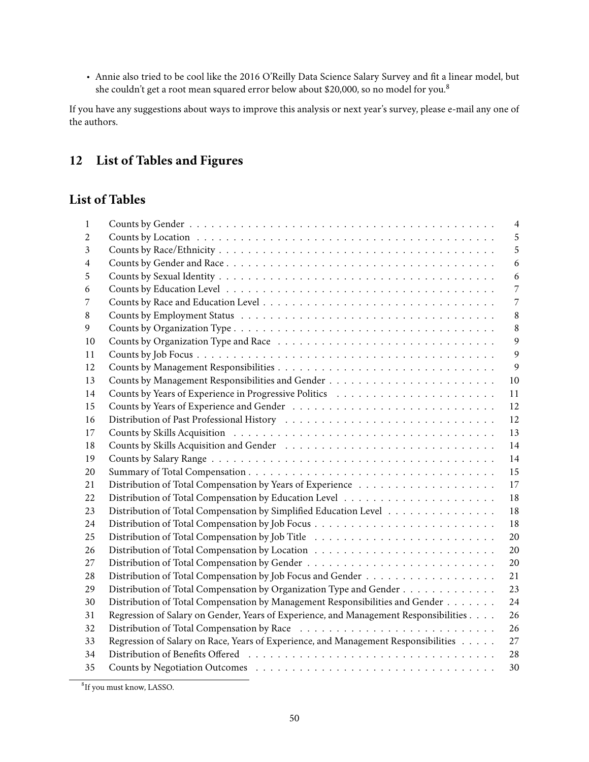- Annie also tried to be cool like the 2016 O'Reilly Data Science Salary Survey and fit a linear model, but she couldn't get a root mean squared error below about $20,000, so no model for you.[8]

If you have any suggestions about ways to improve this analysis or next year's survey, please e-mail any one of the authors.

# 12 List of Tables and Figures

## List of Tables

| | | |
|---|---|---|
| 1 | Counts by Gender | 4 |
| 2 | Counts by Location | 5 |
| 3 | Counts by Race/Ethnicity | 5 |
| 4 | Counts by Gender and Race | 6 |
| 5 | Counts by Sexual Identity | 6 |
| 6 | Counts by Education Level | 7 |
| 7 | Counts by Race and Education Level | 7 |
| 8 | Counts by Employment Status | 8 |
| 9 | Counts by Organization Type | 8 |
| 10 | Counts by Organization Type and Race | 9 |
| 11 | Counts by Job Focus | 9 |
| 12 | Counts by Management Responsibilities | 9 |
| 13 | Counts by Management Responsibilities and Gender | 10 |
| 14 | Counts by Years of Experience in Progressive Politics | 11 |
| 15 | Counts by Years of Experience and Gender | 12 |
| 16 | Distribution of Past Professional History | 12 |
| 17 | Counts by Skills Acquisition | 13 |
| 18 | Counts by Skills Acquisition and Gender | 14 |
| 19 | Counts by Salary Range | 14 |
| 20 | Summary of Total Compensation | 15 |
| 21 | Distribution of Total Compensation by Years of Experience | 17 |
| 22 | Distribution of Total Compensation by Education Level | 18 |
| 23 | Distribution of Total Compensation by Simplified Education Level | 18 |
| 24 | Distribution of Total Compensation by Job Focus | 18 |
| 25 | Distribution of Total Compensation by Job Title | 20 |
| 26 | Distribution of Total Compensation by Location | 20 |
| 27 | Distribution of Total Compensation by Gender | 20 |
| 28 | Distribution of Total Compensation by Job Focus and Gender | 21 |
| 29 | Distribution of Total Compensation by Organization Type and Gender | 23 |
| 30 | Distribution of Total Compensation by Management Responsibilities and Gender | 24 |
| 31 | Regression of Salary on Gender, Years of Experience, and Management Responsibilities | 26 |
| 32 | Distribution of Total Compensation by Race | 26 |
| 33 | Regression of Salary on Race, Years of Experience, and Management Responsibilities | 27 |
| 34 | Distribution of Benefits Offered | 28 |
| 35 | Counts by Negotiation Outcomes | 30 |

[8] If you must know, LASSO.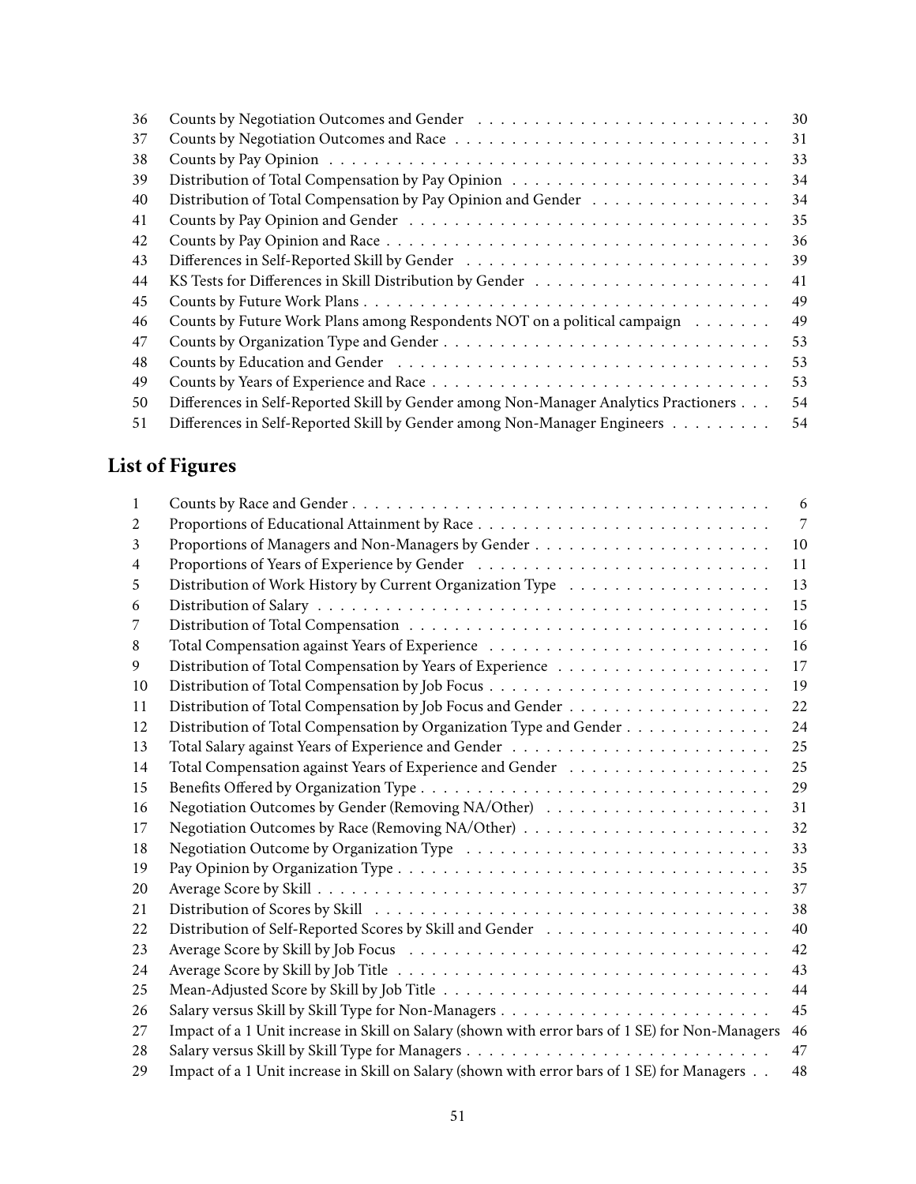| | | |
|---|---|---|
| 36 | Counts by Negotiation Outcomes and Gender | 30 |
| 37 | Counts by Negotiation Outcomes and Race | 31 |
| 38 | Counts by Pay Opinion | 33 |
| 39 | Distribution of Total Compensation by Pay Opinion | 34 |
| 40 | Distribution of Total Compensation by Pay Opinion and Gender | 34 |
| 41 | Counts by Pay Opinion and Gender | 35 |
| 42 | Counts by Pay Opinion and Race | 36 |
| 43 | Differences in Self-Reported Skill by Gender | 39 |
| 44 | KS Tests for Differences in Skill Distribution by Gender | 41 |
| 45 | Counts by Future Work Plans | 49 |
| 46 | Counts by Future Work Plans among Respondents NOT on a political campaign | 49 |
| 47 | Counts by Organization Type and Gender | 53 |
| 48 | Counts by Education and Gender | 53 |
| 49 | Counts by Years of Experience and Race | 53 |
| 50 | Differences in Self-Reported Skill by Gender among Non-Manager Analytics Practioners | 54 |
| 51 | Differences in Self-Reported Skill by Gender among Non-Manager Engineers | 54 |

## List of Figures

| | | |
|---|---|---|
| 1 | Counts by Race and Gender | 6 |
| 2 | Proportions of Educational Attainment by Race | 7 |
| 3 | Proportions of Managers and Non-Managers by Gender | 10 |
| 4 | Proportions of Years of Experience by Gender | 11 |
| 5 | Distribution of Work History by Current Organization Type | 13 |
| 6 | Distribution of Salary | 15 |
| 7 | Distribution of Total Compensation | 16 |
| 8 | Total Compensation against Years of Experience | 16 |
| 9 | Distribution of Total Compensation by Years of Experience | 17 |
| 10 | Distribution of Total Compensation by Job Focus | 19 |
| 11 | Distribution of Total Compensation by Job Focus and Gender | 22 |
| 12 | Distribution of Total Compensation by Organization Type and Gender | 24 |
| 13 | Total Salary against Years of Experience and Gender | 25 |
| 14 | Total Compensation against Years of Experience and Gender | 25 |
| 15 | Benefits Offered by Organization Type | 29 |
| 16 | Negotiation Outcomes by Gender (Removing NA/Other) | 31 |
| 17 | Negotiation Outcomes by Race (Removing NA/Other) | 32 |
| 18 | Negotiation Outcome by Organization Type | 33 |
| 19 | Pay Opinion by Organization Type | 35 |
| 20 | Average Score by Skill | 37 |
| 21 | Distribution of Scores by Skill | 38 |
| 22 | Distribution of Self-Reported Scores by Skill and Gender | 40 |
| 23 | Average Score by Skill by Job Focus | 42 |
| 24 | Average Score by Skill by Job Title | 43 |
| 25 | Mean-Adjusted Score by Skill by Job Title | 44 |
| 26 | Salary versus Skill by Skill Type for Non-Managers | 45 |
| 27 | Impact of a 1 Unit increase in Skill on Salary (shown with error bars of 1 SE) for Non-Managers | 46 |
| 28 | Salary versus Skill by Skill Type for Managers | 47 |
| 29 | Impact of a 1 Unit increase in Skill on Salary (shown with error bars of 1 SE) for Managers | 48 |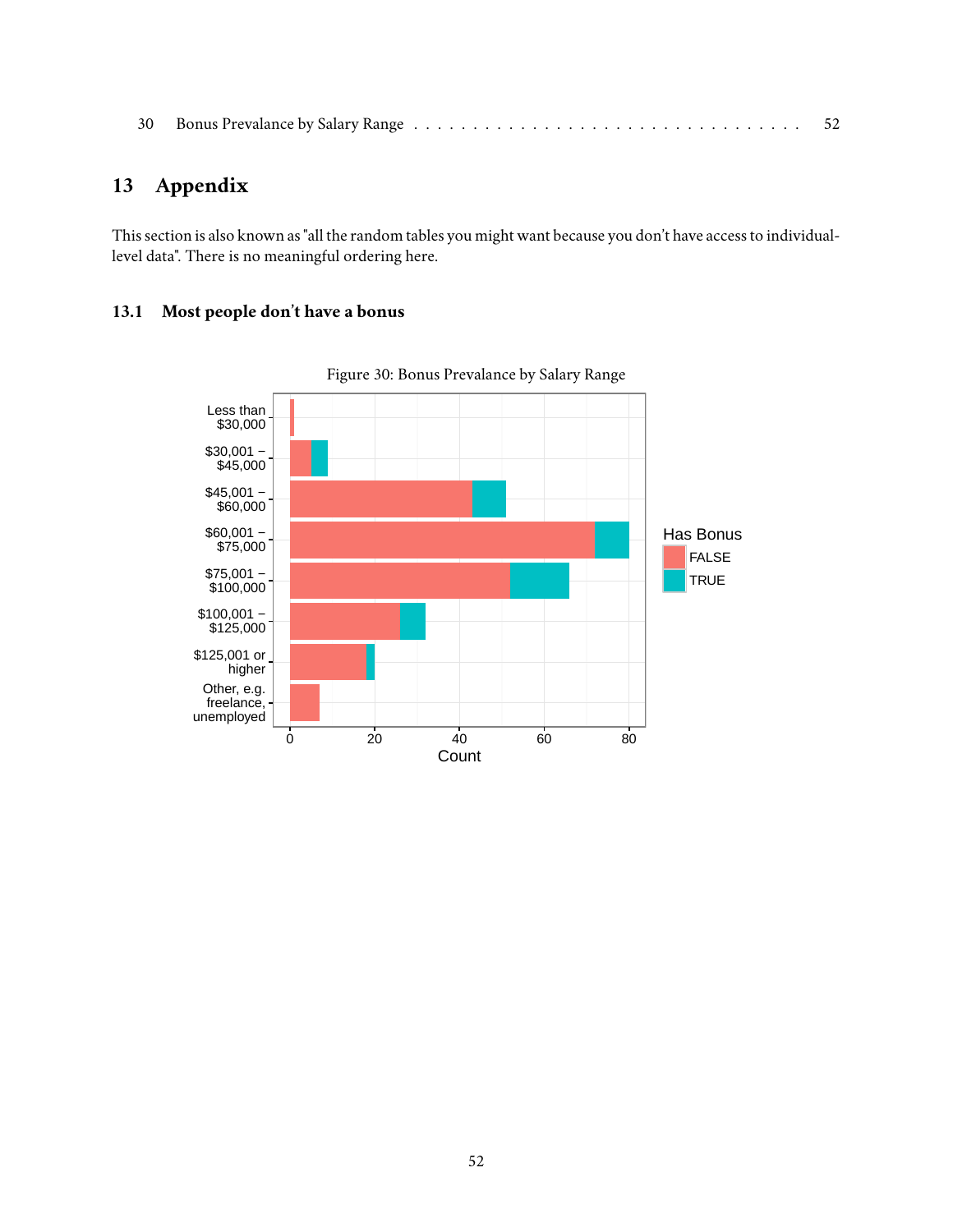30 Bonus Prevalance by Salary Range . . . . . . . . . . . . . . . . . . . . . . . . . . . . . . 52

# 13 Appendix

This section is also known as "all the random tables you might want because you don't have access to individual-level data". There is no meaningful ordering here.

## 13.1 Most people don't have a bonus

Figure 30: Bonus Prevalance by Salary Range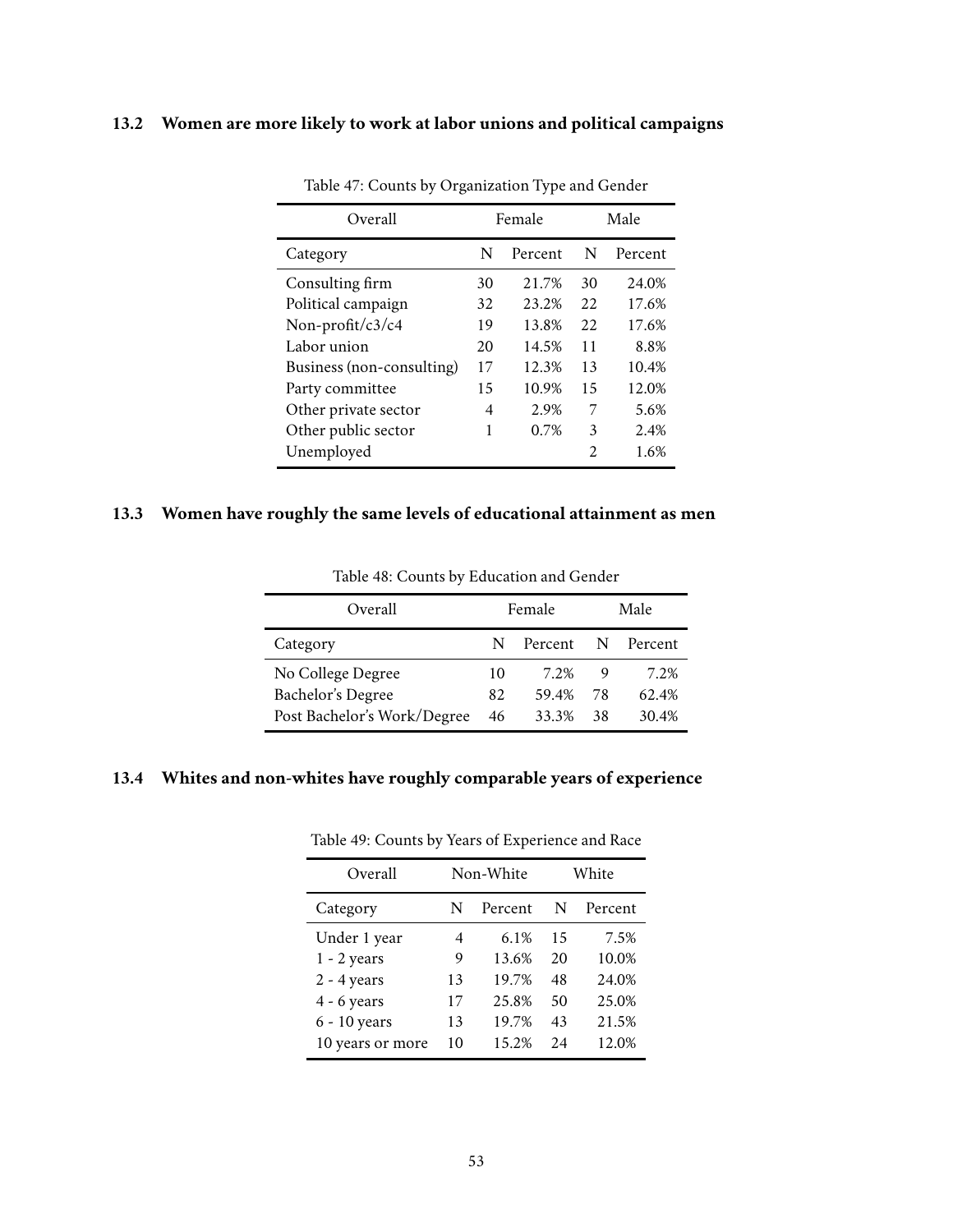## 13.2 Women are more likely to work at labor unions and political campaigns

Table 47: Counts by Organization Type and Gender

| Overall | Female | | Male | |
|---|---|---|---|---|
| Category | N | Percent | N | Percent |
| Consulting firm | 30 | 21.7% | 30 | 24.0% |
| Political campaign | 32 | 23.2% | 22 | 17.6% |
| Non-profit/c3/c4 | 19 | 13.8% | 22 | 17.6% |
| Labor union | 20 | 14.5% | 11 | 8.8% |
| Business (non-consulting) | 17 | 12.3% | 13 | 10.4% |
| Party committee | 15 | 10.9% | 15 | 12.0% |
| Other private sector | 4 | 2.9% | 7 | 5.6% |
| Other public sector | 1 | 0.7% | 3 | 2.4% |
| Unemployed | | | 2 | 1.6% |

## 13.3 Women have roughly the same levels of educational attainment as men

Table 48: Counts by Education and Gender

| Overall | Female | | Male | |
|---|---|---|---|---|
| Category | N | Percent | N | Percent |
| No College Degree | 10 | 7.2% | 9 | 7.2% |
| Bachelor's Degree | 82 | 59.4% | 78 | 62.4% |
| Post Bachelor's Work/Degree | 46 | 33.3% | 38 | 30.4% |

## 13.4 Whites and non-whites have roughly comparable years of experience

Table 49: Counts by Years of Experience and Race

| Overall | Non-White | | White | |
|---|---|---|---|---|
| Category | N | Percent | N | Percent |
| Under 1 year | 4 | 6.1% | 15 | 7.5% |
| 1 - 2 years | 9 | 13.6% | 20 | 10.0% |
| 2 - 4 years | 13 | 19.7% | 48 | 24.0% |
| 4 - 6 years | 17 | 25.8% | 50 | 25.0% |
| 6 - 10 years | 13 | 19.7% | 43 | 21.5% |
| 10 years or more | 10 | 15.2% | 24 | 12.0% |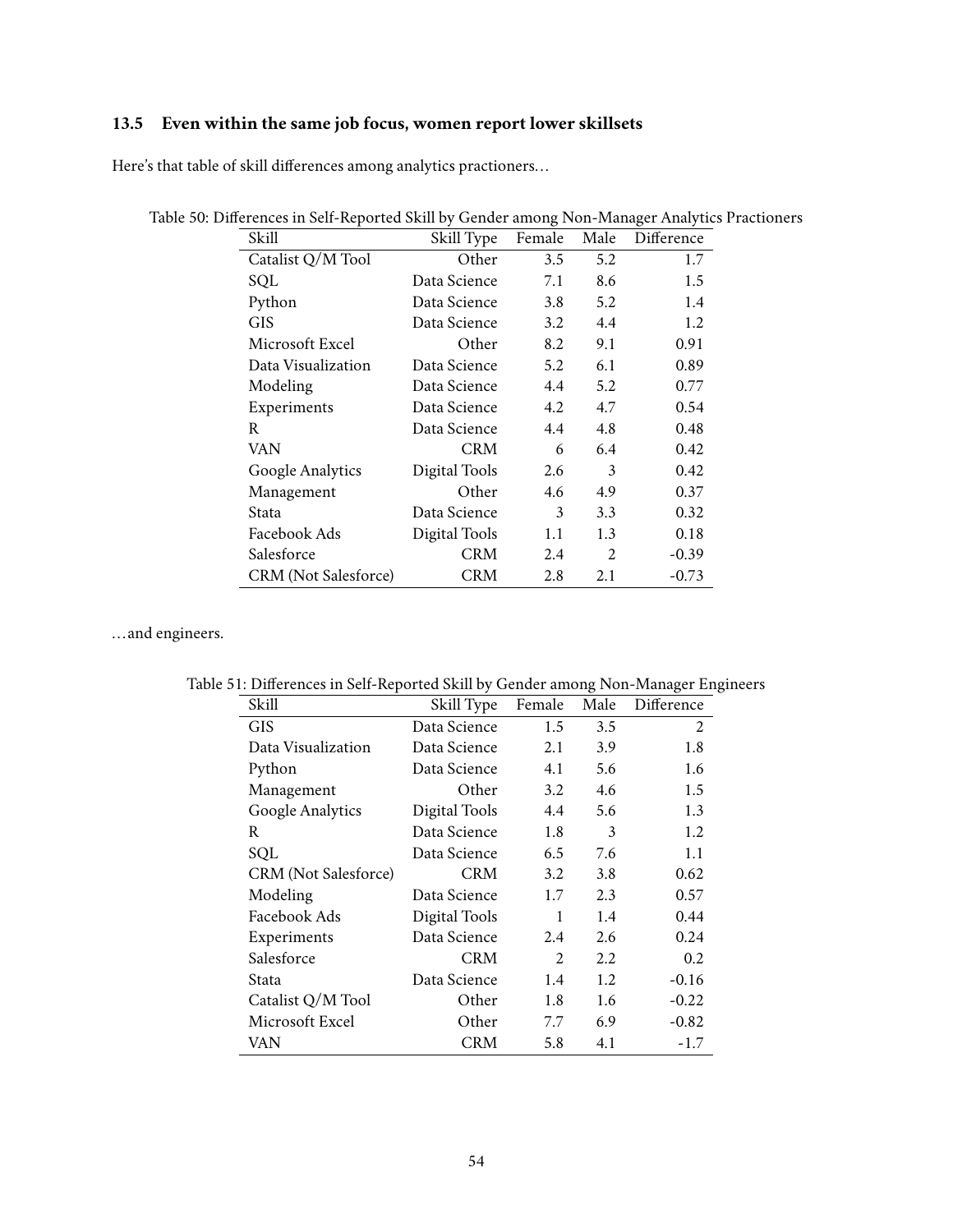### 13.5 Even within the same job focus, women report lower skillsets

Here's that table of skill differences among analytics practioners…

Table 50: Differences in Self-Reported Skill by Gender among Non-Manager Analytics Practioners

| Skill | Skill Type | Female | Male | Difference |
|---|---|---|---|---|
| Catalist Q/M Tool | Other | 3.5 | 5.2 | 1.7 |
| SQL | Data Science | 7.1 | 8.6 | 1.5 |
| Python | Data Science | 3.8 | 5.2 | 1.4 |
| GIS | Data Science | 3.2 | 4.4 | 1.2 |
| Microsoft Excel | Other | 8.2 | 9.1 | 0.91 |
| Data Visualization | Data Science | 5.2 | 6.1 | 0.89 |
| Modeling | Data Science | 4.4 | 5.2 | 0.77 |
| Experiments | Data Science | 4.2 | 4.7 | 0.54 |
| R | Data Science | 4.4 | 4.8 | 0.48 |
| VAN | CRM | 6 | 6.4 | 0.42 |
| Google Analytics | Digital Tools | 2.6 | 3 | 0.42 |
| Management | Other | 4.6 | 4.9 | 0.37 |
| Stata | Data Science | 3 | 3.3 | 0.32 |
| Facebook Ads | Digital Tools | 1.1 | 1.3 | 0.18 |
| Salesforce | CRM | 2.4 | 2 | -0.39 |
| CRM (Not Salesforce) | CRM | 2.8 | 2.1 | -0.73 |

…and engineers.

Table 51: Differences in Self-Reported Skill by Gender among Non-Manager Engineers

| Skill | Skill Type | Female | Male | Difference |
|---|---|---|---|---|
| GIS | Data Science | 1.5 | 3.5 | 2 |
| Data Visualization | Data Science | 2.1 | 3.9 | 1.8 |
| Python | Data Science | 4.1 | 5.6 | 1.6 |
| Management | Other | 3.2 | 4.6 | 1.5 |
| Google Analytics | Digital Tools | 4.4 | 5.6 | 1.3 |
| R | Data Science | 1.8 | 3 | 1.2 |
| SQL | Data Science | 6.5 | 7.6 | 1.1 |
| CRM (Not Salesforce) | CRM | 3.2 | 3.8 | 0.62 |
| Modeling | Data Science | 1.7 | 2.3 | 0.57 |
| Facebook Ads | Digital Tools | 1 | 1.4 | 0.44 |
| Experiments | Data Science | 2.4 | 2.6 | 0.24 |
| Salesforce | CRM | 2 | 2.2 | 0.2 |
| Stata | Data Science | 1.4 | 1.2 | -0.16 |
| Catalist Q/M Tool | Other | 1.8 | 1.6 | -0.22 |
| Microsoft Excel | Other | 7.7 | 6.9 | -0.82 |
| VAN | CRM | 5.8 | 4.1 | -1.7 |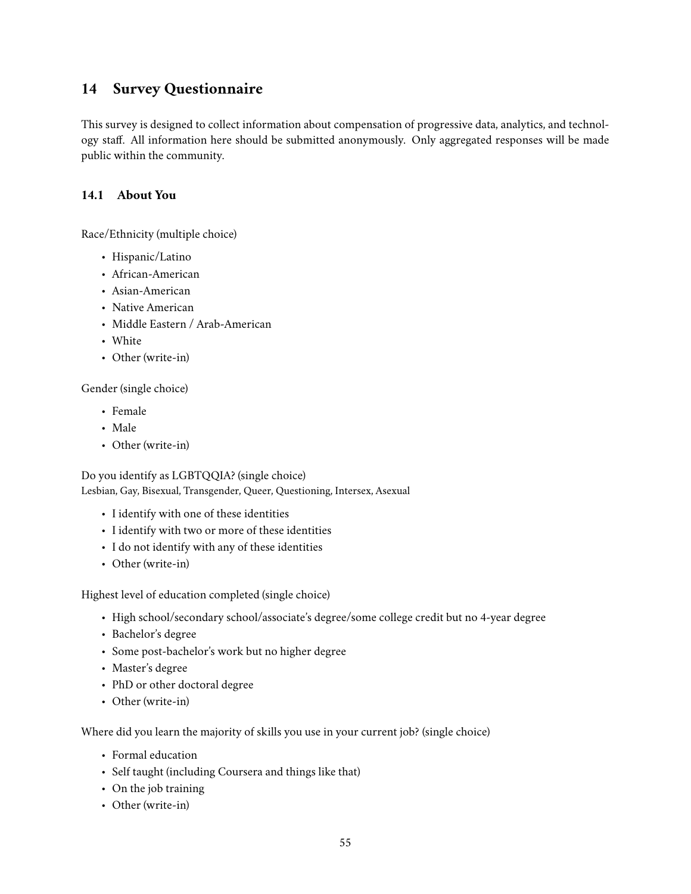## 14 Survey Questionnaire

This survey is designed to collect information about compensation of progressive data, analytics, and technology staff. All information here should be submitted anonymously. Only aggregated responses will be made public within the community.

### 14.1 About You

Race/Ethnicity (multiple choice)

- Hispanic/Latino
- African-American
- Asian-American
- Native American
- Middle Eastern / Arab-American
- White
- Other (write-in)

Gender (single choice)

- Female
- Male
- Other (write-in)

Do you identify as LGBTQQIA? (single choice)
Lesbian, Gay, Bisexual, Transgender, Queer, Questioning, Intersex, Asexual

- I identify with one of these identities
- I identify with two or more of these identities
- I do not identify with any of these identities
- Other (write-in)

Highest level of education completed (single choice)

- High school/secondary school/associate's degree/some college credit but no 4-year degree
- Bachelor's degree
- Some post-bachelor's work but no higher degree
- Master's degree
- PhD or other doctoral degree
- Other (write-in)

Where did you learn the majority of skills you use in your current job? (single choice)

- Formal education
- Self taught (including Coursera and things like that)
- On the job training
- Other (write-in)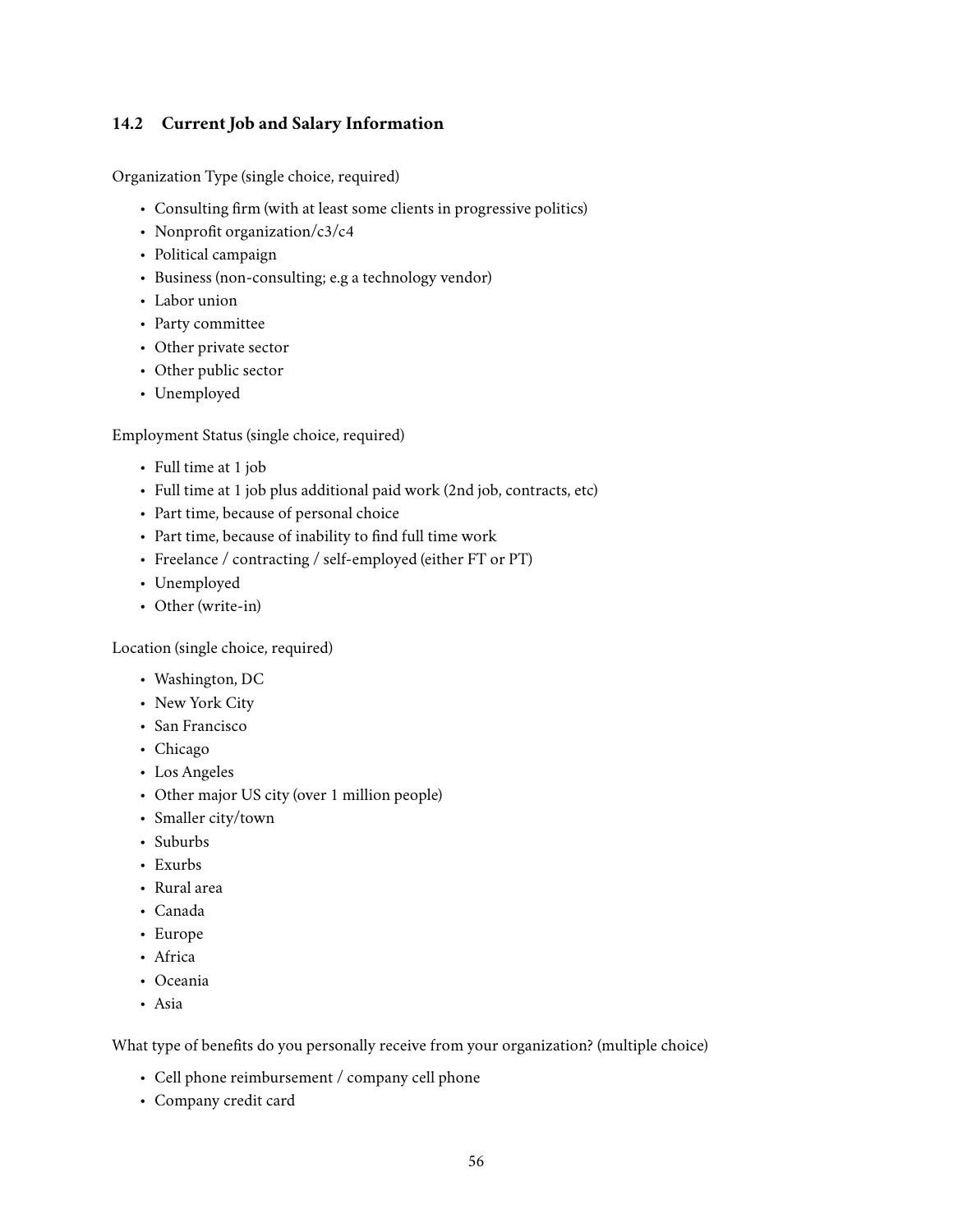## 14.2 Current Job and Salary Information

Organization Type (single choice, required)

- Consulting firm (with at least some clients in progressive politics)
- Nonprofit organization/c3/c4
- Political campaign
- Business (non-consulting; e.g a technology vendor)
- Labor union
- Party committee
- Other private sector
- Other public sector
- Unemployed

Employment Status (single choice, required)

- Full time at 1 job
- Full time at 1 job plus additional paid work (2nd job, contracts, etc)
- Part time, because of personal choice
- Part time, because of inability to find full time work
- Freelance / contracting / self-employed (either FT or PT)
- Unemployed
- Other (write-in)

Location (single choice, required)

- Washington, DC
- New York City
- San Francisco
- Chicago
- Los Angeles
- Other major US city (over 1 million people)
- Smaller city/town
- Suburbs
- Exurbs
- Rural area
- Canada
- Europe
- Africa
- Oceania
- Asia

What type of benefits do you personally receive from your organization? (multiple choice)

- Cell phone reimbursement / company cell phone
- Company credit card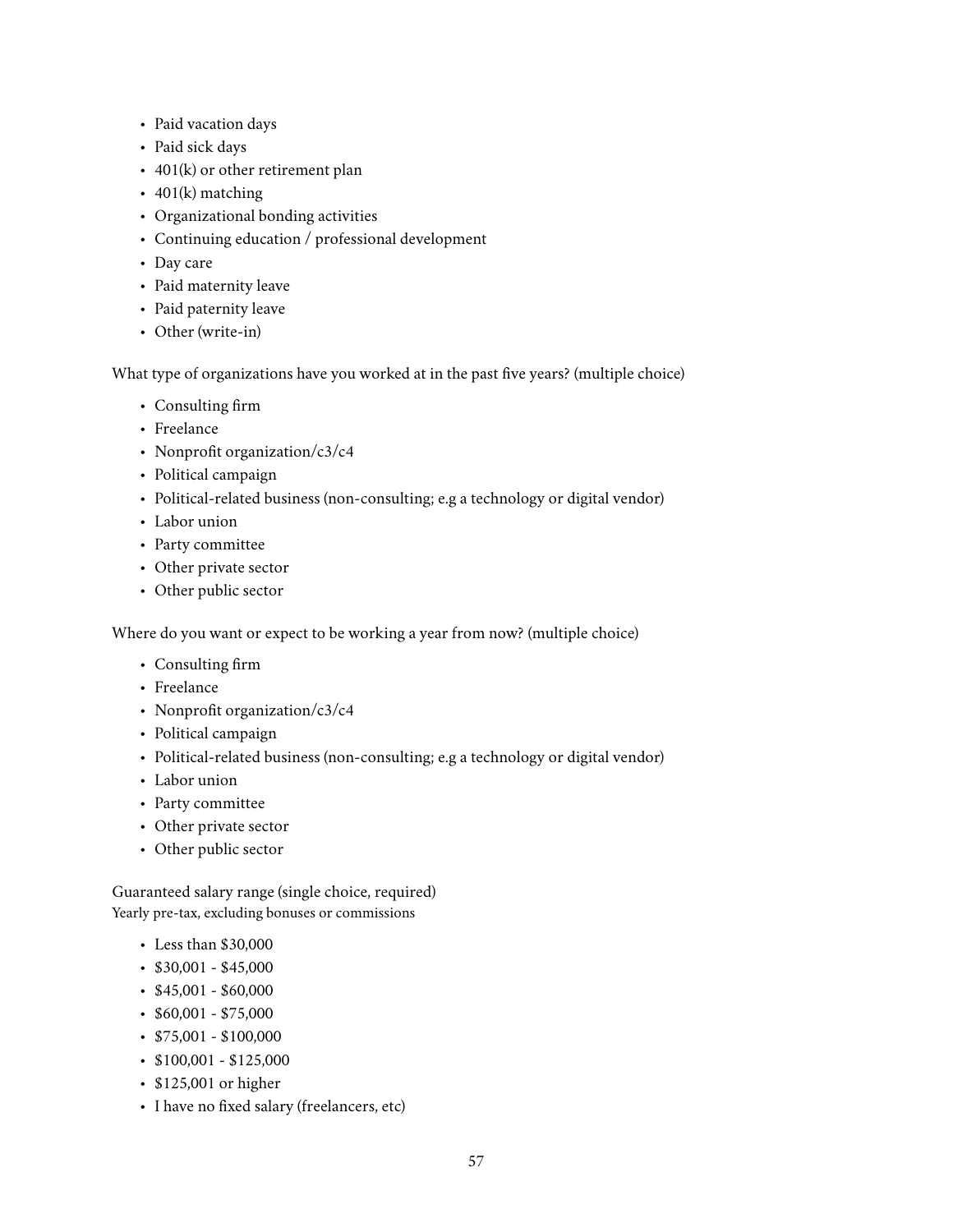- Paid vacation days
- Paid sick days
- 401(k) or other retirement plan
- 401(k) matching
- Organizational bonding activities
- Continuing education / professional development
- Day care
- Paid maternity leave
- Paid paternity leave
- Other (write-in)

What type of organizations have you worked at in the past five years? (multiple choice)

- Consulting firm
- Freelance
- Nonprofit organization/c3/c4
- Political campaign
- Political-related business (non-consulting; e.g a technology or digital vendor)
- Labor union
- Party committee
- Other private sector
- Other public sector

Where do you want or expect to be working a year from now? (multiple choice)

- Consulting firm
- Freelance
- Nonprofit organization/c3/c4
- Political campaign
- Political-related business (non-consulting; e.g a technology or digital vendor)
- Labor union
- Party committee
- Other private sector
- Other public sector

Guaranteed salary range (single choice, required)
Yearly pre-tax, excluding bonuses or commissions

- Less than $30,000
- $30,001 - $45,000
- $45,001 - $60,000
- $60,001 - $75,000
- $75,001 - $100,000
- $100,001 - $125,000
- $125,001 or higher
- I have no fixed salary (freelancers, etc)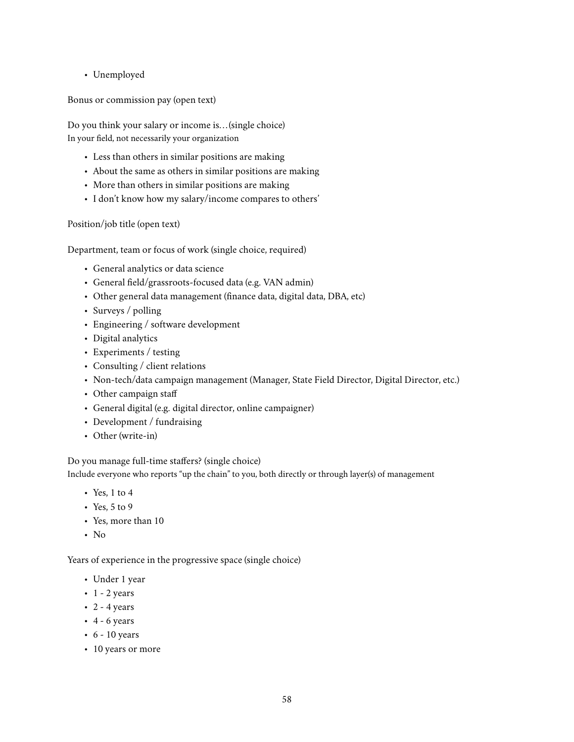- Unemployed

Bonus or commission pay (open text)

Do you think your salary or income is…(single choice)
In your field, not necessarily your organization

- Less than others in similar positions are making
- About the same as others in similar positions are making
- More than others in similar positions are making
- I don't know how my salary/income compares to others'

Position/job title (open text)

Department, team or focus of work (single choice, required)

- General analytics or data science
- General field/grassroots-focused data (e.g. VAN admin)
- Other general data management (finance data, digital data, DBA, etc)
- Surveys / polling
- Engineering / software development
- Digital analytics
- Experiments / testing
- Consulting / client relations
- Non-tech/data campaign management (Manager, State Field Director, Digital Director, etc.)
- Other campaign staff
- General digital (e.g. digital director, online campaigner)
- Development / fundraising
- Other (write-in)

Do you manage full-time staffers? (single choice)
Include everyone who reports "up the chain" to you, both directly or through layer(s) of management

- Yes, 1 to 4
- Yes, 5 to 9
- Yes, more than 10
- No

Years of experience in the progressive space (single choice)

- Under 1 year
- 1 - 2 years
- 2 - 4 years
- 4 - 6 years
- 6 - 10 years
- 10 years or more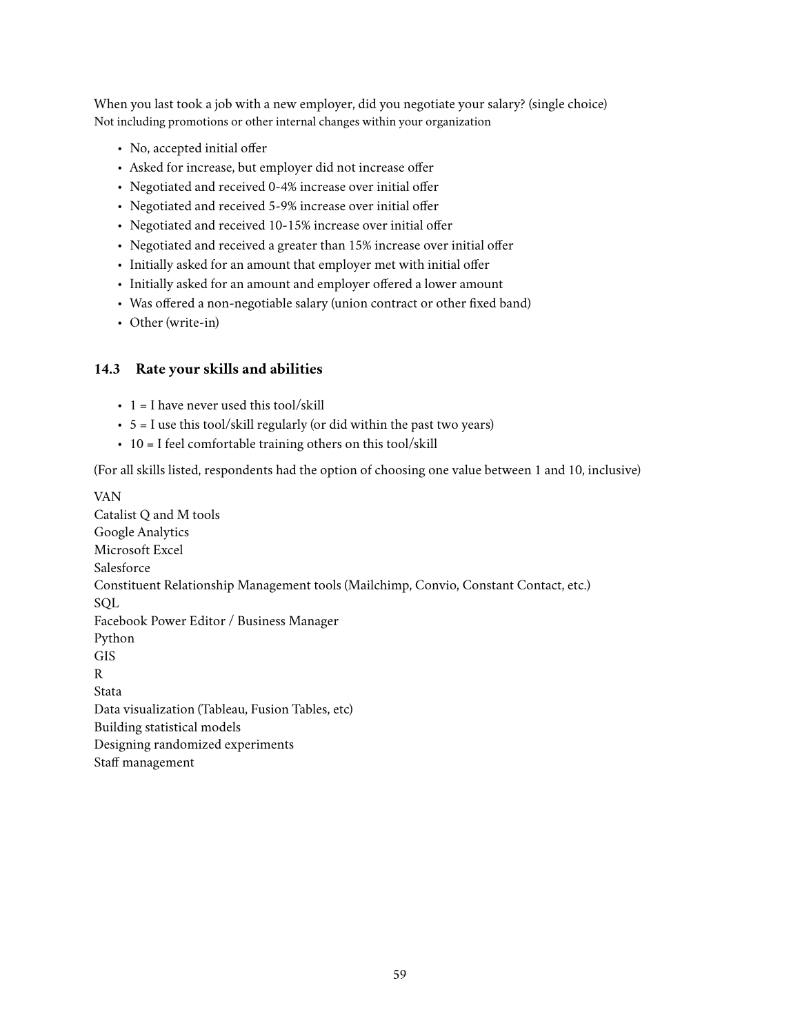When you last took a job with a new employer, did you negotiate your salary? (single choice)
Not including promotions or other internal changes within your organization

- No, accepted initial offer
- Asked for increase, but employer did not increase offer
- Negotiated and received 0-4% increase over initial offer
- Negotiated and received 5-9% increase over initial offer
- Negotiated and received 10-15% increase over initial offer
- Negotiated and received a greater than 15% increase over initial offer
- Initially asked for an amount that employer met with initial offer
- Initially asked for an amount and employer offered a lower amount
- Was offered a non-negotiable salary (union contract or other fixed band)
- Other (write-in)

### 14.3 Rate your skills and abilities

- 1 = I have never used this tool/skill
- 5 = I use this tool/skill regularly (or did within the past two years)
- 10 = I feel comfortable training others on this tool/skill

(For all skills listed, respondents had the option of choosing one value between 1 and 10, inclusive)

VAN
Catalist Q and M tools
Google Analytics
Microsoft Excel
Salesforce
Constituent Relationship Management tools (Mailchimp, Convio, Constant Contact, etc.)
SQL
Facebook Power Editor / Business Manager
Python
GIS
R
Stata
Data visualization (Tableau, Fusion Tables, etc)
Building statistical models
Designing randomized experiments
Staff management